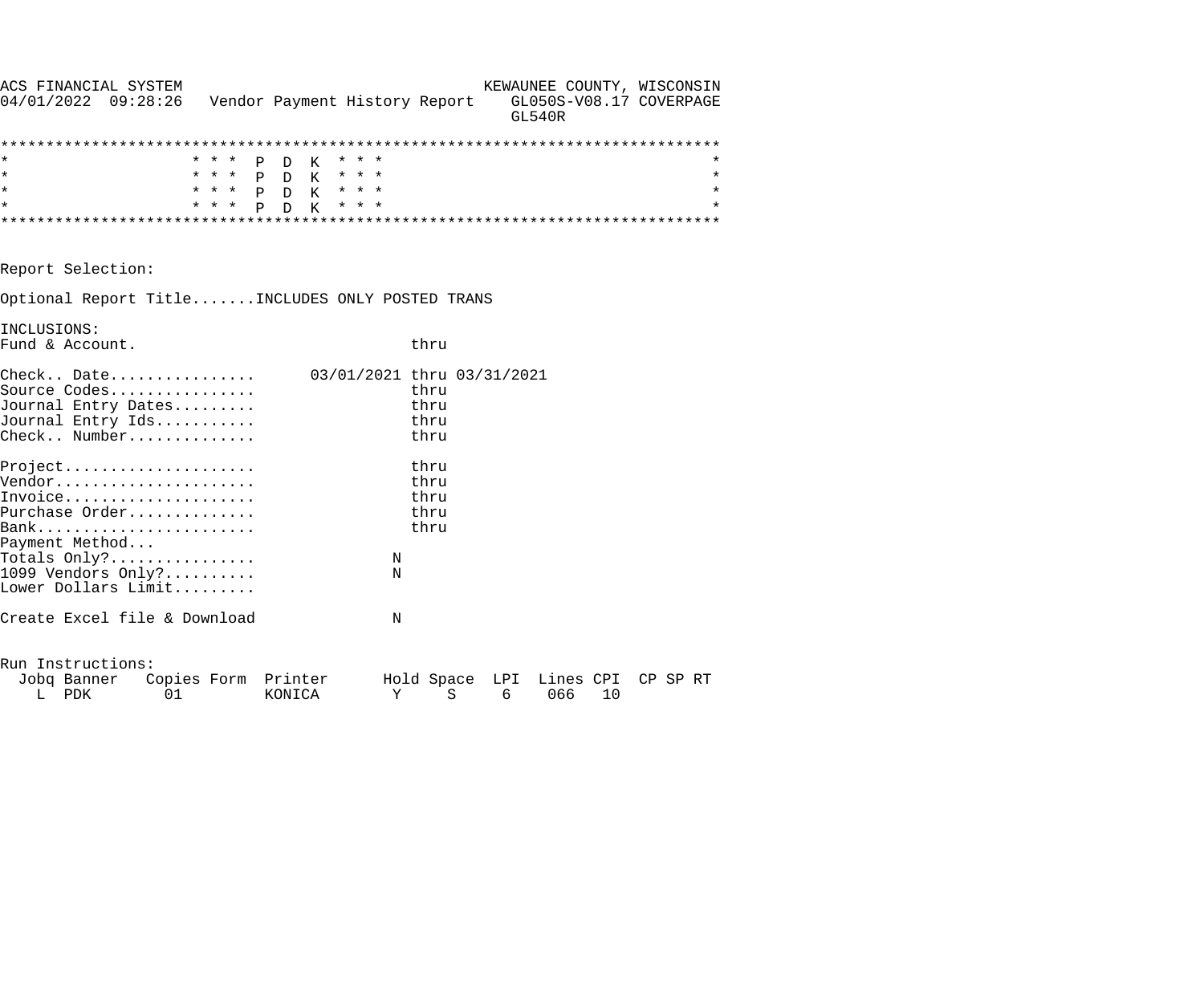```
ACS FINANCIAL SYSTEM                                  KEWAUNEE COUNTY, WISCONSIN
04/01/2022  09:28:26   Vendor Payment History Report    GL050S-V08.17 COVERPAGE
                                                        GL540R

******************************************************************************
*                    * * *  P  D  K  * * *                                   *
*                    * * *  P  D  K  * * *                                   *
*                    * * *  P  D  K  * * *                                   *
*                    * * *  P  D  K  * * *                                   *
******************************************************************************


Report Selection:

Optional Report Title.......INCLUDES ONLY POSTED TRANS

INCLUSIONS:
Fund & Account.                              thru

Check.. Date................      03/01/2021 thru 03/31/2021
Source Codes................                 thru
Journal Entry Dates.........                 thru
Journal Entry Ids...........                 thru
Check.. Number..............                 thru

Project.....................                 thru
Vendor......................                 thru
Invoice.....................                 thru
Purchase Order..............                 thru
Bank........................                 thru
Payment Method...
Totals Only?................               N
1099 Vendors Only?..........               N
Lower Dollars Limit.........

Create Excel file & Download               N


Run Instructions:
  Jobq Banner   Copies Form  Printer      Hold Space  LPI  Lines CPI  CP SP RT
    L  PDK        01         KONICA        Y     S     6    066   10
```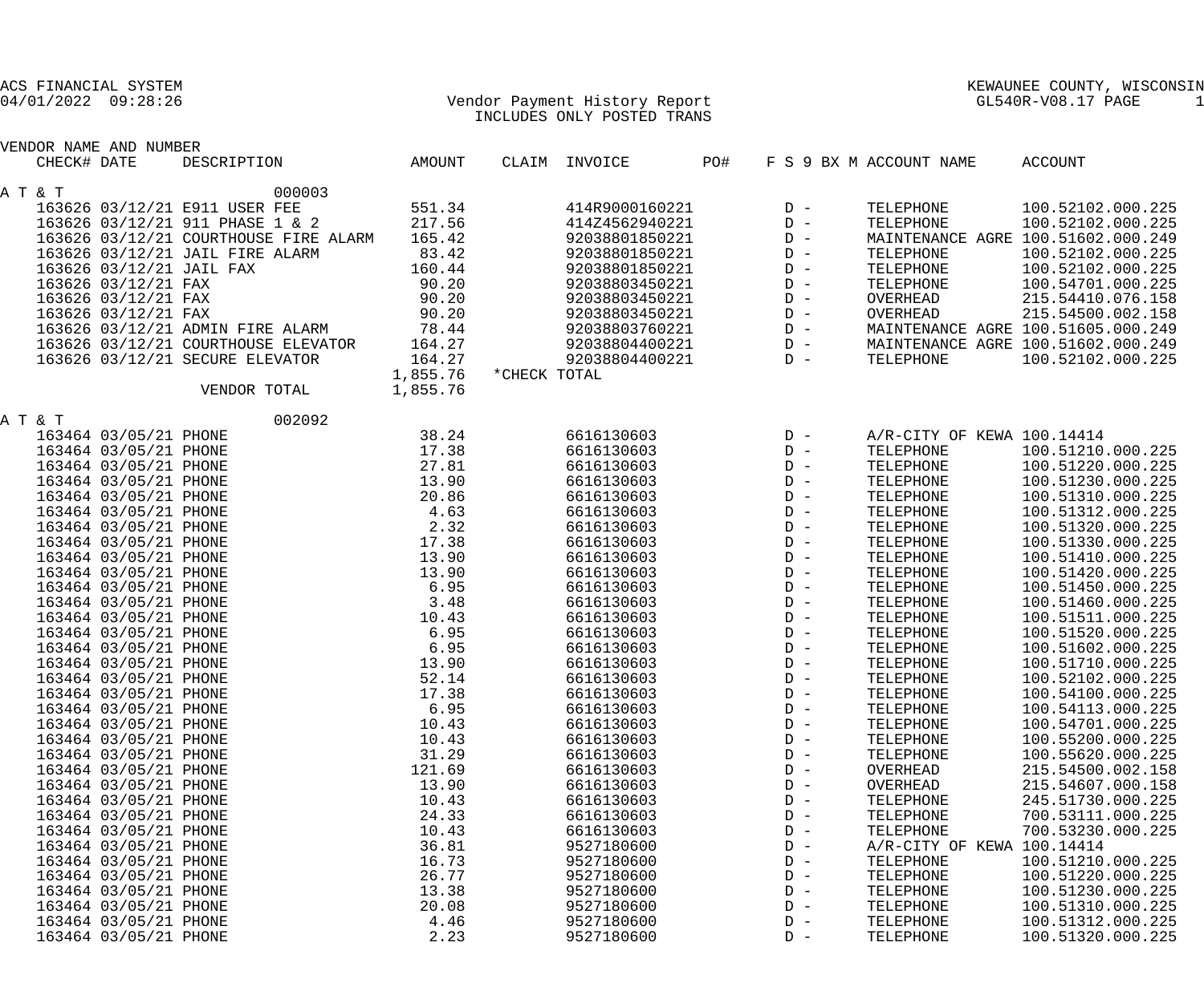ACS FINANCIAL SYSTEM
04/01/2022 09:28:26

KEWAUNEE COUNTY, WISCONSIN
GL540R-V08.17

## Vendor Payment History Report
INCLUDES ONLY POSTED TRANS

| VENDOR NAME AND NUMBER / CHECK# | DATE | DESCRIPTION | AMOUNT | CLAIM | INVOICE | PO# | F S 9 BX M | ACCOUNT NAME | ACCOUNT |
|---|---|---|---|---|---|---|---|---|---|
| **A T & T** | | 000003 | | | | | | | |
| 163626 | 03/12/21 | E911 USER FEE | 551.34 | | 414R9000160221 | | D - | TELEPHONE | 100.52102.000.225 |
| 163626 | 03/12/21 | 911 PHASE 1 & 2 | 217.56 | | 414Z4562940221 | | D - | TELEPHONE | 100.52102.000.225 |
| 163626 | 03/12/21 | COURTHOUSE FIRE ALARM | 165.42 | | 92038801850221 | | D - | MAINTENANCE AGRE | 100.51602.000.249 |
| 163626 | 03/12/21 | JAIL FIRE ALARM | 83.42 | | 92038801850221 | | D - | TELEPHONE | 100.52102.000.225 |
| 163626 | 03/12/21 | JAIL FAX | 160.44 | | 92038801850221 | | D - | TELEPHONE | 100.52102.000.225 |
| 163626 | 03/12/21 | FAX | 90.20 | | 92038803450221 | | D - | TELEPHONE | 100.54701.000.225 |
| 163626 | 03/12/21 | FAX | 90.20 | | 92038803450221 | | D - | OVERHEAD | 215.54410.076.158 |
| 163626 | 03/12/21 | FAX | 90.20 | | 92038803450221 | | D - | OVERHEAD | 215.54500.002.158 |
| 163626 | 03/12/21 | ADMIN FIRE ALARM | 78.44 | | 92038803760221 | | D - | MAINTENANCE AGRE | 100.51605.000.249 |
| 163626 | 03/12/21 | COURTHOUSE ELEVATOR | 164.27 | | 92038804400221 | | D - | MAINTENANCE AGRE | 100.51602.000.249 |
| 163626 | 03/12/21 | SECURE ELEVATOR | 164.27 | | 92038804400221 | | D - | TELEPHONE | 100.52102.000.225 |
| | | | 1,855.76 | *CHECK TOTAL | | | | | |
| | | VENDOR TOTAL | 1,855.76 | | | | | | |
| **A T & T** | | 002092 | | | | | | | |
| 163464 | 03/05/21 | PHONE | 38.24 | | 6616130603 | | D - | A/R-CITY OF KEWA | 100.14414 |
| 163464 | 03/05/21 | PHONE | 17.38 | | 6616130603 | | D - | TELEPHONE | 100.51210.000.225 |
| 163464 | 03/05/21 | PHONE | 27.81 | | 6616130603 | | D - | TELEPHONE | 100.51220.000.225 |
| 163464 | 03/05/21 | PHONE | 13.90 | | 6616130603 | | D - | TELEPHONE | 100.51230.000.225 |
| 163464 | 03/05/21 | PHONE | 20.86 | | 6616130603 | | D - | TELEPHONE | 100.51310.000.225 |
| 163464 | 03/05/21 | PHONE | 4.63 | | 6616130603 | | D - | TELEPHONE | 100.51312.000.225 |
| 163464 | 03/05/21 | PHONE | 2.32 | | 6616130603 | | D - | TELEPHONE | 100.51320.000.225 |
| 163464 | 03/05/21 | PHONE | 17.38 | | 6616130603 | | D - | TELEPHONE | 100.51330.000.225 |
| 163464 | 03/05/21 | PHONE | 13.90 | | 6616130603 | | D - | TELEPHONE | 100.51410.000.225 |
| 163464 | 03/05/21 | PHONE | 13.90 | | 6616130603 | | D - | TELEPHONE | 100.51420.000.225 |
| 163464 | 03/05/21 | PHONE | 6.95 | | 6616130603 | | D - | TELEPHONE | 100.51450.000.225 |
| 163464 | 03/05/21 | PHONE | 3.48 | | 6616130603 | | D - | TELEPHONE | 100.51460.000.225 |
| 163464 | 03/05/21 | PHONE | 10.43 | | 6616130603 | | D - | TELEPHONE | 100.51511.000.225 |
| 163464 | 03/05/21 | PHONE | 6.95 | | 6616130603 | | D - | TELEPHONE | 100.51520.000.225 |
| 163464 | 03/05/21 | PHONE | 6.95 | | 6616130603 | | D - | TELEPHONE | 100.51602.000.225 |
| 163464 | 03/05/21 | PHONE | 13.90 | | 6616130603 | | D - | TELEPHONE | 100.51710.000.225 |
| 163464 | 03/05/21 | PHONE | 52.14 | | 6616130603 | | D - | TELEPHONE | 100.52102.000.225 |
| 163464 | 03/05/21 | PHONE | 17.38 | | 6616130603 | | D - | TELEPHONE | 100.54100.000.225 |
| 163464 | 03/05/21 | PHONE | 6.95 | | 6616130603 | | D - | TELEPHONE | 100.54113.000.225 |
| 163464 | 03/05/21 | PHONE | 10.43 | | 6616130603 | | D - | TELEPHONE | 100.54701.000.225 |
| 163464 | 03/05/21 | PHONE | 10.43 | | 6616130603 | | D - | TELEPHONE | 100.55200.000.225 |
| 163464 | 03/05/21 | PHONE | 31.29 | | 6616130603 | | D - | TELEPHONE | 100.55620.000.225 |
| 163464 | 03/05/21 | PHONE | 121.69 | | 6616130603 | | D - | OVERHEAD | 215.54500.002.158 |
| 163464 | 03/05/21 | PHONE | 13.90 | | 6616130603 | | D - | OVERHEAD | 215.54607.000.158 |
| 163464 | 03/05/21 | PHONE | 10.43 | | 6616130603 | | D - | TELEPHONE | 245.51730.000.225 |
| 163464 | 03/05/21 | PHONE | 24.33 | | 6616130603 | | D - | TELEPHONE | 700.53111.000.225 |
| 163464 | 03/05/21 | PHONE | 10.43 | | 6616130603 | | D - | TELEPHONE | 700.53230.000.225 |
| 163464 | 03/05/21 | PHONE | 36.81 | | 9527180600 | | D - | A/R-CITY OF KEWA | 100.14414 |
| 163464 | 03/05/21 | PHONE | 16.73 | | 9527180600 | | D - | TELEPHONE | 100.51210.000.225 |
| 163464 | 03/05/21 | PHONE | 26.77 | | 9527180600 | | D - | TELEPHONE | 100.51220.000.225 |
| 163464 | 03/05/21 | PHONE | 13.38 | | 9527180600 | | D - | TELEPHONE | 100.51230.000.225 |
| 163464 | 03/05/21 | PHONE | 20.08 | | 9527180600 | | D - | TELEPHONE | 100.51310.000.225 |
| 163464 | 03/05/21 | PHONE | 4.46 | | 9527180600 | | D - | TELEPHONE | 100.51312.000.225 |
| 163464 | 03/05/21 | PHONE | 2.23 | | 9527180600 | | D - | TELEPHONE | 100.51320.000.225 |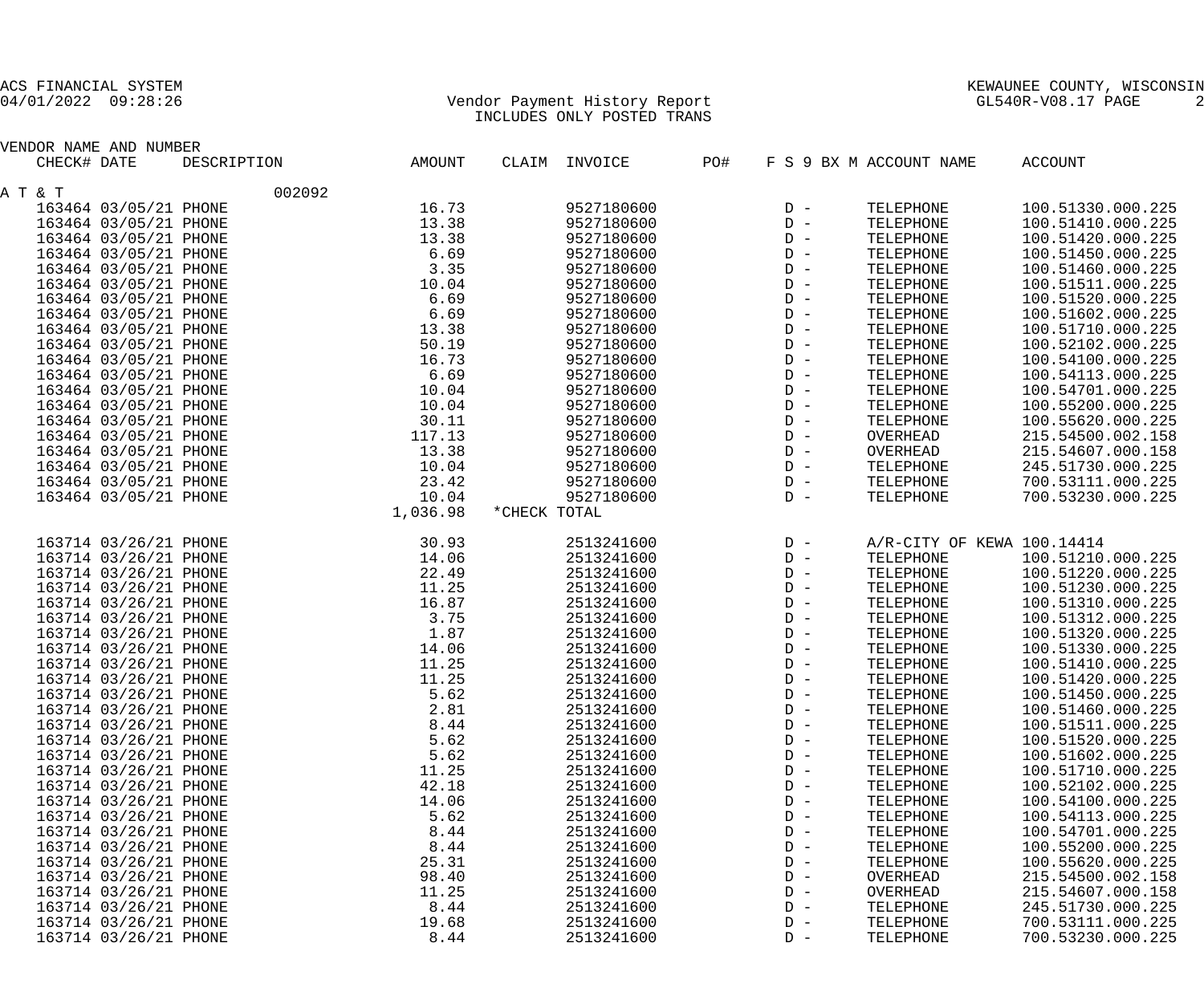ACS FINANCIAL SYSTEM
04/01/2022 09:28:26

Vendor Payment History Report
INCLUDES ONLY POSTED TRANS

KEWAUNEE COUNTY, WISCONSIN
GL540R-V08.17

| VENDOR NAME AND NUMBER CHECK# | DATE | DESCRIPTION | AMOUNT | CLAIM | INVOICE | PO# | F S 9 BX M | ACCOUNT NAME | ACCOUNT |
|---|---|---|---|---|---|---|---|---|---|
| A T & T | | 002092 | | | | | | | |
| 163464 | 03/05/21 | PHONE | 16.73 | | 9527180600 | | D - | TELEPHONE | 100.51330.000.225 |
| 163464 | 03/05/21 | PHONE | 13.38 | | 9527180600 | | D - | TELEPHONE | 100.51410.000.225 |
| 163464 | 03/05/21 | PHONE | 13.38 | | 9527180600 | | D - | TELEPHONE | 100.51420.000.225 |
| 163464 | 03/05/21 | PHONE | 6.69 | | 9527180600 | | D - | TELEPHONE | 100.51450.000.225 |
| 163464 | 03/05/21 | PHONE | 3.35 | | 9527180600 | | D - | TELEPHONE | 100.51460.000.225 |
| 163464 | 03/05/21 | PHONE | 10.04 | | 9527180600 | | D - | TELEPHONE | 100.51511.000.225 |
| 163464 | 03/05/21 | PHONE | 6.69 | | 9527180600 | | D - | TELEPHONE | 100.51520.000.225 |
| 163464 | 03/05/21 | PHONE | 6.69 | | 9527180600 | | D - | TELEPHONE | 100.51602.000.225 |
| 163464 | 03/05/21 | PHONE | 13.38 | | 9527180600 | | D - | TELEPHONE | 100.51710.000.225 |
| 163464 | 03/05/21 | PHONE | 50.19 | | 9527180600 | | D - | TELEPHONE | 100.52102.000.225 |
| 163464 | 03/05/21 | PHONE | 16.73 | | 9527180600 | | D - | TELEPHONE | 100.54100.000.225 |
| 163464 | 03/05/21 | PHONE | 6.69 | | 9527180600 | | D - | TELEPHONE | 100.54113.000.225 |
| 163464 | 03/05/21 | PHONE | 10.04 | | 9527180600 | | D - | TELEPHONE | 100.54701.000.225 |
| 163464 | 03/05/21 | PHONE | 10.04 | | 9527180600 | | D - | TELEPHONE | 100.55200.000.225 |
| 163464 | 03/05/21 | PHONE | 30.11 | | 9527180600 | | D - | TELEPHONE | 100.55620.000.225 |
| 163464 | 03/05/21 | PHONE | 117.13 | | 9527180600 | | D - | OVERHEAD | 215.54500.002.158 |
| 163464 | 03/05/21 | PHONE | 13.38 | | 9527180600 | | D - | OVERHEAD | 215.54607.000.158 |
| 163464 | 03/05/21 | PHONE | 10.04 | | 9527180600 | | D - | TELEPHONE | 245.51730.000.225 |
| 163464 | 03/05/21 | PHONE | 23.42 | | 9527180600 | | D - | TELEPHONE | 700.53111.000.225 |
| 163464 | 03/05/21 | PHONE | 10.04 | | 9527180600 | | D - | TELEPHONE | 700.53230.000.225 |
| | | | 1,036.98 | *CHECK TOTAL | | | | | |
| 163714 | 03/26/21 | PHONE | 30.93 | | 2513241600 | | D - | A/R-CITY OF KEWA | 100.14414 |
| 163714 | 03/26/21 | PHONE | 14.06 | | 2513241600 | | D - | TELEPHONE | 100.51210.000.225 |
| 163714 | 03/26/21 | PHONE | 22.49 | | 2513241600 | | D - | TELEPHONE | 100.51220.000.225 |
| 163714 | 03/26/21 | PHONE | 11.25 | | 2513241600 | | D - | TELEPHONE | 100.51230.000.225 |
| 163714 | 03/26/21 | PHONE | 16.87 | | 2513241600 | | D - | TELEPHONE | 100.51310.000.225 |
| 163714 | 03/26/21 | PHONE | 3.75 | | 2513241600 | | D - | TELEPHONE | 100.51312.000.225 |
| 163714 | 03/26/21 | PHONE | 1.87 | | 2513241600 | | D - | TELEPHONE | 100.51320.000.225 |
| 163714 | 03/26/21 | PHONE | 14.06 | | 2513241600 | | D - | TELEPHONE | 100.51330.000.225 |
| 163714 | 03/26/21 | PHONE | 11.25 | | 2513241600 | | D - | TELEPHONE | 100.51410.000.225 |
| 163714 | 03/26/21 | PHONE | 11.25 | | 2513241600 | | D - | TELEPHONE | 100.51420.000.225 |
| 163714 | 03/26/21 | PHONE | 5.62 | | 2513241600 | | D - | TELEPHONE | 100.51450.000.225 |
| 163714 | 03/26/21 | PHONE | 2.81 | | 2513241600 | | D - | TELEPHONE | 100.51460.000.225 |
| 163714 | 03/26/21 | PHONE | 8.44 | | 2513241600 | | D - | TELEPHONE | 100.51511.000.225 |
| 163714 | 03/26/21 | PHONE | 5.62 | | 2513241600 | | D - | TELEPHONE | 100.51520.000.225 |
| 163714 | 03/26/21 | PHONE | 5.62 | | 2513241600 | | D - | TELEPHONE | 100.51602.000.225 |
| 163714 | 03/26/21 | PHONE | 11.25 | | 2513241600 | | D - | TELEPHONE | 100.51710.000.225 |
| 163714 | 03/26/21 | PHONE | 42.18 | | 2513241600 | | D - | TELEPHONE | 100.52102.000.225 |
| 163714 | 03/26/21 | PHONE | 14.06 | | 2513241600 | | D - | TELEPHONE | 100.54100.000.225 |
| 163714 | 03/26/21 | PHONE | 5.62 | | 2513241600 | | D - | TELEPHONE | 100.54113.000.225 |
| 163714 | 03/26/21 | PHONE | 8.44 | | 2513241600 | | D - | TELEPHONE | 100.54701.000.225 |
| 163714 | 03/26/21 | PHONE | 8.44 | | 2513241600 | | D - | TELEPHONE | 100.55200.000.225 |
| 163714 | 03/26/21 | PHONE | 25.31 | | 2513241600 | | D - | TELEPHONE | 100.55620.000.225 |
| 163714 | 03/26/21 | PHONE | 98.40 | | 2513241600 | | D - | OVERHEAD | 215.54500.002.158 |
| 163714 | 03/26/21 | PHONE | 11.25 | | 2513241600 | | D - | OVERHEAD | 215.54607.000.158 |
| 163714 | 03/26/21 | PHONE | 8.44 | | 2513241600 | | D - | TELEPHONE | 245.51730.000.225 |
| 163714 | 03/26/21 | PHONE | 19.68 | | 2513241600 | | D - | TELEPHONE | 700.53111.000.225 |
| 163714 | 03/26/21 | PHONE | 8.44 | | 2513241600 | | D - | TELEPHONE | 700.53230.000.225 |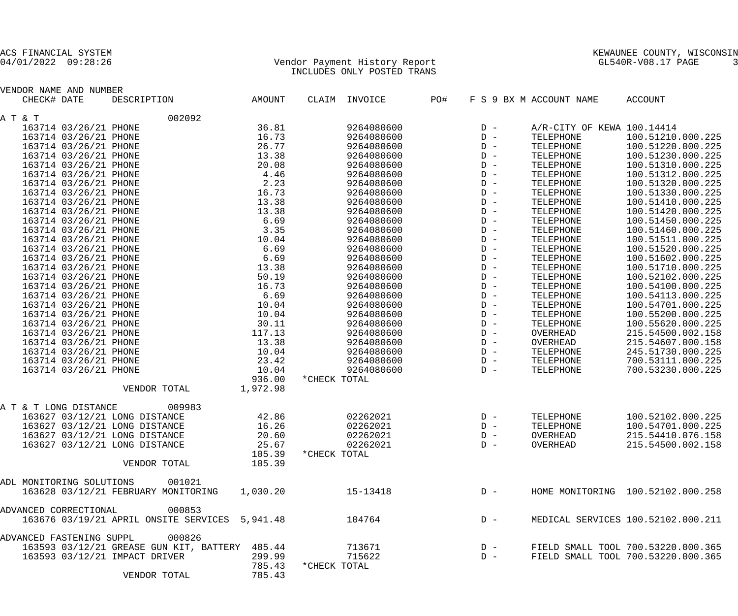ACS FINANCIAL SYSTEM
04/01/2022 09:28:26

Vendor Payment History Report
INCLUDES ONLY POSTED TRANS

KEWAUNEE COUNTY, WISCONSIN
GL540R-V08.17 PAGE 3

| VENDOR NAME AND NUMBER | | | | | | | | | |
|---|---|---|---|---|---|---|---|---|---|
| CHECK# | DATE | DESCRIPTION | AMOUNT | CLAIM | INVOICE | PO# | F S 9 BX M | ACCOUNT NAME | ACCOUNT |
| **A T & T** | | 002092 | | | | | | | |
| 163714 | 03/26/21 | PHONE | 36.81 | | 9264080600 | | D - | A/R-CITY OF KEWA | 100.14414 |
| 163714 | 03/26/21 | PHONE | 16.73 | | 9264080600 | | D - | TELEPHONE | 100.51210.000.225 |
| 163714 | 03/26/21 | PHONE | 26.77 | | 9264080600 | | D - | TELEPHONE | 100.51220.000.225 |
| 163714 | 03/26/21 | PHONE | 13.38 | | 9264080600 | | D - | TELEPHONE | 100.51230.000.225 |
| 163714 | 03/26/21 | PHONE | 20.08 | | 9264080600 | | D - | TELEPHONE | 100.51310.000.225 |
| 163714 | 03/26/21 | PHONE | 4.46 | | 9264080600 | | D - | TELEPHONE | 100.51312.000.225 |
| 163714 | 03/26/21 | PHONE | 2.23 | | 9264080600 | | D - | TELEPHONE | 100.51320.000.225 |
| 163714 | 03/26/21 | PHONE | 16.73 | | 9264080600 | | D - | TELEPHONE | 100.51330.000.225 |
| 163714 | 03/26/21 | PHONE | 13.38 | | 9264080600 | | D - | TELEPHONE | 100.51410.000.225 |
| 163714 | 03/26/21 | PHONE | 13.38 | | 9264080600 | | D - | TELEPHONE | 100.51420.000.225 |
| 163714 | 03/26/21 | PHONE | 6.69 | | 9264080600 | | D - | TELEPHONE | 100.51450.000.225 |
| 163714 | 03/26/21 | PHONE | 3.35 | | 9264080600 | | D - | TELEPHONE | 100.51460.000.225 |
| 163714 | 03/26/21 | PHONE | 10.04 | | 9264080600 | | D - | TELEPHONE | 100.51511.000.225 |
| 163714 | 03/26/21 | PHONE | 6.69 | | 9264080600 | | D - | TELEPHONE | 100.51520.000.225 |
| 163714 | 03/26/21 | PHONE | 6.69 | | 9264080600 | | D - | TELEPHONE | 100.51602.000.225 |
| 163714 | 03/26/21 | PHONE | 13.38 | | 9264080600 | | D - | TELEPHONE | 100.51710.000.225 |
| 163714 | 03/26/21 | PHONE | 50.19 | | 9264080600 | | D - | TELEPHONE | 100.52102.000.225 |
| 163714 | 03/26/21 | PHONE | 16.73 | | 9264080600 | | D - | TELEPHONE | 100.54100.000.225 |
| 163714 | 03/26/21 | PHONE | 6.69 | | 9264080600 | | D - | TELEPHONE | 100.54113.000.225 |
| 163714 | 03/26/21 | PHONE | 10.04 | | 9264080600 | | D - | TELEPHONE | 100.54701.000.225 |
| 163714 | 03/26/21 | PHONE | 10.04 | | 9264080600 | | D - | TELEPHONE | 100.55200.000.225 |
| 163714 | 03/26/21 | PHONE | 30.11 | | 9264080600 | | D - | TELEPHONE | 100.55620.000.225 |
| 163714 | 03/26/21 | PHONE | 117.13 | | 9264080600 | | D - | OVERHEAD | 215.54500.002.158 |
| 163714 | 03/26/21 | PHONE | 13.38 | | 9264080600 | | D - | OVERHEAD | 215.54607.000.158 |
| 163714 | 03/26/21 | PHONE | 10.04 | | 9264080600 | | D - | TELEPHONE | 245.51730.000.225 |
| 163714 | 03/26/21 | PHONE | 23.42 | | 9264080600 | | D - | TELEPHONE | 700.53111.000.225 |
| 163714 | 03/26/21 | PHONE | 10.04 | | 9264080600 | | D - | TELEPHONE | 700.53230.000.225 |
| | | | 936.00 | *CHECK TOTAL | | | | | |
| | | VENDOR TOTAL | 1,972.98 | | | | | | |
| **A T & T LONG DISTANCE** | | 009983 | | | | | | | |
| 163627 | 03/12/21 | LONG DISTANCE | 42.86 | | 02262021 | | D - | TELEPHONE | 100.52102.000.225 |
| 163627 | 03/12/21 | LONG DISTANCE | 16.26 | | 02262021 | | D - | TELEPHONE | 100.54701.000.225 |
| 163627 | 03/12/21 | LONG DISTANCE | 20.60 | | 02262021 | | D - | OVERHEAD | 215.54410.076.158 |
| 163627 | 03/12/21 | LONG DISTANCE | 25.67 | | 02262021 | | D - | OVERHEAD | 215.54500.002.158 |
| | | | 105.39 | *CHECK TOTAL | | | | | |
| | | VENDOR TOTAL | 105.39 | | | | | | |
| **ADL MONITORING SOLUTIONS** | | 001021 | | | | | | | |
| 163628 | 03/12/21 | FEBRUARY MONITORING | 1,030.20 | | 15-13418 | | D - | HOME MONITORING | 100.52102.000.258 |
| **ADVANCED CORRECTIONAL** | | 000853 | | | | | | | |
| 163676 | 03/19/21 | APRIL ONSITE SERVICES | 5,941.48 | | 104764 | | D - | MEDICAL SERVICES | 100.52102.000.211 |
| **ADVANCED FASTENING SUPPL** | | 000826 | | | | | | | |
| 163593 | 03/12/21 | GREASE GUN KIT, BATTERY | 485.44 | | 713671 | | D - | FIELD SMALL TOOL | 700.53220.000.365 |
| 163593 | 03/12/21 | IMPACT DRIVER | 299.99 | | 715622 | | D - | FIELD SMALL TOOL | 700.53220.000.365 |
| | | | 785.43 | *CHECK TOTAL | | | | | |
| | | VENDOR TOTAL | 785.43 | | | | | | |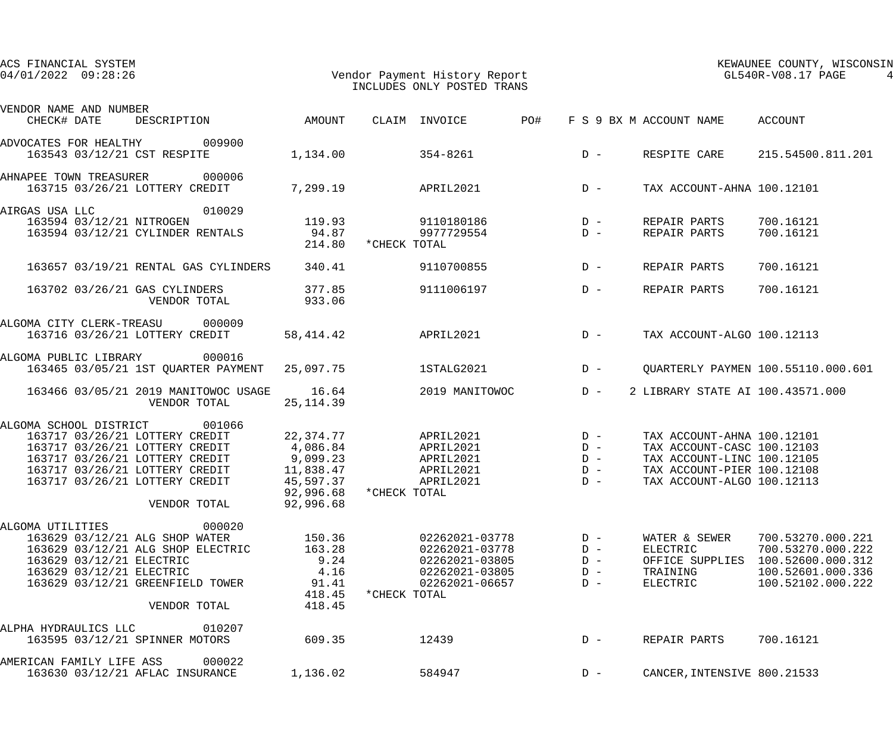ACS FINANCIAL SYSTEM
04/01/2022 09:28:26

# Vendor Payment History Report

INCLUDES ONLY POSTED TRANS

KEWAUNEE COUNTY, WISCONSIN
GL540R-V08.17 PAGE 4

| VENDOR NAME AND NUMBER / CHECK# | DATE | DESCRIPTION | AMOUNT | CLAIM | INVOICE | PO# | F S 9 BX M | ACCOUNT NAME | ACCOUNT |
|---|---|---|---|---|---|---|---|---|---|
| **ADVOCATES FOR HEALTHY 009900** | | | | | | | | | |
| 163543 | 03/12/21 | CST RESPITE | 1,134.00 | | 354-8261 | | D - | RESPITE CARE | 215.54500.811.201 |
| **AHNAPEE TOWN TREASURER 000006** | | | | | | | | | |
| 163715 | 03/26/21 | LOTTERY CREDIT | 7,299.19 | | APRIL2021 | | D - | TAX ACCOUNT-AHNA | 100.12101 |
| **AIRGAS USA LLC 010029** | | | | | | | | | |
| 163594 | 03/12/21 | NITROGEN | 119.93 | | 9110180186 | | D - | REPAIR PARTS | 700.16121 |
| 163594 | 03/12/21 | CYLINDER RENTALS | 94.87 | | 9977729554 | | D - | REPAIR PARTS | 700.16121 |
| | | | 214.80 | *CHECK TOTAL | | | | | |
| 163657 | 03/19/21 | RENTAL GAS CYLINDERS | 340.41 | | 9110700855 | | D - | REPAIR PARTS | 700.16121 |
| 163702 | 03/26/21 | GAS CYLINDERS | 377.85 | | 9111006197 | | D - | REPAIR PARTS | 700.16121 |
| | | VENDOR TOTAL | 933.06 | | | | | | |
| **ALGOMA CITY CLERK-TREASU 000009** | | | | | | | | | |
| 163716 | 03/26/21 | LOTTERY CREDIT | 58,414.42 | | APRIL2021 | | D - | TAX ACCOUNT-ALGO | 100.12113 |
| **ALGOMA PUBLIC LIBRARY 000016** | | | | | | | | | |
| 163465 | 03/05/21 | 1ST QUARTER PAYMENT | 25,097.75 | | 1STALG2021 | | D - | QUARTERLY PAYMEN | 100.55110.000.601 |
| 163466 | 03/05/21 | 2019 MANITOWOC USAGE | 16.64 | | 2019 MANITOWOC | | D - 2 | LIBRARY STATE AI | 100.43571.000 |
| | | VENDOR TOTAL | 25,114.39 | | | | | | |
| **ALGOMA SCHOOL DISTRICT 001066** | | | | | | | | | |
| 163717 | 03/26/21 | LOTTERY CREDIT | 22,374.77 | | APRIL2021 | | D - | TAX ACCOUNT-AHNA | 100.12101 |
| 163717 | 03/26/21 | LOTTERY CREDIT | 4,086.84 | | APRIL2021 | | D - | TAX ACCOUNT-CASC | 100.12103 |
| 163717 | 03/26/21 | LOTTERY CREDIT | 9,099.23 | | APRIL2021 | | D - | TAX ACCOUNT-LINC | 100.12105 |
| 163717 | 03/26/21 | LOTTERY CREDIT | 11,838.47 | | APRIL2021 | | D - | TAX ACCOUNT-PIER | 100.12108 |
| 163717 | 03/26/21 | LOTTERY CREDIT | 45,597.37 | | APRIL2021 | | D - | TAX ACCOUNT-ALGO | 100.12113 |
| | | | 92,996.68 | *CHECK TOTAL | | | | | |
| | | VENDOR TOTAL | 92,996.68 | | | | | | |
| **ALGOMA UTILITIES 000020** | | | | | | | | | |
| 163629 | 03/12/21 | ALG SHOP WATER | 150.36 | | 02262021-03778 | | D - | WATER & SEWER | 700.53270.000.221 |
| 163629 | 03/12/21 | ALG SHOP ELECTRIC | 163.28 | | 02262021-03778 | | D - | ELECTRIC | 700.53270.000.222 |
| 163629 | 03/12/21 | ELECTRIC | 9.24 | | 02262021-03805 | | D - | OFFICE SUPPLIES | 100.52600.000.312 |
| 163629 | 03/12/21 | ELECTRIC | 4.16 | | 02262021-03805 | | D - | TRAINING | 100.52601.000.336 |
| 163629 | 03/12/21 | GREENFIELD TOWER | 91.41 | | 02262021-06657 | | D - | ELECTRIC | 100.52102.000.222 |
| | | | 418.45 | *CHECK TOTAL | | | | | |
| | | VENDOR TOTAL | 418.45 | | | | | | |
| **ALPHA HYDRAULICS LLC 010207** | | | | | | | | | |
| 163595 | 03/12/21 | SPINNER MOTORS | 609.35 | | 12439 | | D - | REPAIR PARTS | 700.16121 |
| **AMERICAN FAMILY LIFE ASS 000022** | | | | | | | | | |
| 163630 | 03/12/21 | AFLAC INSURANCE | 1,136.02 | | 584947 | | D - | CANCER,INTENSIVE | 800.21533 |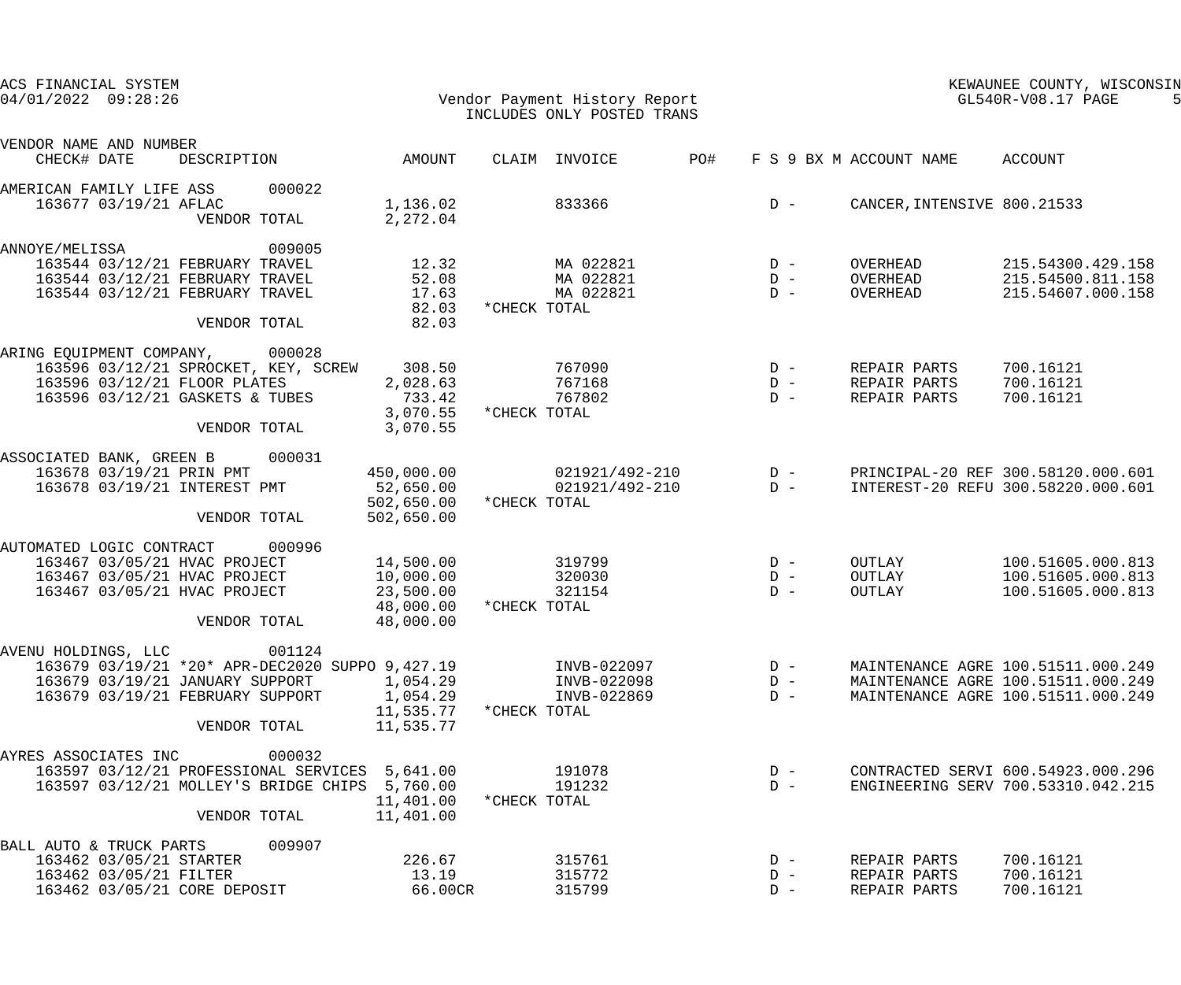ACS FINANCIAL SYSTEM
04/01/2022 09:28:26

Vendor Payment History Report
INCLUDES ONLY POSTED TRANS

KEWAUNEE COUNTY, WISCONSIN
GL540R-V08.17 PAGE 5

| VENDOR NAME AND NUMBER / CHECK# | DATE | DESCRIPTION | AMOUNT | CLAIM | INVOICE | PO# | F S 9 BX M | ACCOUNT NAME | ACCOUNT |
|---|---|---|---|---|---|---|---|---|---|
| AMERICAN FAMILY LIFE ASS 000022 | | | | | | | | | |
| 163677 | 03/19/21 | AFLAC | 1,136.02 | | 833366 | | D - | CANCER,INTENSIVE | 800.21533 |
| | | VENDOR TOTAL | 2,272.04 | | | | | | |
| ANNOYE/MELISSA 009005 | | | | | | | | | |
| 163544 | 03/12/21 | FEBRUARY TRAVEL | 12.32 | | MA 022821 | | D - | OVERHEAD | 215.54300.429.158 |
| 163544 | 03/12/21 | FEBRUARY TRAVEL | 52.08 | | MA 022821 | | D - | OVERHEAD | 215.54500.811.158 |
| 163544 | 03/12/21 | FEBRUARY TRAVEL | 17.63 | | MA 022821 | | D - | OVERHEAD | 215.54607.000.158 |
| | | | 82.03 | *CHECK TOTAL | | | | | |
| | | VENDOR TOTAL | 82.03 | | | | | | |
| ARING EQUIPMENT COMPANY, 000028 | | | | | | | | | |
| 163596 | 03/12/21 | SPROCKET, KEY, SCREW | 308.50 | | 767090 | | D - | REPAIR PARTS | 700.16121 |
| 163596 | 03/12/21 | FLOOR PLATES | 2,028.63 | | 767168 | | D - | REPAIR PARTS | 700.16121 |
| 163596 | 03/12/21 | GASKETS & TUBES | 733.42 | | 767802 | | D - | REPAIR PARTS | 700.16121 |
| | | | 3,070.55 | *CHECK TOTAL | | | | | |
| | | VENDOR TOTAL | 3,070.55 | | | | | | |
| ASSOCIATED BANK, GREEN B 000031 | | | | | | | | | |
| 163678 | 03/19/21 | PRIN PMT | 450,000.00 | | 021921/492-210 | | D - | PRINCIPAL-20 REF | 300.58120.000.601 |
| 163678 | 03/19/21 | INTEREST PMT | 52,650.00 | | 021921/492-210 | | D - | INTEREST-20 REFU | 300.58220.000.601 |
| | | | 502,650.00 | *CHECK TOTAL | | | | | |
| | | VENDOR TOTAL | 502,650.00 | | | | | | |
| AUTOMATED LOGIC CONTRACT 000996 | | | | | | | | | |
| 163467 | 03/05/21 | HVAC PROJECT | 14,500.00 | | 319799 | | D - | OUTLAY | 100.51605.000.813 |
| 163467 | 03/05/21 | HVAC PROJECT | 10,000.00 | | 320030 | | D - | OUTLAY | 100.51605.000.813 |
| 163467 | 03/05/21 | HVAC PROJECT | 23,500.00 | | 321154 | | D - | OUTLAY | 100.51605.000.813 |
| | | | 48,000.00 | *CHECK TOTAL | | | | | |
| | | VENDOR TOTAL | 48,000.00 | | | | | | |
| AVENU HOLDINGS, LLC 001124 | | | | | | | | | |
| 163679 | 03/19/21 | *20* APR-DEC2020 SUPPO | 9,427.19 | | INVB-022097 | | D - | MAINTENANCE AGRE | 100.51511.000.249 |
| 163679 | 03/19/21 | JANUARY SUPPORT | 1,054.29 | | INVB-022098 | | D - | MAINTENANCE AGRE | 100.51511.000.249 |
| 163679 | 03/19/21 | FEBRUARY SUPPORT | 1,054.29 | | INVB-022869 | | D - | MAINTENANCE AGRE | 100.51511.000.249 |
| | | | 11,535.77 | *CHECK TOTAL | | | | | |
| | | VENDOR TOTAL | 11,535.77 | | | | | | |
| AYRES ASSOCIATES INC 000032 | | | | | | | | | |
| 163597 | 03/12/21 | PROFESSIONAL SERVICES | 5,641.00 | | 191078 | | D - | CONTRACTED SERVI | 600.54923.000.296 |
| 163597 | 03/12/21 | MOLLEY'S BRIDGE CHIPS | 5,760.00 | | 191232 | | D - | ENGINEERING SERV | 700.53310.042.215 |
| | | | 11,401.00 | *CHECK TOTAL | | | | | |
| | | VENDOR TOTAL | 11,401.00 | | | | | | |
| BALL AUTO & TRUCK PARTS 009907 | | | | | | | | | |
| 163462 | 03/05/21 | STARTER | 226.67 | | 315761 | | D - | REPAIR PARTS | 700.16121 |
| 163462 | 03/05/21 | FILTER | 13.19 | | 315772 | | D - | REPAIR PARTS | 700.16121 |
| 163462 | 03/05/21 | CORE DEPOSIT | 66.00CR | | 315799 | | D - | REPAIR PARTS | 700.16121 |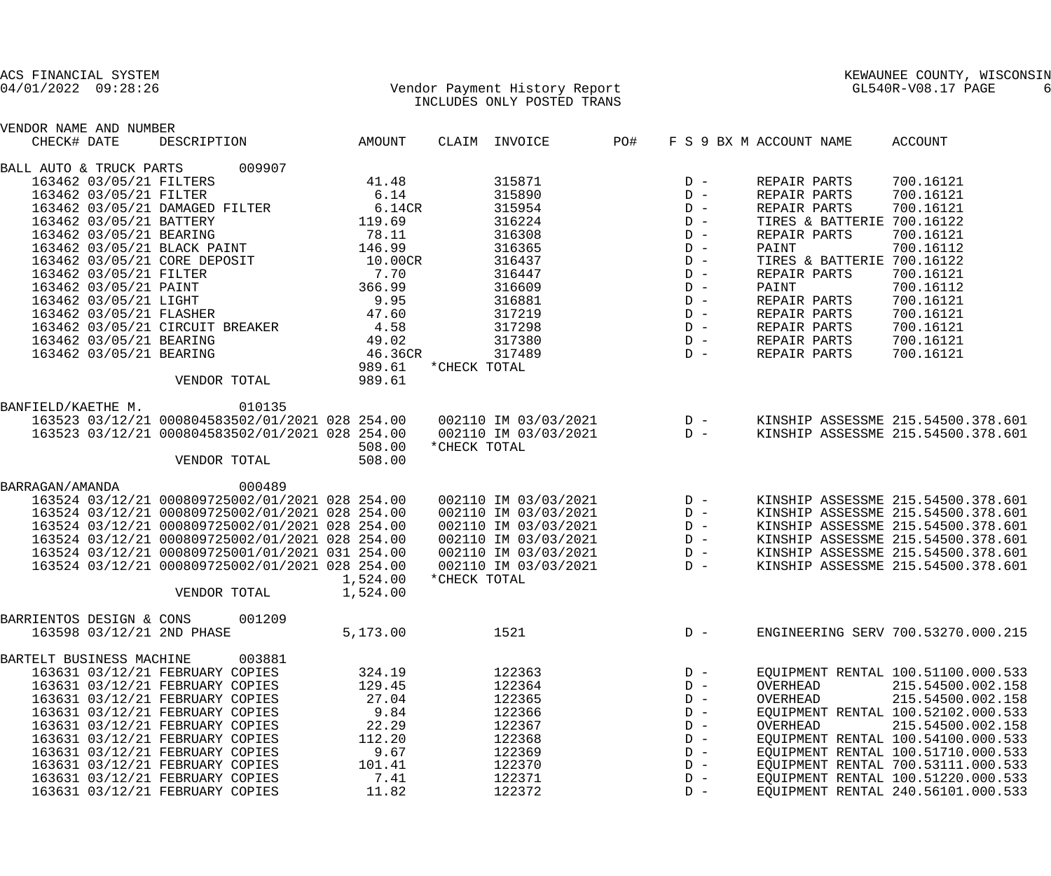ACS FINANCIAL SYSTEM
04/01/2022 09:28:26

Vendor Payment History Report
INCLUDES ONLY POSTED TRANS

KEWAUNEE COUNTY, WISCONSIN
GL540R-V08.17

| VENDOR NAME AND NUMBER / CHECK# | DATE | DESCRIPTION | AMOUNT | CLAIM | INVOICE | PO# | F S 9 BX M | ACCOUNT NAME | ACCOUNT |
|---|---|---|---|---|---|---|---|---|---|
| BALL AUTO & TRUCK PARTS 009907 | | | | | | | | | |
| 163462 | 03/05/21 | FILTERS | 41.48 | | 315871 | | D - | REPAIR PARTS | 700.16121 |
| 163462 | 03/05/21 | FILTER | 6.14 | | 315890 | | D - | REPAIR PARTS | 700.16121 |
| 163462 | 03/05/21 | DAMAGED FILTER | 6.14CR | | 315954 | | D - | REPAIR PARTS | 700.16121 |
| 163462 | 03/05/21 | BATTERY | 119.69 | | 316224 | | D - | TIRES & BATTERIE | 700.16122 |
| 163462 | 03/05/21 | BEARING | 78.11 | | 316308 | | D - | REPAIR PARTS | 700.16121 |
| 163462 | 03/05/21 | BLACK PAINT | 146.99 | | 316365 | | D - | PAINT | 700.16112 |
| 163462 | 03/05/21 | CORE DEPOSIT | 10.00CR | | 316437 | | D - | TIRES & BATTERIE | 700.16122 |
| 163462 | 03/05/21 | FILTER | 7.70 | | 316447 | | D - | REPAIR PARTS | 700.16121 |
| 163462 | 03/05/21 | PAINT | 366.99 | | 316609 | | D - | PAINT | 700.16112 |
| 163462 | 03/05/21 | LIGHT | 9.95 | | 316881 | | D - | REPAIR PARTS | 700.16121 |
| 163462 | 03/05/21 | FLASHER | 47.60 | | 317219 | | D - | REPAIR PARTS | 700.16121 |
| 163462 | 03/05/21 | CIRCUIT BREAKER | 4.58 | | 317298 | | D - | REPAIR PARTS | 700.16121 |
| 163462 | 03/05/21 | BEARING | 49.02 | | 317380 | | D - | REPAIR PARTS | 700.16121 |
| 163462 | 03/05/21 | BEARING | 46.36CR | | 317489 | | D - | REPAIR PARTS | 700.16121 |
| | | | 989.61 | *CHECK TOTAL | | | | | |
| | | VENDOR TOTAL | 989.61 | | | | | | |
| BANFIELD/KAETHE M. 010135 | | | | | | | | | |
| 163523 | 03/12/21 | 000804583502/01/2021 028 | 254.00 | 002110 | IM 03/03/2021 | | D - | KINSHIP ASSESSME | 215.54500.378.601 |
| 163523 | 03/12/21 | 000804583502/01/2021 028 | 254.00 | 002110 | IM 03/03/2021 | | D - | KINSHIP ASSESSME | 215.54500.378.601 |
| | | | 508.00 | *CHECK TOTAL | | | | | |
| | | VENDOR TOTAL | 508.00 | | | | | | |
| BARRAGAN/AMANDA 000489 | | | | | | | | | |
| 163524 | 03/12/21 | 000809725002/01/2021 028 | 254.00 | 002110 | IM 03/03/2021 | | D - | KINSHIP ASSESSME | 215.54500.378.601 |
| 163524 | 03/12/21 | 000809725002/01/2021 028 | 254.00 | 002110 | IM 03/03/2021 | | D - | KINSHIP ASSESSME | 215.54500.378.601 |
| 163524 | 03/12/21 | 000809725002/01/2021 028 | 254.00 | 002110 | IM 03/03/2021 | | D - | KINSHIP ASSESSME | 215.54500.378.601 |
| 163524 | 03/12/21 | 000809725002/01/2021 028 | 254.00 | 002110 | IM 03/03/2021 | | D - | KINSHIP ASSESSME | 215.54500.378.601 |
| 163524 | 03/12/21 | 000809725001/01/2021 031 | 254.00 | 002110 | IM 03/03/2021 | | D - | KINSHIP ASSESSME | 215.54500.378.601 |
| 163524 | 03/12/21 | 000809725002/01/2021 028 | 254.00 | 002110 | IM 03/03/2021 | | D - | KINSHIP ASSESSME | 215.54500.378.601 |
| | | | 1,524.00 | *CHECK TOTAL | | | | | |
| | | VENDOR TOTAL | 1,524.00 | | | | | | |
| BARRIENTOS DESIGN & CONS 001209 | | | | | | | | | |
| 163598 | 03/12/21 | 2ND PHASE | 5,173.00 | | 1521 | | D - | ENGINEERING SERV | 700.53270.000.215 |
| BARTELT BUSINESS MACHINE 003881 | | | | | | | | | |
| 163631 | 03/12/21 | FEBRUARY COPIES | 324.19 | | 122363 | | D - | EQUIPMENT RENTAL | 100.51100.000.533 |
| 163631 | 03/12/21 | FEBRUARY COPIES | 129.45 | | 122364 | | D - | OVERHEAD | 215.54500.002.158 |
| 163631 | 03/12/21 | FEBRUARY COPIES | 27.04 | | 122365 | | D - | OVERHEAD | 215.54500.002.158 |
| 163631 | 03/12/21 | FEBRUARY COPIES | 9.84 | | 122366 | | D - | EQUIPMENT RENTAL | 100.52102.000.533 |
| 163631 | 03/12/21 | FEBRUARY COPIES | 22.29 | | 122367 | | D - | OVERHEAD | 215.54500.002.158 |
| 163631 | 03/12/21 | FEBRUARY COPIES | 112.20 | | 122368 | | D - | EQUIPMENT RENTAL | 100.54100.000.533 |
| 163631 | 03/12/21 | FEBRUARY COPIES | 9.67 | | 122369 | | D - | EQUIPMENT RENTAL | 100.51710.000.533 |
| 163631 | 03/12/21 | FEBRUARY COPIES | 101.41 | | 122370 | | D - | EQUIPMENT RENTAL | 700.53111.000.533 |
| 163631 | 03/12/21 | FEBRUARY COPIES | 7.41 | | 122371 | | D - | EQUIPMENT RENTAL | 100.51220.000.533 |
| 163631 | 03/12/21 | FEBRUARY COPIES | 11.82 | | 122372 | | D - | EQUIPMENT RENTAL | 240.56101.000.533 |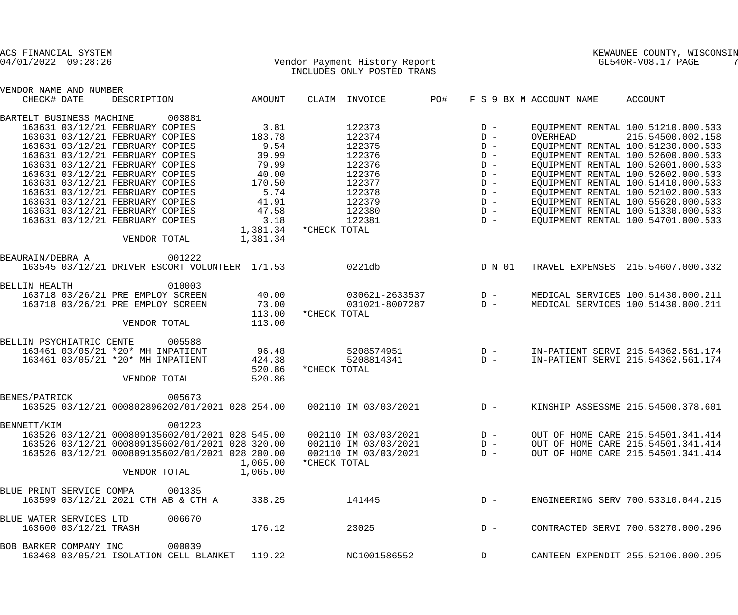ACS FINANCIAL SYSTEM
04/01/2022 09:28:26

# Vendor Payment History Report
INCLUDES ONLY POSTED TRANS

KEWAUNEE COUNTY, WISCONSIN
GL540R-V08.17

| VENDOR NAME AND NUMBER / CHECK# DATE | DESCRIPTION | AMOUNT | CLAIM | INVOICE | PO# | F S 9 BX M | ACCOUNT NAME | ACCOUNT |
|---|---|---|---|---|---|---|---|---|
| BARTELT BUSINESS MACHINE 003881 | | | | | | | | |
| 163631 03/12/21 | FEBRUARY COPIES | 3.81 | | 122373 | | D - | EQUIPMENT RENTAL | 100.51210.000.533 |
| 163631 03/12/21 | FEBRUARY COPIES | 183.78 | | 122374 | | D - | OVERHEAD | 215.54500.002.158 |
| 163631 03/12/21 | FEBRUARY COPIES | 9.54 | | 122375 | | D - | EQUIPMENT RENTAL | 100.51230.000.533 |
| 163631 03/12/21 | FEBRUARY COPIES | 39.99 | | 122376 | | D - | EQUIPMENT RENTAL | 100.52600.000.533 |
| 163631 03/12/21 | FEBRUARY COPIES | 79.99 | | 122376 | | D - | EQUIPMENT RENTAL | 100.52601.000.533 |
| 163631 03/12/21 | FEBRUARY COPIES | 40.00 | | 122376 | | D - | EQUIPMENT RENTAL | 100.52602.000.533 |
| 163631 03/12/21 | FEBRUARY COPIES | 170.50 | | 122377 | | D - | EQUIPMENT RENTAL | 100.51410.000.533 |
| 163631 03/12/21 | FEBRUARY COPIES | 5.74 | | 122378 | | D - | EQUIPMENT RENTAL | 100.52102.000.533 |
| 163631 03/12/21 | FEBRUARY COPIES | 41.91 | | 122379 | | D - | EQUIPMENT RENTAL | 100.55620.000.533 |
| 163631 03/12/21 | FEBRUARY COPIES | 47.58 | | 122380 | | D - | EQUIPMENT RENTAL | 100.51330.000.533 |
| 163631 03/12/21 | FEBRUARY COPIES | 3.18 | | 122381 | | D - | EQUIPMENT RENTAL | 100.54701.000.533 |
| | | 1,381.34 | *CHECK TOTAL | | | | | |
| | VENDOR TOTAL | 1,381.34 | | | | | | |
| BEAURAIN/DEBRA A 001222 | | | | | | | | |
| 163545 03/12/21 | DRIVER ESCORT VOLUNTEER | 171.53 | | 0221db | | D N 01 | TRAVEL EXPENSES | 215.54607.000.332 |
| BELLIN HEALTH 010003 | | | | | | | | |
| 163718 03/26/21 | PRE EMPLOY SCREEN | 40.00 | | 030621-2633537 | | D - | MEDICAL SERVICES | 100.51430.000.211 |
| 163718 03/26/21 | PRE EMPLOY SCREEN | 73.00 | | 031021-8007287 | | D - | MEDICAL SERVICES | 100.51430.000.211 |
| | | 113.00 | *CHECK TOTAL | | | | | |
| | VENDOR TOTAL | 113.00 | | | | | | |
| BELLIN PSYCHIATRIC CENTE 005588 | | | | | | | | |
| 163461 03/05/21 | *20* MH INPATIENT | 96.48 | | 5208574951 | | D - | IN-PATIENT SERVI | 215.54362.561.174 |
| 163461 03/05/21 | *20* MH INPATIENT | 424.38 | | 5208814341 | | D - | IN-PATIENT SERVI | 215.54362.561.174 |
| | | 520.86 | *CHECK TOTAL | | | | | |
| | VENDOR TOTAL | 520.86 | | | | | | |
| BENES/PATRICK 005673 | | | | | | | | |
| 163525 03/12/21 | 000802896202/01/2021 028 | 254.00 | 002110 | IM 03/03/2021 | | D - | KINSHIP ASSESSME | 215.54500.378.601 |
| BENNETT/KIM 001223 | | | | | | | | |
| 163526 03/12/21 | 000809135602/01/2021 028 | 545.00 | 002110 | IM 03/03/2021 | | D - | OUT OF HOME CARE | 215.54501.341.414 |
| 163526 03/12/21 | 000809135602/01/2021 028 | 320.00 | 002110 | IM 03/03/2021 | | D - | OUT OF HOME CARE | 215.54501.341.414 |
| 163526 03/12/21 | 000809135602/01/2021 028 | 200.00 | 002110 | IM 03/03/2021 | | D - | OUT OF HOME CARE | 215.54501.341.414 |
| | | 1,065.00 | *CHECK TOTAL | | | | | |
| | VENDOR TOTAL | 1,065.00 | | | | | | |
| BLUE PRINT SERVICE COMPA 001335 | | | | | | | | |
| 163599 03/12/21 | 2021 CTH AB & CTH A | 338.25 | | 141445 | | D - | ENGINEERING SERV | 700.53310.044.215 |
| BLUE WATER SERVICES LTD 006670 | | | | | | | | |
| 163600 03/12/21 | TRASH | 176.12 | | 23025 | | D - | CONTRACTED SERVI | 700.53270.000.296 |
| BOB BARKER COMPANY INC 000039 | | | | | | | | |
| 163468 03/05/21 | ISOLATION CELL BLANKET | 119.22 | | NC1001586552 | | D - | CANTEEN EXPENDIT | 255.52106.000.295 |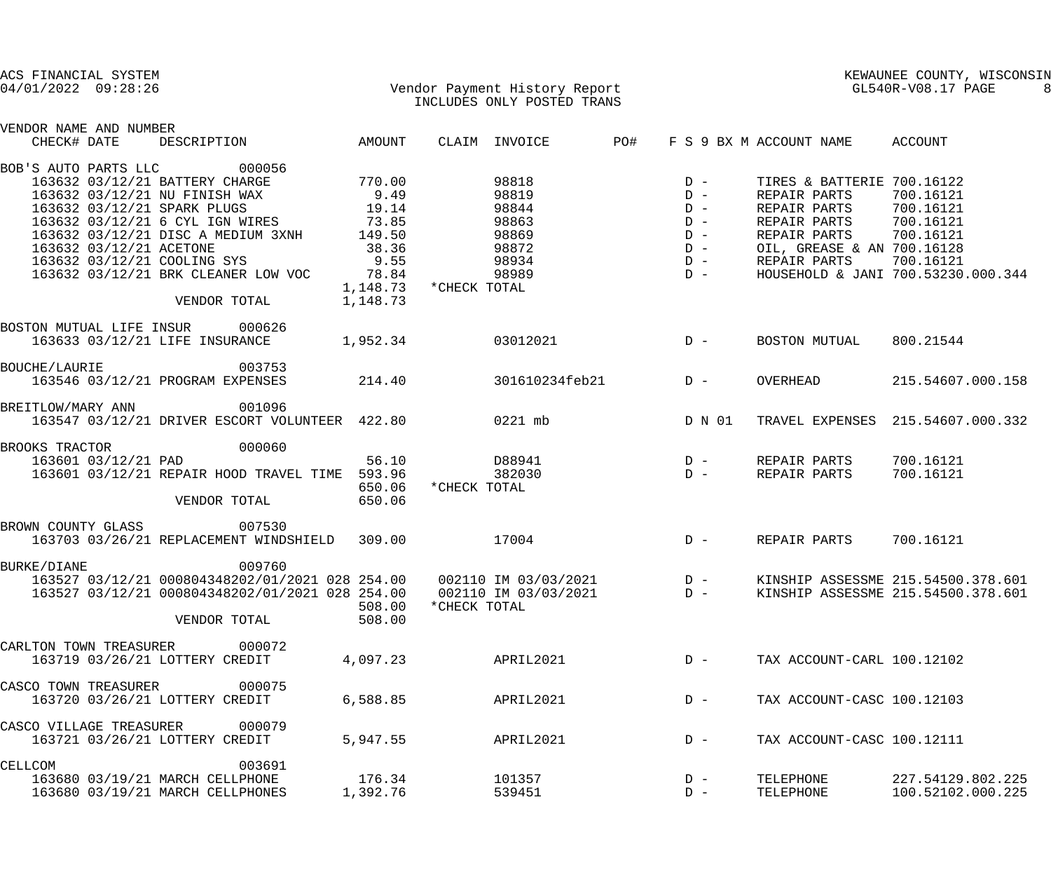ACS FINANCIAL SYSTEM
04/01/2022 09:28:26

Vendor Payment History Report
INCLUDES ONLY POSTED TRANS

KEWAUNEE COUNTY, WISCONSIN
GL540R-V08.17 PAGE 8

| VENDOR NAME AND NUMBER / CHECK# | DATE | DESCRIPTION | AMOUNT | CLAIM | INVOICE | PO# | F S 9 BX M | ACCOUNT NAME | ACCOUNT |
|---|---|---|---|---|---|---|---|---|---|
| BOB'S AUTO PARTS LLC 000056 | | | | | | | | | |
| 163632 | 03/12/21 | BATTERY CHARGE | 770.00 | | 98818 | | D - | TIRES & BATTERIE | 700.16122 |
| 163632 | 03/12/21 | NU FINISH WAX | 9.49 | | 98819 | | D - | REPAIR PARTS | 700.16121 |
| 163632 | 03/12/21 | SPARK PLUGS | 19.14 | | 98844 | | D - | REPAIR PARTS | 700.16121 |
| 163632 | 03/12/21 | 6 CYL IGN WIRES | 73.85 | | 98863 | | D - | REPAIR PARTS | 700.16121 |
| 163632 | 03/12/21 | DISC A MEDIUM 3XNH | 149.50 | | 98869 | | D - | REPAIR PARTS | 700.16121 |
| 163632 | 03/12/21 | ACETONE | 38.36 | | 98872 | | D - | OIL, GREASE & AN | 700.16128 |
| 163632 | 03/12/21 | COOLING SYS | 9.55 | | 98934 | | D - | REPAIR PARTS | 700.16121 |
| 163632 | 03/12/21 | BRK CLEANER LOW VOC | 78.84 | | 98989 | | D - | HOUSEHOLD & JANI | 700.53230.000.344 |
| | | | 1,148.73 | *CHECK TOTAL | | | | | |
| | | VENDOR TOTAL | 1,148.73 | | | | | | |
| BOSTON MUTUAL LIFE INSUR 000626 | | | | | | | | | |
| 163633 | 03/12/21 | LIFE INSURANCE | 1,952.34 | | 03012021 | | D - | BOSTON MUTUAL | 800.21544 |
| BOUCHE/LAURIE 003753 | | | | | | | | | |
| 163546 | 03/12/21 | PROGRAM EXPENSES | 214.40 | | 301610234feb21 | | D - | OVERHEAD | 215.54607.000.158 |
| BREITLOW/MARY ANN 001096 | | | | | | | | | |
| 163547 | 03/12/21 | DRIVER ESCORT VOLUNTEER | 422.80 | | 0221 mb | | D N 01 | TRAVEL EXPENSES | 215.54607.000.332 |
| BROOKS TRACTOR 000060 | | | | | | | | | |
| 163601 | 03/12/21 | PAD | 56.10 | | D88941 | | D - | REPAIR PARTS | 700.16121 |
| 163601 | 03/12/21 | REPAIR HOOD TRAVEL TIME | 593.96 | | 382030 | | D - | REPAIR PARTS | 700.16121 |
| | | | 650.06 | *CHECK TOTAL | | | | | |
| | | VENDOR TOTAL | 650.06 | | | | | | |
| BROWN COUNTY GLASS 007530 | | | | | | | | | |
| 163703 | 03/26/21 | REPLACEMENT WINDSHIELD | 309.00 | | 17004 | | D - | REPAIR PARTS | 700.16121 |
| BURKE/DIANE 009760 | | | | | | | | | |
| 163527 | 03/12/21 | 000804348202/01/2021 028 | 254.00 | 002110 | IM 03/03/2021 | | D - | KINSHIP ASSESSME | 215.54500.378.601 |
| 163527 | 03/12/21 | 000804348202/01/2021 028 | 254.00 | 002110 | IM 03/03/2021 | | D - | KINSHIP ASSESSME | 215.54500.378.601 |
| | | | 508.00 | *CHECK TOTAL | | | | | |
| | | VENDOR TOTAL | 508.00 | | | | | | |
| CARLTON TOWN TREASURER 000072 | | | | | | | | | |
| 163719 | 03/26/21 | LOTTERY CREDIT | 4,097.23 | | APRIL2021 | | D - | TAX ACCOUNT-CARL | 100.12102 |
| CASCO TOWN TREASURER 000075 | | | | | | | | | |
| 163720 | 03/26/21 | LOTTERY CREDIT | 6,588.85 | | APRIL2021 | | D - | TAX ACCOUNT-CASC | 100.12103 |
| CASCO VILLAGE TREASURER 000079 | | | | | | | | | |
| 163721 | 03/26/21 | LOTTERY CREDIT | 5,947.55 | | APRIL2021 | | D - | TAX ACCOUNT-CASC | 100.12111 |
| CELLCOM 003691 | | | | | | | | | |
| 163680 | 03/19/21 | MARCH CELLPHONE | 176.34 | | 101357 | | D - | TELEPHONE | 227.54129.802.225 |
| 163680 | 03/19/21 | MARCH CELLPHONES | 1,392.76 | | 539451 | | D - | TELEPHONE | 100.52102.000.225 |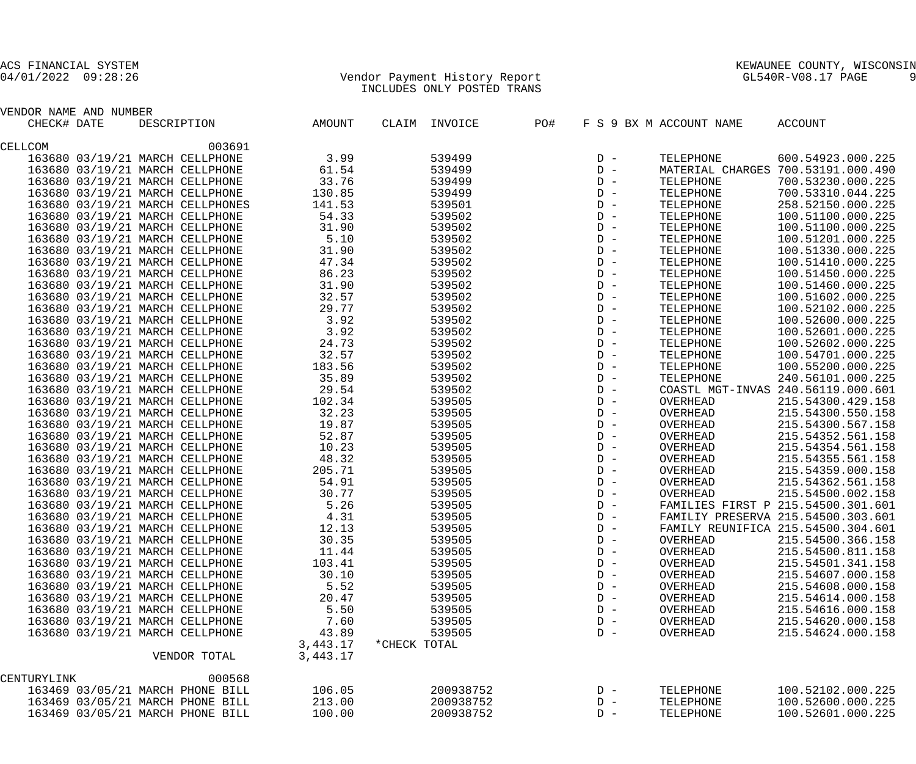ACS FINANCIAL SYSTEM
04/01/2022 09:28:26

KEWAUNEE COUNTY, WISCONSIN
GL540R-V08.17 PAGE 9

Vendor Payment History Report
INCLUDES ONLY POSTED TRANS

| VENDOR NAME AND NUMBER | | | | | | | | | | |
|---|---|---|---|---|---|---|---|---|---|---|
| CHECK# | DATE | DESCRIPTION | AMOUNT | CLAIM | INVOICE | PO# | F S 9 BX M | ACCOUNT NAME | ACCOUNT |
| CELLCOM | | 003691 | | | | | | | |
| 163680 | 03/19/21 | MARCH CELLPHONE | 3.99 | | 539499 | | D - | TELEPHONE | 600.54923.000.225 |
| 163680 | 03/19/21 | MARCH CELLPHONE | 61.54 | | 539499 | | D - | MATERIAL CHARGES | 700.53191.000.490 |
| 163680 | 03/19/21 | MARCH CELLPHONE | 33.76 | | 539499 | | D - | TELEPHONE | 700.53230.000.225 |
| 163680 | 03/19/21 | MARCH CELLPHONE | 130.85 | | 539499 | | D - | TELEPHONE | 700.53310.044.225 |
| 163680 | 03/19/21 | MARCH CELLPHONES | 141.53 | | 539501 | | D - | TELEPHONE | 258.52150.000.225 |
| 163680 | 03/19/21 | MARCH CELLPHONE | 54.33 | | 539502 | | D - | TELEPHONE | 100.51100.000.225 |
| 163680 | 03/19/21 | MARCH CELLPHONE | 31.90 | | 539502 | | D - | TELEPHONE | 100.51100.000.225 |
| 163680 | 03/19/21 | MARCH CELLPHONE | 5.10 | | 539502 | | D - | TELEPHONE | 100.51201.000.225 |
| 163680 | 03/19/21 | MARCH CELLPHONE | 31.90 | | 539502 | | D - | TELEPHONE | 100.51330.000.225 |
| 163680 | 03/19/21 | MARCH CELLPHONE | 47.34 | | 539502 | | D - | TELEPHONE | 100.51410.000.225 |
| 163680 | 03/19/21 | MARCH CELLPHONE | 86.23 | | 539502 | | D - | TELEPHONE | 100.51450.000.225 |
| 163680 | 03/19/21 | MARCH CELLPHONE | 31.90 | | 539502 | | D - | TELEPHONE | 100.51460.000.225 |
| 163680 | 03/19/21 | MARCH CELLPHONE | 32.57 | | 539502 | | D - | TELEPHONE | 100.51602.000.225 |
| 163680 | 03/19/21 | MARCH CELLPHONE | 29.77 | | 539502 | | D - | TELEPHONE | 100.52102.000.225 |
| 163680 | 03/19/21 | MARCH CELLPHONE | 3.92 | | 539502 | | D - | TELEPHONE | 100.52600.000.225 |
| 163680 | 03/19/21 | MARCH CELLPHONE | 3.92 | | 539502 | | D - | TELEPHONE | 100.52601.000.225 |
| 163680 | 03/19/21 | MARCH CELLPHONE | 24.73 | | 539502 | | D - | TELEPHONE | 100.52602.000.225 |
| 163680 | 03/19/21 | MARCH CELLPHONE | 32.57 | | 539502 | | D - | TELEPHONE | 100.54701.000.225 |
| 163680 | 03/19/21 | MARCH CELLPHONE | 183.56 | | 539502 | | D - | TELEPHONE | 100.55200.000.225 |
| 163680 | 03/19/21 | MARCH CELLPHONE | 35.89 | | 539502 | | D - | TELEPHONE | 240.56101.000.225 |
| 163680 | 03/19/21 | MARCH CELLPHONE | 29.54 | | 539502 | | D - | COASTL MGT-INVAS | 240.56119.000.601 |
| 163680 | 03/19/21 | MARCH CELLPHONE | 102.34 | | 539505 | | D - | OVERHEAD | 215.54300.429.158 |
| 163680 | 03/19/21 | MARCH CELLPHONE | 32.23 | | 539505 | | D - | OVERHEAD | 215.54300.550.158 |
| 163680 | 03/19/21 | MARCH CELLPHONE | 19.87 | | 539505 | | D - | OVERHEAD | 215.54300.567.158 |
| 163680 | 03/19/21 | MARCH CELLPHONE | 52.87 | | 539505 | | D - | OVERHEAD | 215.54352.561.158 |
| 163680 | 03/19/21 | MARCH CELLPHONE | 10.23 | | 539505 | | D - | OVERHEAD | 215.54354.561.158 |
| 163680 | 03/19/21 | MARCH CELLPHONE | 48.32 | | 539505 | | D - | OVERHEAD | 215.54355.561.158 |
| 163680 | 03/19/21 | MARCH CELLPHONE | 205.71 | | 539505 | | D - | OVERHEAD | 215.54359.000.158 |
| 163680 | 03/19/21 | MARCH CELLPHONE | 54.91 | | 539505 | | D - | OVERHEAD | 215.54362.561.158 |
| 163680 | 03/19/21 | MARCH CELLPHONE | 30.77 | | 539505 | | D - | OVERHEAD | 215.54500.002.158 |
| 163680 | 03/19/21 | MARCH CELLPHONE | 5.26 | | 539505 | | D - | FAMILIES FIRST P | 215.54500.301.601 |
| 163680 | 03/19/21 | MARCH CELLPHONE | 4.31 | | 539505 | | D - | FAMILIY PRESERVA | 215.54500.303.601 |
| 163680 | 03/19/21 | MARCH CELLPHONE | 12.13 | | 539505 | | D - | FAMILY REUNIFICA | 215.54500.304.601 |
| 163680 | 03/19/21 | MARCH CELLPHONE | 30.35 | | 539505 | | D - | OVERHEAD | 215.54500.366.158 |
| 163680 | 03/19/21 | MARCH CELLPHONE | 11.44 | | 539505 | | D - | OVERHEAD | 215.54500.811.158 |
| 163680 | 03/19/21 | MARCH CELLPHONE | 103.41 | | 539505 | | D - | OVERHEAD | 215.54501.341.158 |
| 163680 | 03/19/21 | MARCH CELLPHONE | 30.10 | | 539505 | | D - | OVERHEAD | 215.54607.000.158 |
| 163680 | 03/19/21 | MARCH CELLPHONE | 5.52 | | 539505 | | D - | OVERHEAD | 215.54608.000.158 |
| 163680 | 03/19/21 | MARCH CELLPHONE | 20.47 | | 539505 | | D - | OVERHEAD | 215.54614.000.158 |
| 163680 | 03/19/21 | MARCH CELLPHONE | 5.50 | | 539505 | | D - | OVERHEAD | 215.54616.000.158 |
| 163680 | 03/19/21 | MARCH CELLPHONE | 7.60 | | 539505 | | D - | OVERHEAD | 215.54620.000.158 |
| 163680 | 03/19/21 | MARCH CELLPHONE | 43.89 | | 539505 | | D - | OVERHEAD | 215.54624.000.158 |
| | | | 3,443.17 | *CHECK TOTAL | | | | | |
| | | VENDOR TOTAL | 3,443.17 | | | | | | |
| CENTURYLINK | | 000568 | | | | | | | |
| 163469 | 03/05/21 | MARCH PHONE BILL | 106.05 | | 200938752 | | D - | TELEPHONE | 100.52102.000.225 |
| 163469 | 03/05/21 | MARCH PHONE BILL | 213.00 | | 200938752 | | D - | TELEPHONE | 100.52600.000.225 |
| 163469 | 03/05/21 | MARCH PHONE BILL | 100.00 | | 200938752 | | D - | TELEPHONE | 100.52601.000.225 |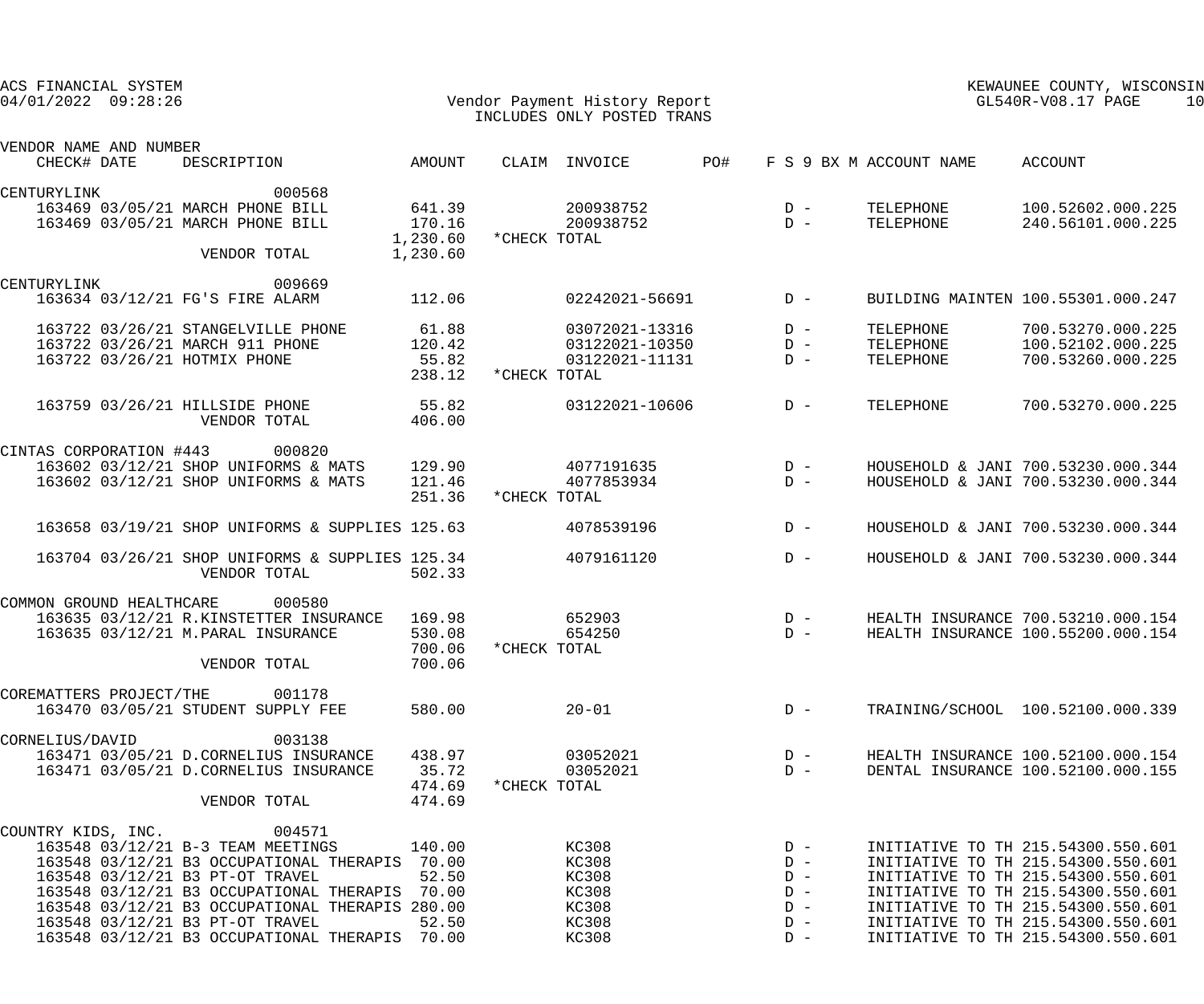| VENDOR NAME AND NUMBER CHECK# | DATE | DESCRIPTION | AMOUNT | CLAIM | INVOICE | PO# | F S 9 BX M | ACCOUNT NAME | ACCOUNT |
|---|---|---|---|---|---|---|---|---|---|
| CENTURYLINK 000568 | | | | | | | | | |
| 163469 | 03/05/21 | MARCH PHONE BILL | 641.39 | | 200938752 | | D - | TELEPHONE | 100.52602.000.225 |
| 163469 | 03/05/21 | MARCH PHONE BILL | 170.16 | | 200938752 | | D - | TELEPHONE | 240.56101.000.225 |
| | | | 1,230.60 | *CHECK TOTAL | | | | | |
| | | VENDOR TOTAL | 1,230.60 | | | | | | |
| CENTURYLINK 009669 | | | | | | | | | |
| 163634 | 03/12/21 | FG'S FIRE ALARM | 112.06 | | 02242021-56691 | | D - | BUILDING MAINTEN | 100.55301.000.247 |
| 163722 | 03/26/21 | STANGELVILLE PHONE | 61.88 | | 03072021-13316 | | D - | TELEPHONE | 700.53270.000.225 |
| 163722 | 03/26/21 | MARCH 911 PHONE | 120.42 | | 03122021-10350 | | D - | TELEPHONE | 100.52102.000.225 |
| 163722 | 03/26/21 | HOTMIX PHONE | 55.82 | | 03122021-11131 | | D - | TELEPHONE | 700.53260.000.225 |
| | | | 238.12 | *CHECK TOTAL | | | | | |
| 163759 | 03/26/21 | HILLSIDE PHONE | 55.82 | | 03122021-10606 | | D - | TELEPHONE | 700.53270.000.225 |
| | | VENDOR TOTAL | 406.00 | | | | | | |
| CINTAS CORPORATION #443 000820 | | | | | | | | | |
| 163602 | 03/12/21 | SHOP UNIFORMS & MATS | 129.90 | | 4077191635 | | D - | HOUSEHOLD & JANI | 700.53230.000.344 |
| 163602 | 03/12/21 | SHOP UNIFORMS & MATS | 121.46 | | 4077853934 | | D - | HOUSEHOLD & JANI | 700.53230.000.344 |
| | | | 251.36 | *CHECK TOTAL | | | | | |
| 163658 | 03/19/21 | SHOP UNIFORMS & SUPPLIES | 125.63 | | 4078539196 | | D - | HOUSEHOLD & JANI | 700.53230.000.344 |
| 163704 | 03/26/21 | SHOP UNIFORMS & SUPPLIES | 125.34 | | 4079161120 | | D - | HOUSEHOLD & JANI | 700.53230.000.344 |
| | | VENDOR TOTAL | 502.33 | | | | | | |
| COMMON GROUND HEALTHCARE 000580 | | | | | | | | | |
| 163635 | 03/12/21 | R.KINSTETTER INSURANCE | 169.98 | | 652903 | | D - | HEALTH INSURANCE | 700.53210.000.154 |
| 163635 | 03/12/21 | M.PARAL INSURANCE | 530.08 | | 654250 | | D - | HEALTH INSURANCE | 100.55200.000.154 |
| | | | 700.06 | *CHECK TOTAL | | | | | |
| | | VENDOR TOTAL | 700.06 | | | | | | |
| COREMATTERS PROJECT/THE 001178 | | | | | | | | | |
| 163470 | 03/05/21 | STUDENT SUPPLY FEE | 580.00 | | 20-01 | | D - | TRAINING/SCHOOL | 100.52100.000.339 |
| CORNELIUS/DAVID 003138 | | | | | | | | | |
| 163471 | 03/05/21 | D.CORNELIUS INSURANCE | 438.97 | | 03052021 | | D - | HEALTH INSURANCE | 100.52100.000.154 |
| 163471 | 03/05/21 | D.CORNELIUS INSURANCE | 35.72 | | 03052021 | | D - | DENTAL INSURANCE | 100.52100.000.155 |
| | | | 474.69 | *CHECK TOTAL | | | | | |
| | | VENDOR TOTAL | 474.69 | | | | | | |
| COUNTRY KIDS, INC. 004571 | | | | | | | | | |
| 163548 | 03/12/21 | B-3 TEAM MEETINGS | 140.00 | | KC308 | | D - | INITIATIVE TO TH | 215.54300.550.601 |
| 163548 | 03/12/21 | B3 OCCUPATIONAL THERAPIS | 70.00 | | KC308 | | D - | INITIATIVE TO TH | 215.54300.550.601 |
| 163548 | 03/12/21 | B3 PT-OT TRAVEL | 52.50 | | KC308 | | D - | INITIATIVE TO TH | 215.54300.550.601 |
| 163548 | 03/12/21 | B3 OCCUPATIONAL THERAPIS | 70.00 | | KC308 | | D - | INITIATIVE TO TH | 215.54300.550.601 |
| 163548 | 03/12/21 | B3 OCCUPATIONAL THERAPIS | 280.00 | | KC308 | | D - | INITIATIVE TO TH | 215.54300.550.601 |
| 163548 | 03/12/21 | B3 PT-OT TRAVEL | 52.50 | | KC308 | | D - | INITIATIVE TO TH | 215.54300.550.601 |
| 163548 | 03/12/21 | B3 OCCUPATIONAL THERAPIS | 70.00 | | KC308 | | D - | INITIATIVE TO TH | 215.54300.550.601 |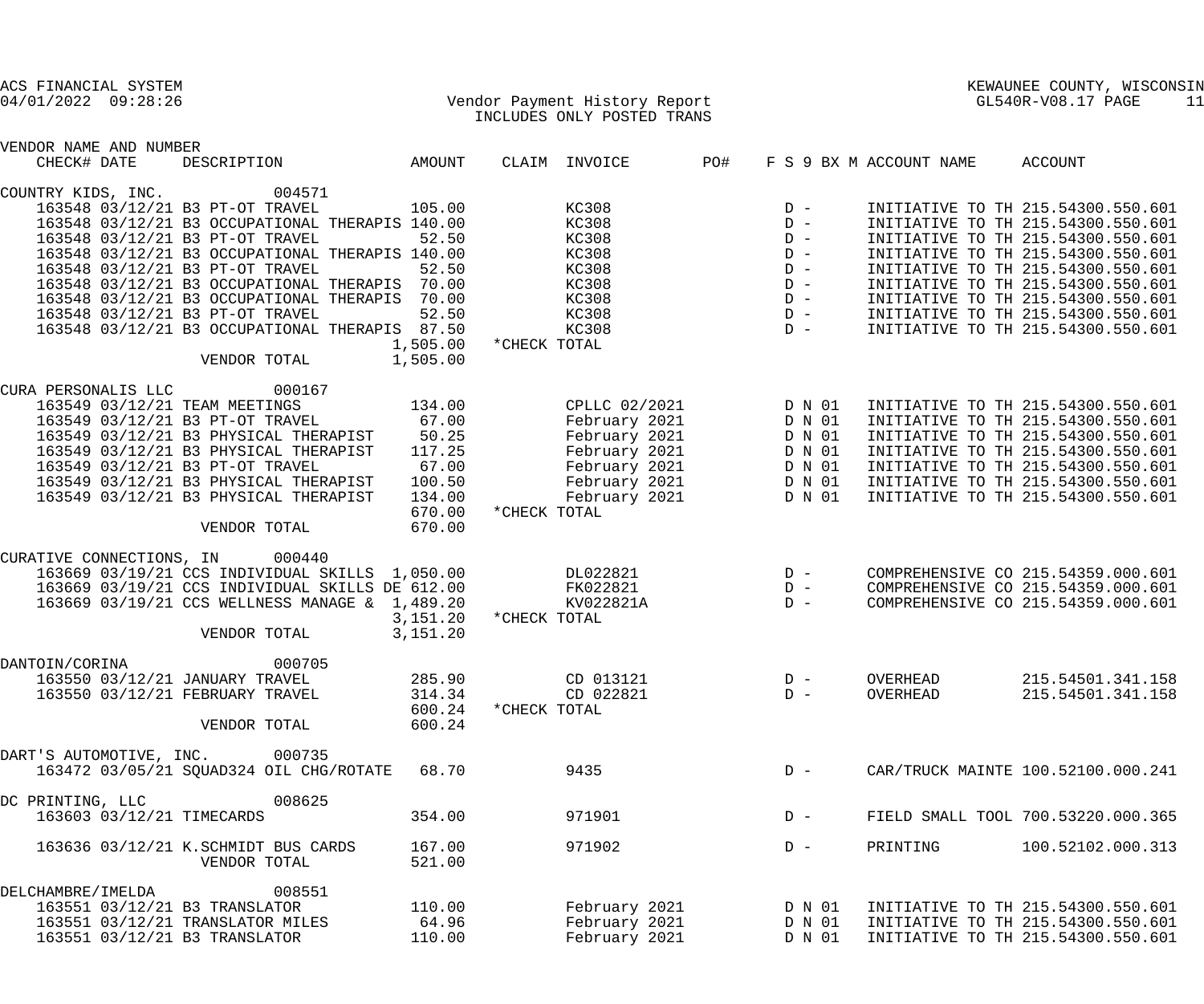ACS FINANCIAL SYSTEM
04/01/2022 09:28:26

KEWAUNEE COUNTY, WISCONSIN
GL540R-V08.17

# Vendor Payment History Report
INCLUDES ONLY POSTED TRANS

| VENDOR NAME AND NUMBER / CHECK# | DATE | DESCRIPTION | AMOUNT | CLAIM | INVOICE | PO# | F S 9 BX M | ACCOUNT NAME | ACCOUNT |
|---|---|---|---|---|---|---|---|---|---|
| COUNTRY KIDS, INC. 004571 | | | | | | | | | |
| 163548 | 03/12/21 | B3 PT-OT TRAVEL | 105.00 | | KC308 | | D - | INITIATIVE TO TH | 215.54300.550.601 |
| 163548 | 03/12/21 | B3 OCCUPATIONAL THERAPIS | 140.00 | | KC308 | | D - | INITIATIVE TO TH | 215.54300.550.601 |
| 163548 | 03/12/21 | B3 PT-OT TRAVEL | 52.50 | | KC308 | | D - | INITIATIVE TO TH | 215.54300.550.601 |
| 163548 | 03/12/21 | B3 OCCUPATIONAL THERAPIS | 140.00 | | KC308 | | D - | INITIATIVE TO TH | 215.54300.550.601 |
| 163548 | 03/12/21 | B3 PT-OT TRAVEL | 52.50 | | KC308 | | D - | INITIATIVE TO TH | 215.54300.550.601 |
| 163548 | 03/12/21 | B3 OCCUPATIONAL THERAPIS | 70.00 | | KC308 | | D - | INITIATIVE TO TH | 215.54300.550.601 |
| 163548 | 03/12/21 | B3 OCCUPATIONAL THERAPIS | 70.00 | | KC308 | | D - | INITIATIVE TO TH | 215.54300.550.601 |
| 163548 | 03/12/21 | B3 PT-OT TRAVEL | 52.50 | | KC308 | | D - | INITIATIVE TO TH | 215.54300.550.601 |
| 163548 | 03/12/21 | B3 OCCUPATIONAL THERAPIS | 87.50 | | KC308 | | D - | INITIATIVE TO TH | 215.54300.550.601 |
| | | | 1,505.00 | *CHECK TOTAL | | | | | |
| | | VENDOR TOTAL | 1,505.00 | | | | | | |
| CURA PERSONALIS LLC 000167 | | | | | | | | | |
| 163549 | 03/12/21 | TEAM MEETINGS | 134.00 | | CPLLC 02/2021 | | D N 01 | INITIATIVE TO TH | 215.54300.550.601 |
| 163549 | 03/12/21 | B3 PT-OT TRAVEL | 67.00 | | February 2021 | | D N 01 | INITIATIVE TO TH | 215.54300.550.601 |
| 163549 | 03/12/21 | B3 PHYSICAL THERAPIST | 50.25 | | February 2021 | | D N 01 | INITIATIVE TO TH | 215.54300.550.601 |
| 163549 | 03/12/21 | B3 PHYSICAL THERAPIST | 117.25 | | February 2021 | | D N 01 | INITIATIVE TO TH | 215.54300.550.601 |
| 163549 | 03/12/21 | B3 PT-OT TRAVEL | 67.00 | | February 2021 | | D N 01 | INITIATIVE TO TH | 215.54300.550.601 |
| 163549 | 03/12/21 | B3 PHYSICAL THERAPIST | 100.50 | | February 2021 | | D N 01 | INITIATIVE TO TH | 215.54300.550.601 |
| 163549 | 03/12/21 | B3 PHYSICAL THERAPIST | 134.00 | | February 2021 | | D N 01 | INITIATIVE TO TH | 215.54300.550.601 |
| | | | 670.00 | *CHECK TOTAL | | | | | |
| | | VENDOR TOTAL | 670.00 | | | | | | |
| CURATIVE CONNECTIONS, IN 000440 | | | | | | | | | |
| 163669 | 03/19/21 | CCS INDIVIDUAL SKILLS | 1,050.00 | | DL022821 | | D - | COMPREHENSIVE CO | 215.54359.000.601 |
| 163669 | 03/19/21 | CCS INDIVIDUAL SKILLS DE | 612.00 | | FK022821 | | D - | COMPREHENSIVE CO | 215.54359.000.601 |
| 163669 | 03/19/21 | CCS WELLNESS MANAGE & | 1,489.20 | | KV022821A | | D - | COMPREHENSIVE CO | 215.54359.000.601 |
| | | | 3,151.20 | *CHECK TOTAL | | | | | |
| | | VENDOR TOTAL | 3,151.20 | | | | | | |
| DANTOIN/CORINA 000705 | | | | | | | | | |
| 163550 | 03/12/21 | JANUARY TRAVEL | 285.90 | | CD 013121 | | D - | OVERHEAD | 215.54501.341.158 |
| 163550 | 03/12/21 | FEBRUARY TRAVEL | 314.34 | | CD 022821 | | D - | OVERHEAD | 215.54501.341.158 |
| | | | 600.24 | *CHECK TOTAL | | | | | |
| | | VENDOR TOTAL | 600.24 | | | | | | |
| DART'S AUTOMOTIVE, INC. 000735 | | | | | | | | | |
| 163472 | 03/05/21 | SQUAD324 OIL CHG/ROTATE | 68.70 | | 9435 | | D - | CAR/TRUCK MAINTE | 100.52100.000.241 |
| DC PRINTING, LLC 008625 | | | | | | | | | |
| 163603 | 03/12/21 | TIMECARDS | 354.00 | | 971901 | | D - | FIELD SMALL TOOL | 700.53220.000.365 |
| 163636 | 03/12/21 | K.SCHMIDT BUS CARDS | 167.00 | | 971902 | | D - | PRINTING | 100.52102.000.313 |
| | | VENDOR TOTAL | 521.00 | | | | | | |
| DELCHAMBRE/IMELDA 008551 | | | | | | | | | |
| 163551 | 03/12/21 | B3 TRANSLATOR | 110.00 | | February 2021 | | D N 01 | INITIATIVE TO TH | 215.54300.550.601 |
| 163551 | 03/12/21 | TRANSLATOR MILES | 64.96 | | February 2021 | | D N 01 | INITIATIVE TO TH | 215.54300.550.601 |
| 163551 | 03/12/21 | B3 TRANSLATOR | 110.00 | | February 2021 | | D N 01 | INITIATIVE TO TH | 215.54300.550.601 |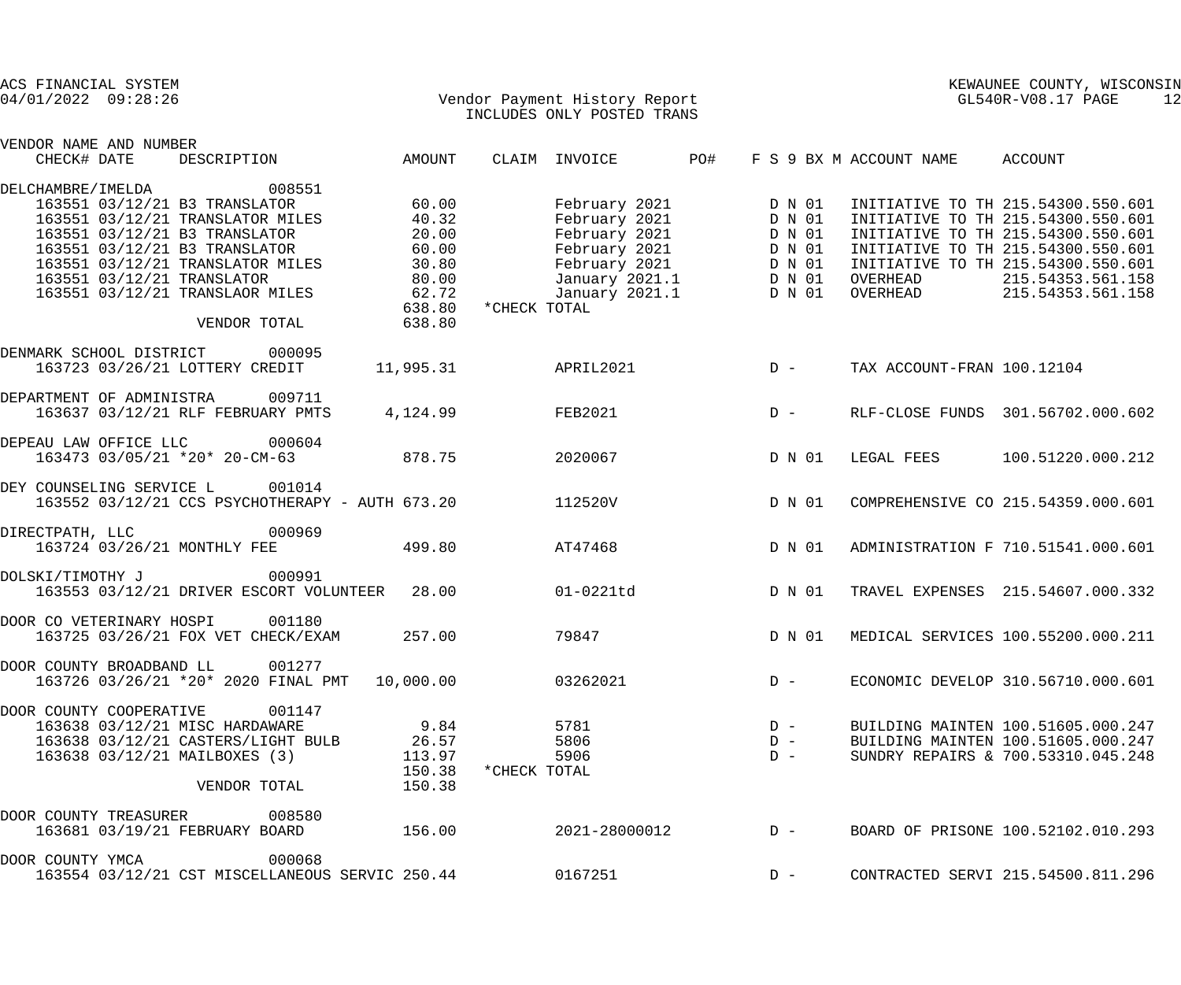ACS FINANCIAL SYSTEM
04/01/2022 09:28:26

KEWAUNEE COUNTY, WISCONSIN
GL540R-V08.17

# Vendor Payment History Report
INCLUDES ONLY POSTED TRANS

| VENDOR NAME AND NUMBER / CHECK# | DATE | DESCRIPTION | AMOUNT | CLAIM | INVOICE | PO# | F S 9 BX M | ACCOUNT NAME | ACCOUNT |
|---|---|---|---|---|---|---|---|---|---|
| DELCHAMBRE/IMELDA 008551 | | | | | | | | | |
| 163551 | 03/12/21 | B3 TRANSLATOR | 60.00 | | February 2021 | | D N 01 | INITIATIVE TO TH | 215.54300.550.601 |
| 163551 | 03/12/21 | TRANSLATOR MILES | 40.32 | | February 2021 | | D N 01 | INITIATIVE TO TH | 215.54300.550.601 |
| 163551 | 03/12/21 | B3 TRANSLATOR | 20.00 | | February 2021 | | D N 01 | INITIATIVE TO TH | 215.54300.550.601 |
| 163551 | 03/12/21 | B3 TRANSLATOR | 60.00 | | February 2021 | | D N 01 | INITIATIVE TO TH | 215.54300.550.601 |
| 163551 | 03/12/21 | TRANSLATOR MILES | 30.80 | | February 2021 | | D N 01 | INITIATIVE TO TH | 215.54300.550.601 |
| 163551 | 03/12/21 | TRANSLATOR | 80.00 | | January 2021.1 | | D N 01 | OVERHEAD | 215.54353.561.158 |
| 163551 | 03/12/21 | TRANSLAOR MILES | 62.72 | | January 2021.1 | | D N 01 | OVERHEAD | 215.54353.561.158 |
| | | | 638.80 | *CHECK TOTAL | | | | | |
| | | VENDOR TOTAL | 638.80 | | | | | | |
| DENMARK SCHOOL DISTRICT 000095 | | | | | | | | | |
| 163723 | 03/26/21 | LOTTERY CREDIT | 11,995.31 | | APRIL2021 | | D - | TAX ACCOUNT-FRAN | 100.12104 |
| DEPARTMENT OF ADMINISTRA 009711 | | | | | | | | | |
| 163637 | 03/12/21 | RLF FEBRUARY PMTS | 4,124.99 | | FEB2021 | | D - | RLF-CLOSE FUNDS | 301.56702.000.602 |
| DEPEAU LAW OFFICE LLC 000604 | | | | | | | | | |
| 163473 | 03/05/21 | *20* 20-CM-63 | 878.75 | | 2020067 | | D N 01 | LEGAL FEES | 100.51220.000.212 |
| DEY COUNSELING SERVICE L 001014 | | | | | | | | | |
| 163552 | 03/12/21 | CCS PSYCHOTHERAPY - AUTH | 673.20 | | 112520V | | D N 01 | COMPREHENSIVE CO | 215.54359.000.601 |
| DIRECTPATH, LLC 000969 | | | | | | | | | |
| 163724 | 03/26/21 | MONTHLY FEE | 499.80 | | AT47468 | | D N 01 | ADMINISTRATION F | 710.51541.000.601 |
| DOLSKI/TIMOTHY J 000991 | | | | | | | | | |
| 163553 | 03/12/21 | DRIVER ESCORT VOLUNTEER | 28.00 | | 01-0221td | | D N 01 | TRAVEL EXPENSES | 215.54607.000.332 |
| DOOR CO VETERINARY HOSPI 001180 | | | | | | | | | |
| 163725 | 03/26/21 | FOX VET CHECK/EXAM | 257.00 | | 79847 | | D N 01 | MEDICAL SERVICES | 100.55200.000.211 |
| DOOR COUNTY BROADBAND LL 001277 | | | | | | | | | |
| 163726 | 03/26/21 | *20* 2020 FINAL PMT | 10,000.00 | | 03262021 | | D - | ECONOMIC DEVELOP | 310.56710.000.601 |
| DOOR COUNTY COOPERATIVE 001147 | | | | | | | | | |
| 163638 | 03/12/21 | MISC HARDAWARE | 9.84 | | 5781 | | D - | BUILDING MAINTEN | 100.51605.000.247 |
| 163638 | 03/12/21 | CASTERS/LIGHT BULB | 26.57 | | 5806 | | D - | BUILDING MAINTEN | 100.51605.000.247 |
| 163638 | 03/12/21 | MAILBOXES (3) | 113.97 | | 5906 | | D - | SUNDRY REPAIRS & | 700.53310.045.248 |
| | | | 150.38 | *CHECK TOTAL | | | | | |
| | | VENDOR TOTAL | 150.38 | | | | | | |
| DOOR COUNTY TREASURER 008580 | | | | | | | | | |
| 163681 | 03/19/21 | FEBRUARY BOARD | 156.00 | | 2021-28000012 | | D - | BOARD OF PRISONE | 100.52102.010.293 |
| DOOR COUNTY YMCA 000068 | | | | | | | | | |
| 163554 | 03/12/21 | CST MISCELLANEOUS SERVIC | 250.44 | | 0167251 | | D - | CONTRACTED SERVI | 215.54500.811.296 |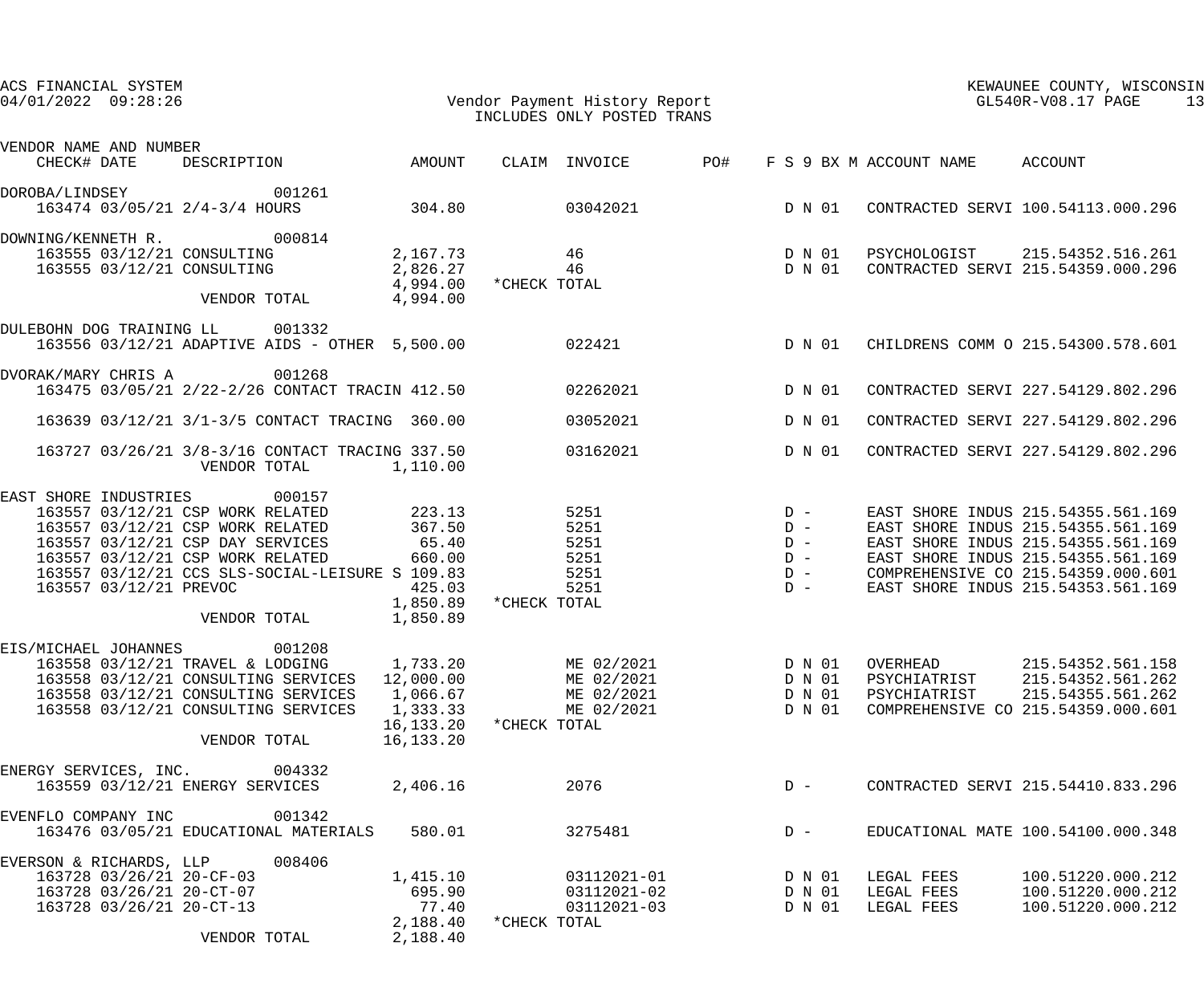ACS FINANCIAL SYSTEM
04/01/2022 09:28:26

Vendor Payment History Report
INCLUDES ONLY POSTED TRANS

KEWAUNEE COUNTY, WISCONSIN
GL540R-V08.17 PAGE 13

| VENDOR NAME AND NUMBER / CHECK# | DATE | DESCRIPTION | AMOUNT | CLAIM | INVOICE | PO# | F | S | 9 | BX | M | ACCOUNT NAME | ACCOUNT |
|---|---|---|---|---|---|---|---|---|---|---|---|---|---|
| DOROBA/LINDSEY 001261 | | | | | | | | | | | | | |
| 163474 | 03/05/21 | 2/4-3/4 HOURS | 304.80 | | 03042021 | | D | N | 01 | | | CONTRACTED SERVI | 100.54113.000.296 |
| DOWNING/KENNETH R. 000814 | | | | | | | | | | | | | |
| 163555 | 03/12/21 | CONSULTING | 2,167.73 | | 46 | | D | N | 01 | | | PSYCHOLOGIST | 215.54352.516.261 |
| 163555 | 03/12/21 | CONSULTING | 2,826.27 | | 46 | | D | N | 01 | | | CONTRACTED SERVI | 215.54359.000.296 |
| | | | 4,994.00 | *CHECK TOTAL | | | | | | | | | |
| | | VENDOR TOTAL | 4,994.00 | | | | | | | | | | |
| DULEBOHN DOG TRAINING LL 001332 | | | | | | | | | | | | | |
| 163556 | 03/12/21 | ADAPTIVE AIDS - OTHER | 5,500.00 | | 022421 | | D | N | 01 | | | CHILDRENS COMM O | 215.54300.578.601 |
| DVORAK/MARY CHRIS A 001268 | | | | | | | | | | | | | |
| 163475 | 03/05/21 | 2/22-2/26 CONTACT TRACIN | 412.50 | | 02262021 | | D | N | 01 | | | CONTRACTED SERVI | 227.54129.802.296 |
| 163639 | 03/12/21 | 3/1-3/5 CONTACT TRACING | 360.00 | | 03052021 | | D | N | 01 | | | CONTRACTED SERVI | 227.54129.802.296 |
| 163727 | 03/26/21 | 3/8-3/16 CONTACT TRACING | 337.50 | | 03162021 | | D | N | 01 | | | CONTRACTED SERVI | 227.54129.802.296 |
| | | VENDOR TOTAL | 1,110.00 | | | | | | | | | | |
| EAST SHORE INDUSTRIES 000157 | | | | | | | | | | | | | |
| 163557 | 03/12/21 | CSP WORK RELATED | 223.13 | | 5251 | | D | - | | | | EAST SHORE INDUS | 215.54355.561.169 |
| 163557 | 03/12/21 | CSP WORK RELATED | 367.50 | | 5251 | | D | - | | | | EAST SHORE INDUS | 215.54355.561.169 |
| 163557 | 03/12/21 | CSP DAY SERVICES | 65.40 | | 5251 | | D | - | | | | EAST SHORE INDUS | 215.54355.561.169 |
| 163557 | 03/12/21 | CSP WORK RELATED | 660.00 | | 5251 | | D | - | | | | EAST SHORE INDUS | 215.54355.561.169 |
| 163557 | 03/12/21 | CCS SLS-SOCIAL-LEISURE S | 109.83 | | 5251 | | D | - | | | | COMPREHENSIVE CO | 215.54359.000.601 |
| 163557 | 03/12/21 | PREVOC | 425.03 | | 5251 | | D | - | | | | EAST SHORE INDUS | 215.54353.561.169 |
| | | | 1,850.89 | *CHECK TOTAL | | | | | | | | | |
| | | VENDOR TOTAL | 1,850.89 | | | | | | | | | | |
| EIS/MICHAEL JOHANNES 001208 | | | | | | | | | | | | | |
| 163558 | 03/12/21 | TRAVEL & LODGING | 1,733.20 | | ME 02/2021 | | D | N | 01 | | | OVERHEAD | 215.54352.561.158 |
| 163558 | 03/12/21 | CONSULTING SERVICES | 12,000.00 | | ME 02/2021 | | D | N | 01 | | | PSYCHIATRIST | 215.54352.561.262 |
| 163558 | 03/12/21 | CONSULTING SERVICES | 1,066.67 | | ME 02/2021 | | D | N | 01 | | | PSYCHIATRIST | 215.54355.561.262 |
| 163558 | 03/12/21 | CONSULTING SERVICES | 1,333.33 | | ME 02/2021 | | D | N | 01 | | | COMPREHENSIVE CO | 215.54359.000.601 |
| | | | 16,133.20 | *CHECK TOTAL | | | | | | | | | |
| | | VENDOR TOTAL | 16,133.20 | | | | | | | | | | |
| ENERGY SERVICES, INC. 004332 | | | | | | | | | | | | | |
| 163559 | 03/12/21 | ENERGY SERVICES | 2,406.16 | | 2076 | | D | - | | | | CONTRACTED SERVI | 215.54410.833.296 |
| EVENFLO COMPANY INC 001342 | | | | | | | | | | | | | |
| 163476 | 03/05/21 | EDUCATIONAL MATERIALS | 580.01 | | 3275481 | | D | - | | | | EDUCATIONAL MATE | 100.54100.000.348 |
| EVERSON & RICHARDS, LLP 008406 | | | | | | | | | | | | | |
| 163728 | 03/26/21 | 20-CF-03 | 1,415.10 | | 03112021-01 | | D | N | 01 | | | LEGAL FEES | 100.51220.000.212 |
| 163728 | 03/26/21 | 20-CT-07 | 695.90 | | 03112021-02 | | D | N | 01 | | | LEGAL FEES | 100.51220.000.212 |
| 163728 | 03/26/21 | 20-CT-13 | 77.40 | | 03112021-03 | | D | N | 01 | | | LEGAL FEES | 100.51220.000.212 |
| | | | 2,188.40 | *CHECK TOTAL | | | | | | | | | |
| | | VENDOR TOTAL | 2,188.40 | | | | | | | | | | |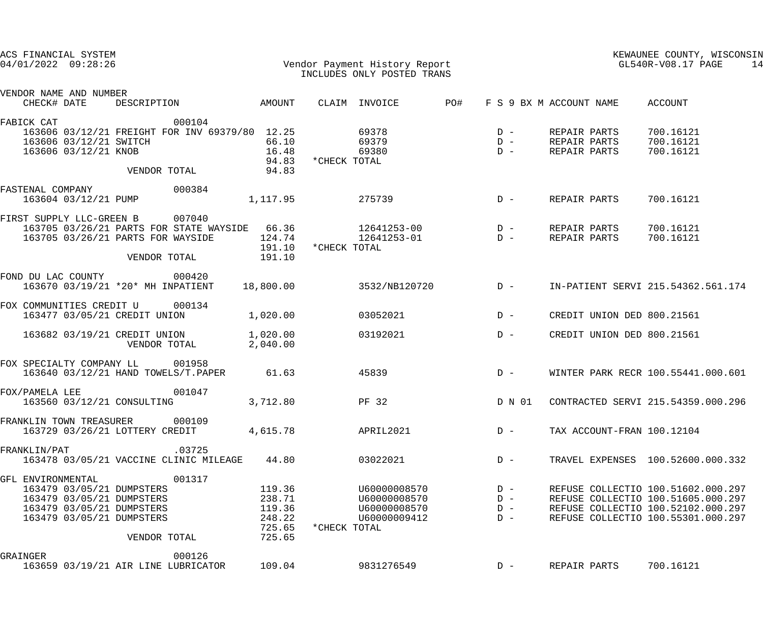ACS FINANCIAL SYSTEM
04/01/2022 09:28:26

Vendor Payment History Report
INCLUDES ONLY POSTED TRANS

KEWAUNEE COUNTY, WISCONSIN
GL540R-V08.17

| VENDOR NAME AND NUMBER / CHECK# DATE | DESCRIPTION | AMOUNT | CLAIM | INVOICE | PO# | F S 9 BX M | ACCOUNT NAME | ACCOUNT |
|---|---|---|---|---|---|---|---|---|
| FABICK CAT 000104 | | | | | | | | |
| 163606 03/12/21 | FREIGHT FOR INV 69379/80 | 12.25 | | 69378 | | D - | REPAIR PARTS | 700.16121 |
| 163606 03/12/21 | SWITCH | 66.10 | | 69379 | | D - | REPAIR PARTS | 700.16121 |
| 163606 03/12/21 | KNOB | 16.48 | | 69380 | | D - | REPAIR PARTS | 700.16121 |
| | | 94.83 | *CHECK TOTAL | | | | | |
| | VENDOR TOTAL | 94.83 | | | | | | |
| FASTENAL COMPANY 000384 | | | | | | | | |
| 163604 03/12/21 | PUMP | 1,117.95 | | 275739 | | D - | REPAIR PARTS | 700.16121 |
| FIRST SUPPLY LLC-GREEN B 007040 | | | | | | | | |
| 163705 03/26/21 | PARTS FOR STATE WAYSIDE | 66.36 | | 12641253-00 | | D - | REPAIR PARTS | 700.16121 |
| 163705 03/26/21 | PARTS FOR WAYSIDE | 124.74 | | 12641253-01 | | D - | REPAIR PARTS | 700.16121 |
| | | 191.10 | *CHECK TOTAL | | | | | |
| | VENDOR TOTAL | 191.10 | | | | | | |
| FOND DU LAC COUNTY 000420 | | | | | | | | |
| 163670 03/19/21 | *20* MH INPATIENT | 18,800.00 | | 3532/NB120720 | | D - | IN-PATIENT SERVI | 215.54362.561.174 |
| FOX COMMUNITIES CREDIT U 000134 | | | | | | | | |
| 163477 03/05/21 | CREDIT UNION | 1,020.00 | | 03052021 | | D - | CREDIT UNION DED | 800.21561 |
| 163682 03/19/21 | CREDIT UNION | 1,020.00 | | 03192021 | | D - | CREDIT UNION DED | 800.21561 |
| | VENDOR TOTAL | 2,040.00 | | | | | | |
| FOX SPECIALTY COMPANY LL 001958 | | | | | | | | |
| 163640 03/12/21 | HAND TOWELS/T.PAPER | 61.63 | | 45839 | | D - | WINTER PARK RECR | 100.55441.000.601 |
| FOX/PAMELA LEE 001047 | | | | | | | | |
| 163560 03/12/21 | CONSULTING | 3,712.80 | | PF 32 | | D N 01 | CONTRACTED SERVI | 215.54359.000.296 |
| FRANKLIN TOWN TREASURER 000109 | | | | | | | | |
| 163729 03/26/21 | LOTTERY CREDIT | 4,615.78 | | APRIL2021 | | D - | TAX ACCOUNT-FRAN | 100.12104 |
| FRANKLIN/PAT .03725 | | | | | | | | |
| 163478 03/05/21 | VACCINE CLINIC MILEAGE | 44.80 | | 03022021 | | D - | TRAVEL EXPENSES | 100.52600.000.332 |
| GFL ENVIRONMENTAL 001317 | | | | | | | | |
| 163479 03/05/21 | DUMPSTERS | 119.36 | | U60000008570 | | D - | REFUSE COLLECTIO | 100.51602.000.297 |
| 163479 03/05/21 | DUMPSTERS | 238.71 | | U60000008570 | | D - | REFUSE COLLECTIO | 100.51605.000.297 |
| 163479 03/05/21 | DUMPSTERS | 119.36 | | U60000008570 | | D - | REFUSE COLLECTIO | 100.52102.000.297 |
| 163479 03/05/21 | DUMPSTERS | 248.22 | | U60000009412 | | D - | REFUSE COLLECTIO | 100.55301.000.297 |
| | | 725.65 | *CHECK TOTAL | | | | | |
| | VENDOR TOTAL | 725.65 | | | | | | |
| GRAINGER 000126 | | | | | | | | |
| 163659 03/19/21 | AIR LINE LUBRICATOR | 109.04 | | 9831276549 | | D - | REPAIR PARTS | 700.16121 |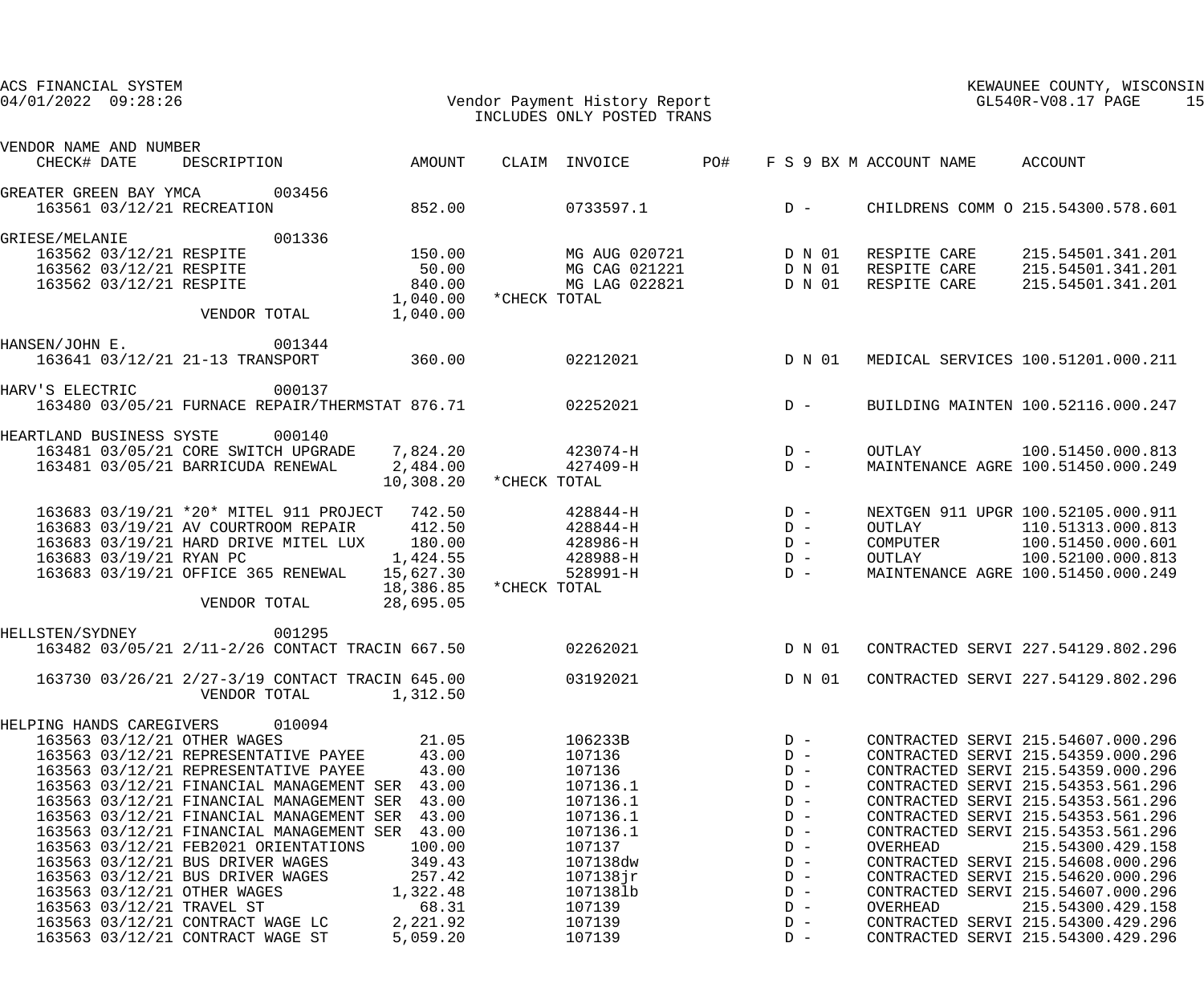ACS FINANCIAL SYSTEM
04/01/2022 09:28:26

KEWAUNEE COUNTY, WISCONSIN
GL540R-V08.17 PAGE 15

# Vendor Payment History Report
INCLUDES ONLY POSTED TRANS

| VENDOR NAME AND NUMBER / CHECK# | DATE | DESCRIPTION | AMOUNT | CLAIM | INVOICE | PO# | F S 9 BX M | ACCOUNT NAME | ACCOUNT |
|---|---|---|---|---|---|---|---|---|---|
| GREATER GREEN BAY YMCA 003456 | | | | | | | | | |
| 163561 | 03/12/21 | RECREATION | 852.00 | | 0733597.1 | | D - | CHILDRENS COMM O | 215.54300.578.601 |
| GRIESE/MELANIE 001336 | | | | | | | | | |
| 163562 | 03/12/21 | RESPITE | 150.00 | | MG AUG 020721 | | D N 01 | RESPITE CARE | 215.54501.341.201 |
| 163562 | 03/12/21 | RESPITE | 50.00 | | MG CAG 021221 | | D N 01 | RESPITE CARE | 215.54501.341.201 |
| 163562 | 03/12/21 | RESPITE | 840.00 | | MG LAG 022821 | | D N 01 | RESPITE CARE | 215.54501.341.201 |
| | | | 1,040.00 | *CHECK TOTAL | | | | | |
| | | VENDOR TOTAL | 1,040.00 | | | | | | |
| HANSEN/JOHN E. 001344 | | | | | | | | | |
| 163641 | 03/12/21 | 21-13 TRANSPORT | 360.00 | | 02212021 | | D N 01 | MEDICAL SERVICES | 100.51201.000.211 |
| HARV'S ELECTRIC 000137 | | | | | | | | | |
| 163480 | 03/05/21 | FURNACE REPAIR/THERMSTAT | 876.71 | | 02252021 | | D - | BUILDING MAINTEN | 100.52116.000.247 |
| HEARTLAND BUSINESS SYSTE 000140 | | | | | | | | | |
| 163481 | 03/05/21 | CORE SWITCH UPGRADE | 7,824.20 | | 423074-H | | D - | OUTLAY | 100.51450.000.813 |
| 163481 | 03/05/21 | BARRICUDA RENEWAL | 2,484.00 | | 427409-H | | D - | MAINTENANCE AGRE | 100.51450.000.249 |
| | | | 10,308.20 | *CHECK TOTAL | | | | | |
| 163683 | 03/19/21 | *20* MITEL 911 PROJECT | 742.50 | | 428844-H | | D - | NEXTGEN 911 UPGR | 100.52105.000.911 |
| 163683 | 03/19/21 | AV COURTROOM REPAIR | 412.50 | | 428844-H | | D - | OUTLAY | 110.51313.000.813 |
| 163683 | 03/19/21 | HARD DRIVE MITEL LUX | 180.00 | | 428986-H | | D - | COMPUTER | 100.51450.000.601 |
| 163683 | 03/19/21 | RYAN PC | 1,424.55 | | 428988-H | | D - | OUTLAY | 100.52100.000.813 |
| 163683 | 03/19/21 | OFFICE 365 RENEWAL | 15,627.30 | | 528991-H | | D - | MAINTENANCE AGRE | 100.51450.000.249 |
| | | | 18,386.85 | *CHECK TOTAL | | | | | |
| | | VENDOR TOTAL | 28,695.05 | | | | | | |
| HELLSTEN/SYDNEY 001295 | | | | | | | | | |
| 163482 | 03/05/21 | 2/11-2/26 CONTACT TRACIN | 667.50 | | 02262021 | | D N 01 | CONTRACTED SERVI | 227.54129.802.296 |
| 163730 | 03/26/21 | 2/27-3/19 CONTACT TRACIN | 645.00 | | 03192021 | | D N 01 | CONTRACTED SERVI | 227.54129.802.296 |
| | | VENDOR TOTAL | 1,312.50 | | | | | | |
| HELPING HANDS CAREGIVERS 010094 | | | | | | | | | |
| 163563 | 03/12/21 | OTHER WAGES | 21.05 | | 106233B | | D - | CONTRACTED SERVI | 215.54607.000.296 |
| 163563 | 03/12/21 | REPRESENTATIVE PAYEE | 43.00 | | 107136 | | D - | CONTRACTED SERVI | 215.54359.000.296 |
| 163563 | 03/12/21 | REPRESENTATIVE PAYEE | 43.00 | | 107136 | | D - | CONTRACTED SERVI | 215.54359.000.296 |
| 163563 | 03/12/21 | FINANCIAL MANAGEMENT SER | 43.00 | | 107136.1 | | D - | CONTRACTED SERVI | 215.54353.561.296 |
| 163563 | 03/12/21 | FINANCIAL MANAGEMENT SER | 43.00 | | 107136.1 | | D - | CONTRACTED SERVI | 215.54353.561.296 |
| 163563 | 03/12/21 | FINANCIAL MANAGEMENT SER | 43.00 | | 107136.1 | | D - | CONTRACTED SERVI | 215.54353.561.296 |
| 163563 | 03/12/21 | FINANCIAL MANAGEMENT SER | 43.00 | | 107136.1 | | D - | CONTRACTED SERVI | 215.54353.561.296 |
| 163563 | 03/12/21 | FEB2021 ORIENTATIONS | 100.00 | | 107137 | | D - | OVERHEAD | 215.54300.429.158 |
| 163563 | 03/12/21 | BUS DRIVER WAGES | 349.43 | | 107138dw | | D - | CONTRACTED SERVI | 215.54608.000.296 |
| 163563 | 03/12/21 | BUS DRIVER WAGES | 257.42 | | 107138jr | | D - | CONTRACTED SERVI | 215.54620.000.296 |
| 163563 | 03/12/21 | OTHER WAGES | 1,322.48 | | 107138lb | | D - | CONTRACTED SERVI | 215.54607.000.296 |
| 163563 | 03/12/21 | TRAVEL ST | 68.31 | | 107139 | | D - | OVERHEAD | 215.54300.429.158 |
| 163563 | 03/12/21 | CONTRACT WAGE LC | 2,221.92 | | 107139 | | D - | CONTRACTED SERVI | 215.54300.429.296 |
| 163563 | 03/12/21 | CONTRACT WAGE ST | 5,059.20 | | 107139 | | D - | CONTRACTED SERVI | 215.54300.429.296 |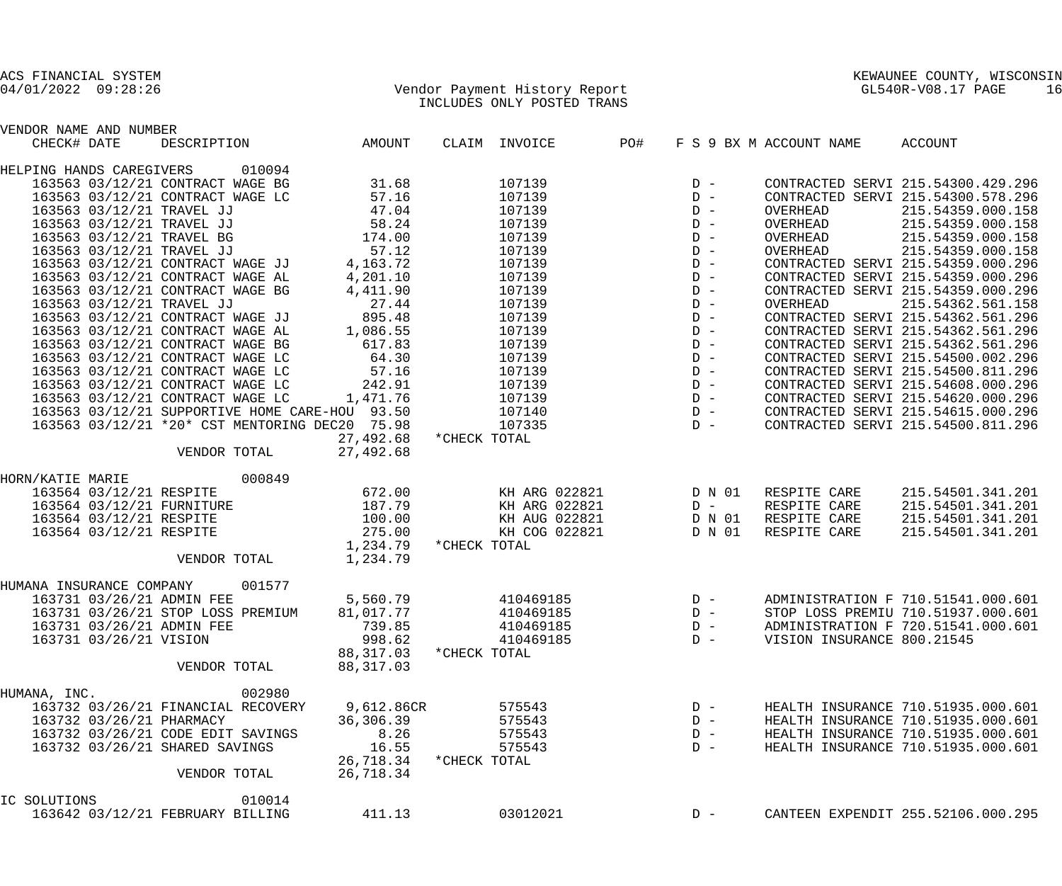ACS FINANCIAL SYSTEM
04/01/2022 09:28:26

Vendor Payment History Report
INCLUDES ONLY POSTED TRANS

KEWAUNEE COUNTY, WISCONSIN
GL540R-V08.17 PAGE 16

| VENDOR NAME AND NUMBER / CHECK# | DATE | DESCRIPTION | AMOUNT | CLAIM | INVOICE | PO# | F S 9 BX M | ACCOUNT NAME | ACCOUNT |
|---|---|---|---|---|---|---|---|---|---|
| HELPING HANDS CAREGIVERS 010094 | | | | | | | | | |
| 163563 | 03/12/21 | CONTRACT WAGE BG | 31.68 | | 107139 | | D - | CONTRACTED SERVI | 215.54300.429.296 |
| 163563 | 03/12/21 | CONTRACT WAGE LC | 57.16 | | 107139 | | D - | CONTRACTED SERVI | 215.54300.578.296 |
| 163563 | 03/12/21 | TRAVEL JJ | 47.04 | | 107139 | | D - | OVERHEAD | 215.54359.000.158 |
| 163563 | 03/12/21 | TRAVEL JJ | 58.24 | | 107139 | | D - | OVERHEAD | 215.54359.000.158 |
| 163563 | 03/12/21 | TRAVEL BG | 174.00 | | 107139 | | D - | OVERHEAD | 215.54359.000.158 |
| 163563 | 03/12/21 | TRAVEL JJ | 57.12 | | 107139 | | D - | OVERHEAD | 215.54359.000.158 |
| 163563 | 03/12/21 | CONTRACT WAGE JJ | 4,163.72 | | 107139 | | D - | CONTRACTED SERVI | 215.54359.000.296 |
| 163563 | 03/12/21 | CONTRACT WAGE AL | 4,201.10 | | 107139 | | D - | CONTRACTED SERVI | 215.54359.000.296 |
| 163563 | 03/12/21 | CONTRACT WAGE BG | 4,411.90 | | 107139 | | D - | CONTRACTED SERVI | 215.54359.000.296 |
| 163563 | 03/12/21 | TRAVEL JJ | 27.44 | | 107139 | | D - | OVERHEAD | 215.54362.561.158 |
| 163563 | 03/12/21 | CONTRACT WAGE JJ | 895.48 | | 107139 | | D - | CONTRACTED SERVI | 215.54362.561.296 |
| 163563 | 03/12/21 | CONTRACT WAGE AL | 1,086.55 | | 107139 | | D - | CONTRACTED SERVI | 215.54362.561.296 |
| 163563 | 03/12/21 | CONTRACT WAGE BG | 617.83 | | 107139 | | D - | CONTRACTED SERVI | 215.54362.561.296 |
| 163563 | 03/12/21 | CONTRACT WAGE LC | 64.30 | | 107139 | | D - | CONTRACTED SERVI | 215.54500.002.296 |
| 163563 | 03/12/21 | CONTRACT WAGE LC | 57.16 | | 107139 | | D - | CONTRACTED SERVI | 215.54500.811.296 |
| 163563 | 03/12/21 | CONTRACT WAGE LC | 242.91 | | 107139 | | D - | CONTRACTED SERVI | 215.54608.000.296 |
| 163563 | 03/12/21 | CONTRACT WAGE LC | 1,471.76 | | 107139 | | D - | CONTRACTED SERVI | 215.54620.000.296 |
| 163563 | 03/12/21 | SUPPORTIVE HOME CARE-HOU | 93.50 | | 107140 | | D - | CONTRACTED SERVI | 215.54615.000.296 |
| 163563 | 03/12/21 | *20* CST MENTORING DEC20 | 75.98 | | 107335 | | D - | CONTRACTED SERVI | 215.54500.811.296 |
| | | | 27,492.68 | *CHECK TOTAL | | | | | |
| | | VENDOR TOTAL | 27,492.68 | | | | | | |
| HORN/KATIE MARIE 000849 | | | | | | | | | |
| 163564 | 03/12/21 | RESPITE | 672.00 | | KH ARG 022821 | | D N 01 | RESPITE CARE | 215.54501.341.201 |
| 163564 | 03/12/21 | FURNITURE | 187.79 | | KH ARG 022821 | | D - | RESPITE CARE | 215.54501.341.201 |
| 163564 | 03/12/21 | RESPITE | 100.00 | | KH AUG 022821 | | D N 01 | RESPITE CARE | 215.54501.341.201 |
| 163564 | 03/12/21 | RESPITE | 275.00 | | KH COG 022821 | | D N 01 | RESPITE CARE | 215.54501.341.201 |
| | | | 1,234.79 | *CHECK TOTAL | | | | | |
| | | VENDOR TOTAL | 1,234.79 | | | | | | |
| HUMANA INSURANCE COMPANY 001577 | | | | | | | | | |
| 163731 | 03/26/21 | ADMIN FEE | 5,560.79 | | 410469185 | | D - | ADMINISTRATION F | 710.51541.000.601 |
| 163731 | 03/26/21 | STOP LOSS PREMIUM | 81,017.77 | | 410469185 | | D - | STOP LOSS PREMIU | 710.51937.000.601 |
| 163731 | 03/26/21 | ADMIN FEE | 739.85 | | 410469185 | | D - | ADMINISTRATION F | 720.51541.000.601 |
| 163731 | 03/26/21 | VISION | 998.62 | | 410469185 | | D - | VISION INSURANCE | 800.21545 |
| | | | 88,317.03 | *CHECK TOTAL | | | | | |
| | | VENDOR TOTAL | 88,317.03 | | | | | | |
| HUMANA, INC. 002980 | | | | | | | | | |
| 163732 | 03/26/21 | FINANCIAL RECOVERY | 9,612.86CR | | 575543 | | D - | HEALTH INSURANCE | 710.51935.000.601 |
| 163732 | 03/26/21 | PHARMACY | 36,306.39 | | 575543 | | D - | HEALTH INSURANCE | 710.51935.000.601 |
| 163732 | 03/26/21 | CODE EDIT SAVINGS | 8.26 | | 575543 | | D - | HEALTH INSURANCE | 710.51935.000.601 |
| 163732 | 03/26/21 | SHARED SAVINGS | 16.55 | | 575543 | | D - | HEALTH INSURANCE | 710.51935.000.601 |
| | | | 26,718.34 | *CHECK TOTAL | | | | | |
| | | VENDOR TOTAL | 26,718.34 | | | | | | |
| IC SOLUTIONS 010014 | | | | | | | | | |
| 163642 | 03/12/21 | FEBRUARY BILLING | 411.13 | | 03012021 | | D - | CANTEEN EXPENDIT | 255.52106.000.295 |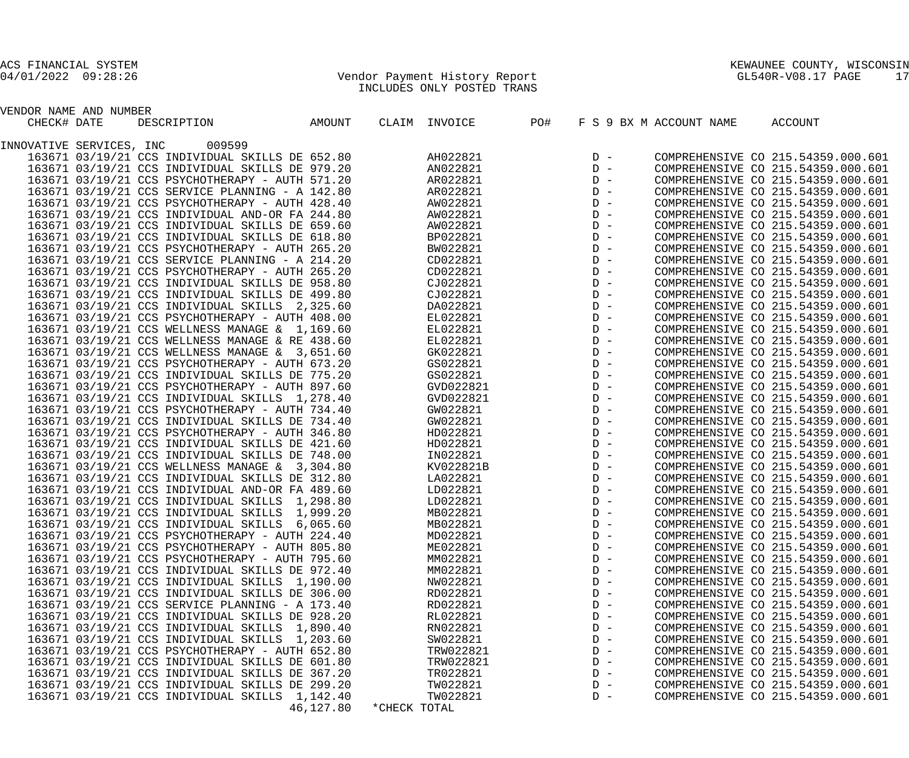ACS FINANCIAL SYSTEM
04/01/2022 09:28:26

Vendor Payment History Report
INCLUDES ONLY POSTED TRANS

KEWAUNEE COUNTY, WISCONSIN
GL540R-V08.17 PAGE 17

| VENDOR NAME AND NUMBER CHECK# | DATE | DESCRIPTION | AMOUNT | CLAIM | INVOICE | PO# | F S 9 BX M | ACCOUNT NAME | ACCOUNT |
|---|---|---|---|---|---|---|---|---|---|
| INNOVATIVE SERVICES, INC 009599 | | | | | | | | | |
| 163671 | 03/19/21 | CCS INDIVIDUAL SKILLS DE | 652.80 | | AH022821 | | D - | COMPREHENSIVE CO | 215.54359.000.601 |
| 163671 | 03/19/21 | CCS INDIVIDUAL SKILLS DE | 979.20 | | AN022821 | | D - | COMPREHENSIVE CO | 215.54359.000.601 |
| 163671 | 03/19/21 | CCS PSYCHOTHERAPY - AUTH | 571.20 | | AR022821 | | D - | COMPREHENSIVE CO | 215.54359.000.601 |
| 163671 | 03/19/21 | CCS SERVICE PLANNING - A | 142.80 | | AR022821 | | D - | COMPREHENSIVE CO | 215.54359.000.601 |
| 163671 | 03/19/21 | CCS PSYCHOTHERAPY - AUTH | 428.40 | | AW022821 | | D - | COMPREHENSIVE CO | 215.54359.000.601 |
| 163671 | 03/19/21 | CCS INDIVIDUAL AND-OR FA | 244.80 | | AW022821 | | D - | COMPREHENSIVE CO | 215.54359.000.601 |
| 163671 | 03/19/21 | CCS INDIVIDUAL SKILLS DE | 659.60 | | AW022821 | | D - | COMPREHENSIVE CO | 215.54359.000.601 |
| 163671 | 03/19/21 | CCS INDIVIDUAL SKILLS DE | 618.80 | | BP022821 | | D - | COMPREHENSIVE CO | 215.54359.000.601 |
| 163671 | 03/19/21 | CCS PSYCHOTHERAPY - AUTH | 265.20 | | BW022821 | | D - | COMPREHENSIVE CO | 215.54359.000.601 |
| 163671 | 03/19/21 | CCS SERVICE PLANNING - A | 214.20 | | CD022821 | | D - | COMPREHENSIVE CO | 215.54359.000.601 |
| 163671 | 03/19/21 | CCS PSYCHOTHERAPY - AUTH | 265.20 | | CD022821 | | D - | COMPREHENSIVE CO | 215.54359.000.601 |
| 163671 | 03/19/21 | CCS INDIVIDUAL SKILLS DE | 958.80 | | CJ022821 | | D - | COMPREHENSIVE CO | 215.54359.000.601 |
| 163671 | 03/19/21 | CCS INDIVIDUAL SKILLS DE | 499.80 | | CJ022821 | | D - | COMPREHENSIVE CO | 215.54359.000.601 |
| 163671 | 03/19/21 | CCS INDIVIDUAL SKILLS | 2,325.60 | | DA022821 | | D - | COMPREHENSIVE CO | 215.54359.000.601 |
| 163671 | 03/19/21 | CCS PSYCHOTHERAPY - AUTH | 408.00 | | EL022821 | | D - | COMPREHENSIVE CO | 215.54359.000.601 |
| 163671 | 03/19/21 | CCS WELLNESS MANAGE & | 1,169.60 | | EL022821 | | D - | COMPREHENSIVE CO | 215.54359.000.601 |
| 163671 | 03/19/21 | CCS WELLNESS MANAGE & RE | 438.60 | | EL022821 | | D - | COMPREHENSIVE CO | 215.54359.000.601 |
| 163671 | 03/19/21 | CCS WELLNESS MANAGE & | 3,651.60 | | GK022821 | | D - | COMPREHENSIVE CO | 215.54359.000.601 |
| 163671 | 03/19/21 | CCS PSYCHOTHERAPY - AUTH | 673.20 | | GS022821 | | D - | COMPREHENSIVE CO | 215.54359.000.601 |
| 163671 | 03/19/21 | CCS INDIVIDUAL SKILLS DE | 775.20 | | GS022821 | | D - | COMPREHENSIVE CO | 215.54359.000.601 |
| 163671 | 03/19/21 | CCS PSYCHOTHERAPY - AUTH | 897.60 | | GVD022821 | | D - | COMPREHENSIVE CO | 215.54359.000.601 |
| 163671 | 03/19/21 | CCS INDIVIDUAL SKILLS | 1,278.40 | | GVD022821 | | D - | COMPREHENSIVE CO | 215.54359.000.601 |
| 163671 | 03/19/21 | CCS PSYCHOTHERAPY - AUTH | 734.40 | | GW022821 | | D - | COMPREHENSIVE CO | 215.54359.000.601 |
| 163671 | 03/19/21 | CCS INDIVIDUAL SKILLS DE | 734.40 | | GW022821 | | D - | COMPREHENSIVE CO | 215.54359.000.601 |
| 163671 | 03/19/21 | CCS PSYCHOTHERAPY - AUTH | 346.80 | | HD022821 | | D - | COMPREHENSIVE CO | 215.54359.000.601 |
| 163671 | 03/19/21 | CCS INDIVIDUAL SKILLS DE | 421.60 | | HD022821 | | D - | COMPREHENSIVE CO | 215.54359.000.601 |
| 163671 | 03/19/21 | CCS INDIVIDUAL SKILLS DE | 748.00 | | IN022821 | | D - | COMPREHENSIVE CO | 215.54359.000.601 |
| 163671 | 03/19/21 | CCS WELLNESS MANAGE & | 3,304.80 | | KV022821B | | D - | COMPREHENSIVE CO | 215.54359.000.601 |
| 163671 | 03/19/21 | CCS INDIVIDUAL SKILLS DE | 312.80 | | LA022821 | | D - | COMPREHENSIVE CO | 215.54359.000.601 |
| 163671 | 03/19/21 | CCS INDIVIDUAL AND-OR FA | 489.60 | | LD022821 | | D - | COMPREHENSIVE CO | 215.54359.000.601 |
| 163671 | 03/19/21 | CCS INDIVIDUAL SKILLS | 1,298.80 | | LD022821 | | D - | COMPREHENSIVE CO | 215.54359.000.601 |
| 163671 | 03/19/21 | CCS INDIVIDUAL SKILLS | 1,999.20 | | MB022821 | | D - | COMPREHENSIVE CO | 215.54359.000.601 |
| 163671 | 03/19/21 | CCS INDIVIDUAL SKILLS | 6,065.60 | | MB022821 | | D - | COMPREHENSIVE CO | 215.54359.000.601 |
| 163671 | 03/19/21 | CCS PSYCHOTHERAPY - AUTH | 224.40 | | MD022821 | | D - | COMPREHENSIVE CO | 215.54359.000.601 |
| 163671 | 03/19/21 | CCS PSYCHOTHERAPY - AUTH | 805.80 | | ME022821 | | D - | COMPREHENSIVE CO | 215.54359.000.601 |
| 163671 | 03/19/21 | CCS PSYCHOTHERAPY - AUTH | 795.60 | | MM022821 | | D - | COMPREHENSIVE CO | 215.54359.000.601 |
| 163671 | 03/19/21 | CCS INDIVIDUAL SKILLS DE | 972.40 | | MM022821 | | D - | COMPREHENSIVE CO | 215.54359.000.601 |
| 163671 | 03/19/21 | CCS INDIVIDUAL SKILLS | 1,190.00 | | NW022821 | | D - | COMPREHENSIVE CO | 215.54359.000.601 |
| 163671 | 03/19/21 | CCS INDIVIDUAL SKILLS DE | 306.00 | | RD022821 | | D - | COMPREHENSIVE CO | 215.54359.000.601 |
| 163671 | 03/19/21 | CCS SERVICE PLANNING - A | 173.40 | | RD022821 | | D - | COMPREHENSIVE CO | 215.54359.000.601 |
| 163671 | 03/19/21 | CCS INDIVIDUAL SKILLS DE | 928.20 | | RL022821 | | D - | COMPREHENSIVE CO | 215.54359.000.601 |
| 163671 | 03/19/21 | CCS INDIVIDUAL SKILLS | 1,890.40 | | RN022821 | | D - | COMPREHENSIVE CO | 215.54359.000.601 |
| 163671 | 03/19/21 | CCS INDIVIDUAL SKILLS | 1,203.60 | | SW022821 | | D - | COMPREHENSIVE CO | 215.54359.000.601 |
| 163671 | 03/19/21 | CCS PSYCHOTHERAPY - AUTH | 652.80 | | TRW022821 | | D - | COMPREHENSIVE CO | 215.54359.000.601 |
| 163671 | 03/19/21 | CCS INDIVIDUAL SKILLS DE | 601.80 | | TRW022821 | | D - | COMPREHENSIVE CO | 215.54359.000.601 |
| 163671 | 03/19/21 | CCS INDIVIDUAL SKILLS DE | 367.20 | | TR022821 | | D - | COMPREHENSIVE CO | 215.54359.000.601 |
| 163671 | 03/19/21 | CCS INDIVIDUAL SKILLS DE | 299.20 | | TW022821 | | D - | COMPREHENSIVE CO | 215.54359.000.601 |
| 163671 | 03/19/21 | CCS INDIVIDUAL SKILLS | 1,142.40 | | TW022821 | | D - | COMPREHENSIVE CO | 215.54359.000.601 |
| | | | 46,127.80 | *CHECK TOTAL | | | | | |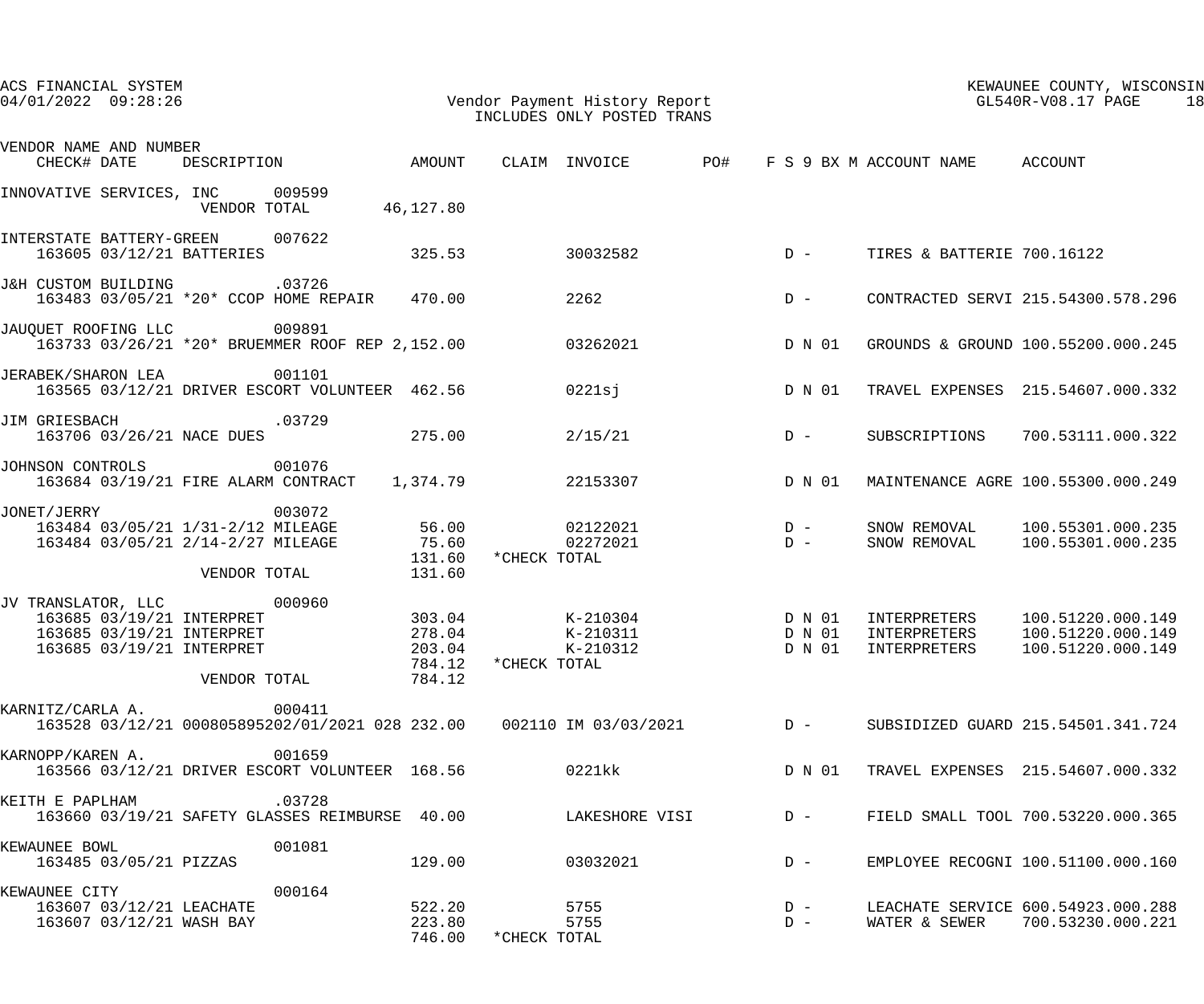ACS FINANCIAL SYSTEM
04/01/2022 09:28:26

Vendor Payment History Report
INCLUDES ONLY POSTED TRANS

KEWAUNEE COUNTY, WISCONSIN
GL540R-V08.17 PAGE 18

| VENDOR NAME AND NUMBER / CHECK# DATE | DESCRIPTION | AMOUNT | CLAIM | INVOICE | PO# | F S 9 BX M | ACCOUNT NAME | ACCOUNT |
|---|---|---|---|---|---|---|---|---|
| INNOVATIVE SERVICES, INC 009599 | | | | | | | | |
| | VENDOR TOTAL | 46,127.80 | | | | | | |
| INTERSTATE BATTERY-GREEN 007622 | | | | | | | | |
| 163605 03/12/21 | BATTERIES | 325.53 | | 30032582 | | D - | TIRES & BATTERIE | 700.16122 |
| J&H CUSTOM BUILDING .03726 | | | | | | | | |
| 163483 03/05/21 | *20* CCOP HOME REPAIR | 470.00 | | 2262 | | D - | CONTRACTED SERVI | 215.54300.578.296 |
| JAUQUET ROOFING LLC 009891 | | | | | | | | |
| 163733 03/26/21 | *20* BRUEMMER ROOF REP | 2,152.00 | | 03262021 | | D N 01 | GROUNDS & GROUND | 100.55200.000.245 |
| JERABEK/SHARON LEA 001101 | | | | | | | | |
| 163565 03/12/21 | DRIVER ESCORT VOLUNTEER | 462.56 | | 0221sj | | D N 01 | TRAVEL EXPENSES | 215.54607.000.332 |
| JIM GRIESBACH .03729 | | | | | | | | |
| 163706 03/26/21 | NACE DUES | 275.00 | | 2/15/21 | | D - | SUBSCRIPTIONS | 700.53111.000.322 |
| JOHNSON CONTROLS 001076 | | | | | | | | |
| 163684 03/19/21 | FIRE ALARM CONTRACT | 1,374.79 | | 22153307 | | D N 01 | MAINTENANCE AGRE | 100.55300.000.249 |
| JONET/JERRY 003072 | | | | | | | | |
| 163484 03/05/21 | 1/31-2/12 MILEAGE | 56.00 | | 02122021 | | D - | SNOW REMOVAL | 100.55301.000.235 |
| 163484 03/05/21 | 2/14-2/27 MILEAGE | 75.60 | | 02272021 | | D - | SNOW REMOVAL | 100.55301.000.235 |
| | | 131.60 | *CHECK TOTAL | | | | | |
| | VENDOR TOTAL | 131.60 | | | | | | |
| JV TRANSLATOR, LLC 000960 | | | | | | | | |
| 163685 03/19/21 | INTERPRET | 303.04 | | K-210304 | | D N 01 | INTERPRETERS | 100.51220.000.149 |
| 163685 03/19/21 | INTERPRET | 278.04 | | K-210311 | | D N 01 | INTERPRETERS | 100.51220.000.149 |
| 163685 03/19/21 | INTERPRET | 203.04 | | K-210312 | | D N 01 | INTERPRETERS | 100.51220.000.149 |
| | | 784.12 | *CHECK TOTAL | | | | | |
| | VENDOR TOTAL | 784.12 | | | | | | |
| KARNITZ/CARLA A. 000411 | | | | | | | | |
| 163528 03/12/21 | 000805895202/01/2021 028 | 232.00 | 002110 | IM 03/03/2021 | | D - | SUBSIDIZED GUARD | 215.54501.341.724 |
| KARNOPP/KAREN A. 001659 | | | | | | | | |
| 163566 03/12/21 | DRIVER ESCORT VOLUNTEER | 168.56 | | 0221kk | | D N 01 | TRAVEL EXPENSES | 215.54607.000.332 |
| KEITH E PAPLHAM .03728 | | | | | | | | |
| 163660 03/19/21 | SAFETY GLASSES REIMBURSE | 40.00 | | LAKESHORE VISI | | D - | FIELD SMALL TOOL | 700.53220.000.365 |
| KEWAUNEE BOWL 001081 | | | | | | | | |
| 163485 03/05/21 | PIZZAS | 129.00 | | 03032021 | | D - | EMPLOYEE RECOGNI | 100.51100.000.160 |
| KEWAUNEE CITY 000164 | | | | | | | | |
| 163607 03/12/21 | LEACHATE | 522.20 | | 5755 | | D - | LEACHATE SERVICE | 600.54923.000.288 |
| 163607 03/12/21 | WASH BAY | 223.80 | | 5755 | | D - | WATER & SEWER | 700.53230.000.221 |
| | | 746.00 | *CHECK TOTAL | | | | | |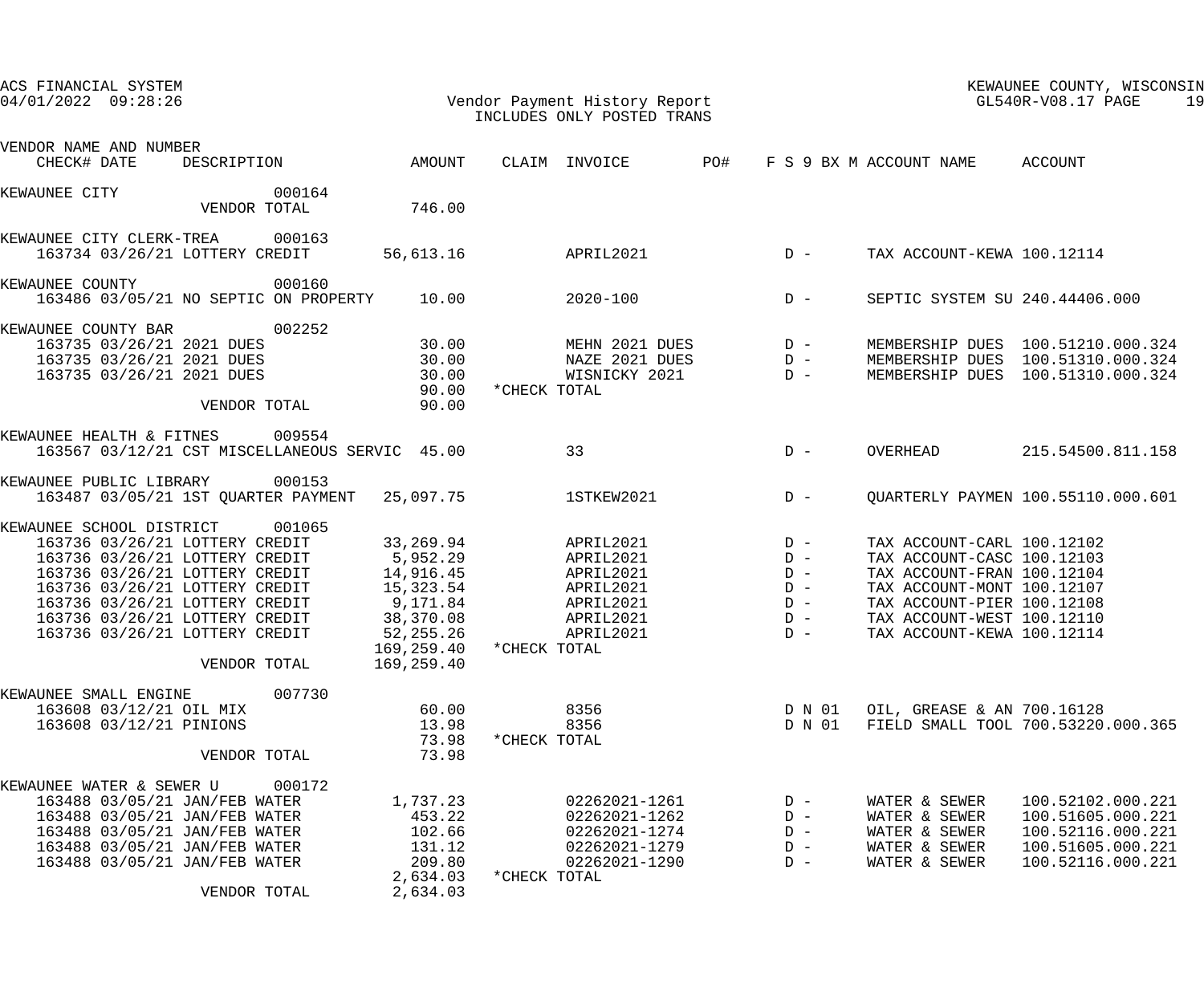ACS FINANCIAL SYSTEM
04/01/2022 09:28:26

Vendor Payment History Report
INCLUDES ONLY POSTED TRANS

KEWAUNEE COUNTY, WISCONSIN
GL540R-V08.17 PAGE 19

| VENDOR NAME AND NUMBER CHECK# DATE | DESCRIPTION | AMOUNT | CLAIM | INVOICE | PO# | F S 9 BX M | ACCOUNT NAME | ACCOUNT |
|---|---|---|---|---|---|---|---|---|
| KEWAUNEE CITY 000164 | | | | | | | | |
| | VENDOR TOTAL | 746.00 | | | | | | |
| KEWAUNEE CITY CLERK-TREA 000163 | | | | | | | | |
| 163734 03/26/21 | LOTTERY CREDIT | 56,613.16 | | APRIL2021 | | D - | TAX ACCOUNT-KEWA | 100.12114 |
| KEWAUNEE COUNTY 000160 | | | | | | | | |
| 163486 03/05/21 | NO SEPTIC ON PROPERTY | 10.00 | | 2020-100 | | D - | SEPTIC SYSTEM SU | 240.44406.000 |
| KEWAUNEE COUNTY BAR 002252 | | | | | | | | |
| 163735 03/26/21 | 2021 DUES | 30.00 | | MEHN 2021 DUES | | D - | MEMBERSHIP DUES | 100.51210.000.324 |
| 163735 03/26/21 | 2021 DUES | 30.00 | | NAZE 2021 DUES | | D - | MEMBERSHIP DUES | 100.51310.000.324 |
| 163735 03/26/21 | 2021 DUES | 30.00 | | WISNICKY 2021 | | D - | MEMBERSHIP DUES | 100.51310.000.324 |
| | | 90.00 | *CHECK TOTAL | | | | | |
| | VENDOR TOTAL | 90.00 | | | | | | |
| KEWAUNEE HEALTH & FITNES 009554 | | | | | | | | |
| 163567 03/12/21 | CST MISCELLANEOUS SERVIC | 45.00 | | 33 | | D - | OVERHEAD | 215.54500.811.158 |
| KEWAUNEE PUBLIC LIBRARY 000153 | | | | | | | | |
| 163487 03/05/21 | 1ST QUARTER PAYMENT | 25,097.75 | | 1STKEW2021 | | D - | QUARTERLY PAYMEN | 100.55110.000.601 |
| KEWAUNEE SCHOOL DISTRICT 001065 | | | | | | | | |
| 163736 03/26/21 | LOTTERY CREDIT | 33,269.94 | | APRIL2021 | | D - | TAX ACCOUNT-CARL | 100.12102 |
| 163736 03/26/21 | LOTTERY CREDIT | 5,952.29 | | APRIL2021 | | D - | TAX ACCOUNT-CASC | 100.12103 |
| 163736 03/26/21 | LOTTERY CREDIT | 14,916.45 | | APRIL2021 | | D - | TAX ACCOUNT-FRAN | 100.12104 |
| 163736 03/26/21 | LOTTERY CREDIT | 15,323.54 | | APRIL2021 | | D - | TAX ACCOUNT-MONT | 100.12107 |
| 163736 03/26/21 | LOTTERY CREDIT | 9,171.84 | | APRIL2021 | | D - | TAX ACCOUNT-PIER | 100.12108 |
| 163736 03/26/21 | LOTTERY CREDIT | 38,370.08 | | APRIL2021 | | D - | TAX ACCOUNT-WEST | 100.12110 |
| 163736 03/26/21 | LOTTERY CREDIT | 52,255.26 | | APRIL2021 | | D - | TAX ACCOUNT-KEWA | 100.12114 |
| | | 169,259.40 | *CHECK TOTAL | | | | | |
| | VENDOR TOTAL | 169,259.40 | | | | | | |
| KEWAUNEE SMALL ENGINE 007730 | | | | | | | | |
| 163608 03/12/21 | OIL MIX | 60.00 | | 8356 | | D N 01 | OIL, GREASE & AN | 700.16128 |
| 163608 03/12/21 | PINIONS | 13.98 | | 8356 | | D N 01 | FIELD SMALL TOOL | 700.53220.000.365 |
| | | 73.98 | *CHECK TOTAL | | | | | |
| | VENDOR TOTAL | 73.98 | | | | | | |
| KEWAUNEE WATER & SEWER U 000172 | | | | | | | | |
| 163488 03/05/21 | JAN/FEB WATER | 1,737.23 | | 02262021-1261 | | D - | WATER & SEWER | 100.52102.000.221 |
| 163488 03/05/21 | JAN/FEB WATER | 453.22 | | 02262021-1262 | | D - | WATER & SEWER | 100.51605.000.221 |
| 163488 03/05/21 | JAN/FEB WATER | 102.66 | | 02262021-1274 | | D - | WATER & SEWER | 100.52116.000.221 |
| 163488 03/05/21 | JAN/FEB WATER | 131.12 | | 02262021-1279 | | D - | WATER & SEWER | 100.51605.000.221 |
| 163488 03/05/21 | JAN/FEB WATER | 209.80 | | 02262021-1290 | | D - | WATER & SEWER | 100.52116.000.221 |
| | | 2,634.03 | *CHECK TOTAL | | | | | |
| | VENDOR TOTAL | 2,634.03 | | | | | | |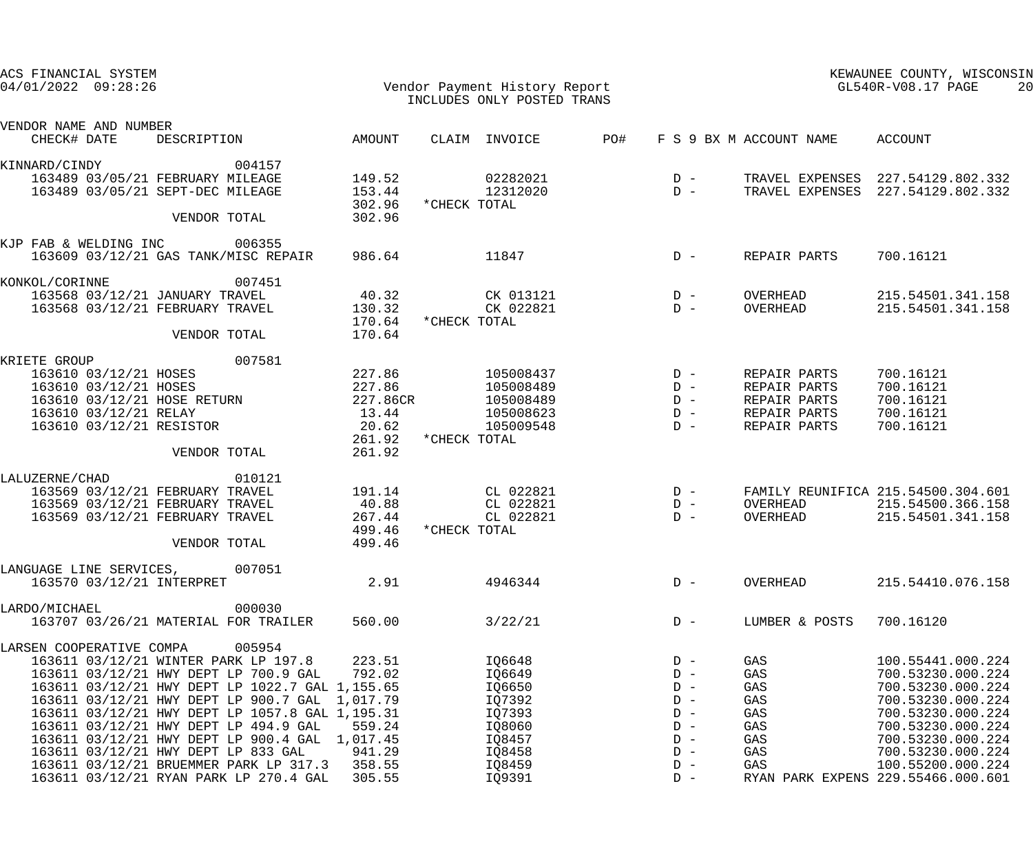ACS FINANCIAL SYSTEM
04/01/2022 09:28:26

Vendor Payment History Report
INCLUDES ONLY POSTED TRANS

KEWAUNEE COUNTY, WISCONSIN
GL540R-V08.17 PAGE 20

| VENDOR NAME AND NUMBER / CHECK# DATE | DESCRIPTION | AMOUNT | CLAIM | INVOICE | PO# | F S 9 BX M | ACCOUNT NAME | ACCOUNT |
|---|---|---|---|---|---|---|---|---|
| KINNARD/CINDY 004157 | | | | | | | | |
| 163489 03/05/21 | FEBRUARY MILEAGE | 149.52 | | 02282021 | | D - | TRAVEL EXPENSES | 227.54129.802.332 |
| 163489 03/05/21 | SEPT-DEC MILEAGE | 153.44 | | 12312020 | | D - | TRAVEL EXPENSES | 227.54129.802.332 |
| | | 302.96 | *CHECK TOTAL | | | | | |
| | VENDOR TOTAL | 302.96 | | | | | | |
| KJP FAB & WELDING INC 006355 | | | | | | | | |
| 163609 03/12/21 | GAS TANK/MISC REPAIR | 986.64 | | 11847 | | D - | REPAIR PARTS | 700.16121 |
| KONKOL/CORINNE 007451 | | | | | | | | |
| 163568 03/12/21 | JANUARY TRAVEL | 40.32 | | CK 013121 | | D - | OVERHEAD | 215.54501.341.158 |
| 163568 03/12/21 | FEBRUARY TRAVEL | 130.32 | | CK 022821 | | D - | OVERHEAD | 215.54501.341.158 |
| | | 170.64 | *CHECK TOTAL | | | | | |
| | VENDOR TOTAL | 170.64 | | | | | | |
| KRIETE GROUP 007581 | | | | | | | | |
| 163610 03/12/21 | HOSES | 227.86 | | 105008437 | | D - | REPAIR PARTS | 700.16121 |
| 163610 03/12/21 | HOSES | 227.86 | | 105008489 | | D - | REPAIR PARTS | 700.16121 |
| 163610 03/12/21 | HOSE RETURN | 227.86CR | | 105008489 | | D - | REPAIR PARTS | 700.16121 |
| 163610 03/12/21 | RELAY | 13.44 | | 105008623 | | D - | REPAIR PARTS | 700.16121 |
| 163610 03/12/21 | RESISTOR | 20.62 | | 105009548 | | D - | REPAIR PARTS | 700.16121 |
| | | 261.92 | *CHECK TOTAL | | | | | |
| | VENDOR TOTAL | 261.92 | | | | | | |
| LALUZERNE/CHAD 010121 | | | | | | | | |
| 163569 03/12/21 | FEBRUARY TRAVEL | 191.14 | | CL 022821 | | D - | FAMILY REUNIFICA | 215.54500.304.601 |
| 163569 03/12/21 | FEBRUARY TRAVEL | 40.88 | | CL 022821 | | D - | OVERHEAD | 215.54500.366.158 |
| 163569 03/12/21 | FEBRUARY TRAVEL | 267.44 | | CL 022821 | | D - | OVERHEAD | 215.54501.341.158 |
| | | 499.46 | *CHECK TOTAL | | | | | |
| | VENDOR TOTAL | 499.46 | | | | | | |
| LANGUAGE LINE SERVICES, 007051 | | | | | | | | |
| 163570 03/12/21 | INTERPRET | 2.91 | | 4946344 | | D - | OVERHEAD | 215.54410.076.158 |
| LARDO/MICHAEL 000030 | | | | | | | | |
| 163707 03/26/21 | MATERIAL FOR TRAILER | 560.00 | | 3/22/21 | | D - | LUMBER & POSTS | 700.16120 |
| LARSEN COOPERATIVE COMPA 005954 | | | | | | | | |
| 163611 03/12/21 | WINTER PARK LP 197.8 | 223.51 | | IQ6648 | | D - | GAS | 100.55441.000.224 |
| 163611 03/12/21 | HWY DEPT LP 700.9 GAL | 792.02 | | IQ6649 | | D - | GAS | 700.53230.000.224 |
| 163611 03/12/21 | HWY DEPT LP 1022.7 GAL | 1,155.65 | | IQ6650 | | D - | GAS | 700.53230.000.224 |
| 163611 03/12/21 | HWY DEPT LP 900.7 GAL | 1,017.79 | | IQ7392 | | D - | GAS | 700.53230.000.224 |
| 163611 03/12/21 | HWY DEPT LP 1057.8 GAL | 1,195.31 | | IQ7393 | | D - | GAS | 700.53230.000.224 |
| 163611 03/12/21 | HWY DEPT LP 494.9 GAL | 559.24 | | IQ8060 | | D - | GAS | 700.53230.000.224 |
| 163611 03/12/21 | HWY DEPT LP 900.4 GAL | 1,017.45 | | IQ8457 | | D - | GAS | 700.53230.000.224 |
| 163611 03/12/21 | HWY DEPT LP 833 GAL | 941.29 | | IQ8458 | | D - | GAS | 700.53230.000.224 |
| 163611 03/12/21 | BRUEMMER PARK LP 317.3 | 358.55 | | IQ8459 | | D - | GAS | 100.55200.000.224 |
| 163611 03/12/21 | RYAN PARK LP 270.4 GAL | 305.55 | | IQ9391 | | D - | RYAN PARK EXPENS | 229.55466.000.601 |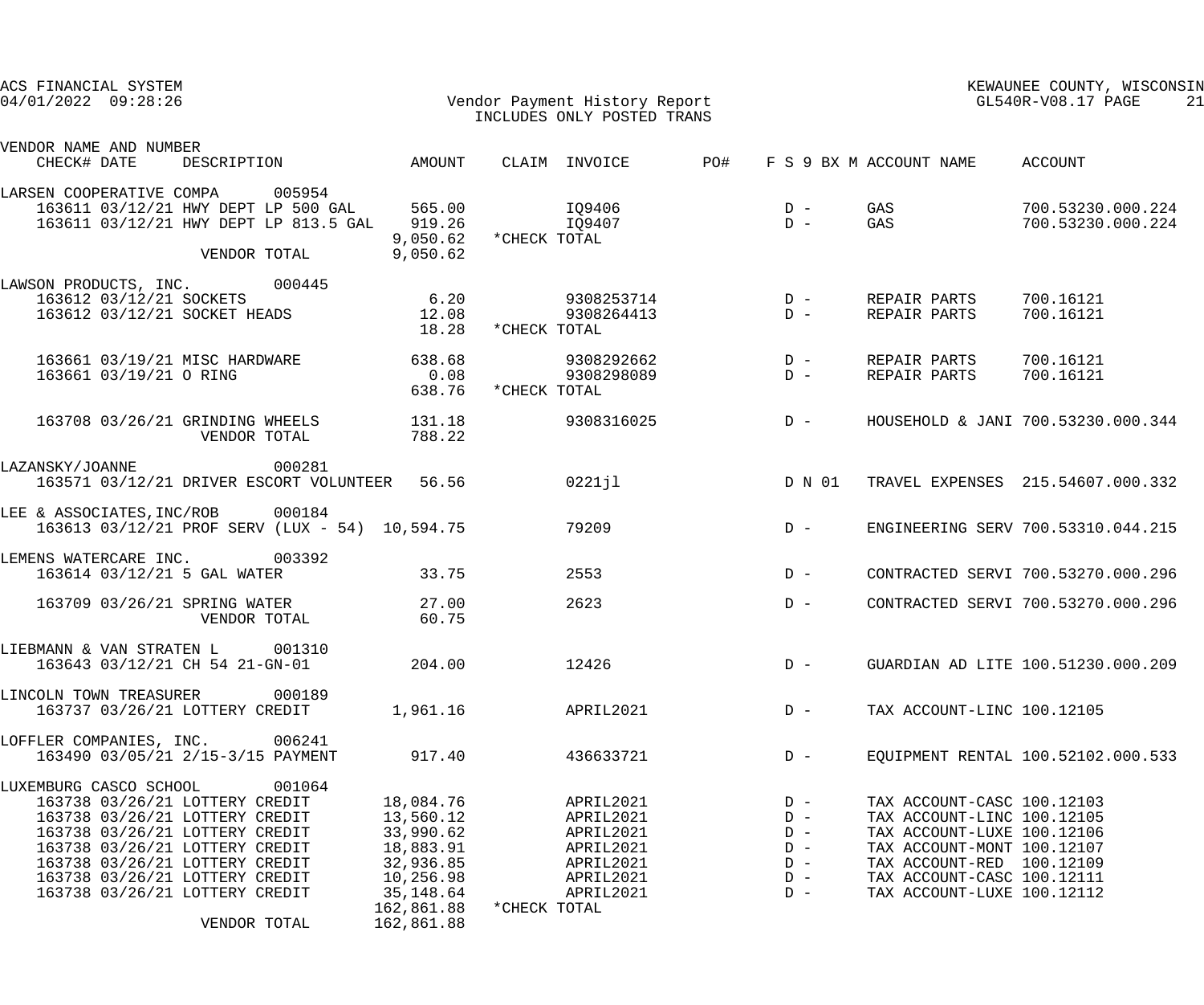ACS FINANCIAL SYSTEM
04/01/2022 09:28:26

Vendor Payment History Report
INCLUDES ONLY POSTED TRANS

KEWAUNEE COUNTY, WISCONSIN
GL540R-V08.17 PAGE 21

| VENDOR NAME AND NUMBER / CHECK# DATE | DESCRIPTION | AMOUNT | CLAIM | INVOICE | PO# | F S 9 BX M | ACCOUNT NAME | ACCOUNT |
|---|---|---|---|---|---|---|---|---|
| LARSEN COOPERATIVE COMPA 005954 | | | | | | | | |
| 163611 03/12/21 | HWY DEPT LP 500 GAL | 565.00 | | IQ9406 | | D - | GAS | 700.53230.000.224 |
| 163611 03/12/21 | HWY DEPT LP 813.5 GAL | 919.26 | | IQ9407 | | D - | GAS | 700.53230.000.224 |
| | | 9,050.62 | *CHECK TOTAL | | | | | |
| | VENDOR TOTAL | 9,050.62 | | | | | | |
| LAWSON PRODUCTS, INC. 000445 | | | | | | | | |
| 163612 03/12/21 | SOCKETS | 6.20 | | 9308253714 | | D - | REPAIR PARTS | 700.16121 |
| 163612 03/12/21 | SOCKET HEADS | 12.08 | | 9308264413 | | D - | REPAIR PARTS | 700.16121 |
| | | 18.28 | *CHECK TOTAL | | | | | |
| 163661 03/19/21 | MISC HARDWARE | 638.68 | | 9308292662 | | D - | REPAIR PARTS | 700.16121 |
| 163661 03/19/21 | O RING | 0.08 | | 9308298089 | | D - | REPAIR PARTS | 700.16121 |
| | | 638.76 | *CHECK TOTAL | | | | | |
| 163708 03/26/21 | GRINDING WHEELS | 131.18 | | 9308316025 | | D - | HOUSEHOLD & JANI | 700.53230.000.344 |
| | VENDOR TOTAL | 788.22 | | | | | | |
| LAZANSKY/JOANNE 000281 | | | | | | | | |
| 163571 03/12/21 | DRIVER ESCORT VOLUNTEER | 56.56 | | 0221jl | | D N 01 | TRAVEL EXPENSES | 215.54607.000.332 |
| LEE & ASSOCIATES,INC/ROB 000184 | | | | | | | | |
| 163613 03/12/21 | PROF SERV (LUX - 54) | 10,594.75 | | 79209 | | D - | ENGINEERING SERV | 700.53310.044.215 |
| LEMENS WATERCARE INC. 003392 | | | | | | | | |
| 163614 03/12/21 | 5 GAL WATER | 33.75 | | 2553 | | D - | CONTRACTED SERVI | 700.53270.000.296 |
| 163709 03/26/21 | SPRING WATER | 27.00 | | 2623 | | D - | CONTRACTED SERVI | 700.53270.000.296 |
| | VENDOR TOTAL | 60.75 | | | | | | |
| LIEBMANN & VAN STRATEN L 001310 | | | | | | | | |
| 163643 03/12/21 | CH 54 21-GN-01 | 204.00 | | 12426 | | D - | GUARDIAN AD LITE | 100.51230.000.209 |
| LINCOLN TOWN TREASURER 000189 | | | | | | | | |
| 163737 03/26/21 | LOTTERY CREDIT | 1,961.16 | | APRIL2021 | | D - | TAX ACCOUNT-LINC | 100.12105 |
| LOFFLER COMPANIES, INC. 006241 | | | | | | | | |
| 163490 03/05/21 | 2/15-3/15 PAYMENT | 917.40 | | 436633721 | | D - | EQUIPMENT RENTAL | 100.52102.000.533 |
| LUXEMBURG CASCO SCHOOL 001064 | | | | | | | | |
| 163738 03/26/21 | LOTTERY CREDIT | 18,084.76 | | APRIL2021 | | D - | TAX ACCOUNT-CASC | 100.12103 |
| 163738 03/26/21 | LOTTERY CREDIT | 13,560.12 | | APRIL2021 | | D - | TAX ACCOUNT-LINC | 100.12105 |
| 163738 03/26/21 | LOTTERY CREDIT | 33,990.62 | | APRIL2021 | | D - | TAX ACCOUNT-LUXE | 100.12106 |
| 163738 03/26/21 | LOTTERY CREDIT | 18,883.91 | | APRIL2021 | | D - | TAX ACCOUNT-MONT | 100.12107 |
| 163738 03/26/21 | LOTTERY CREDIT | 32,936.85 | | APRIL2021 | | D - | TAX ACCOUNT-RED | 100.12109 |
| 163738 03/26/21 | LOTTERY CREDIT | 10,256.98 | | APRIL2021 | | D - | TAX ACCOUNT-CASC | 100.12111 |
| 163738 03/26/21 | LOTTERY CREDIT | 35,148.64 | | APRIL2021 | | D - | TAX ACCOUNT-LUXE | 100.12112 |
| | | 162,861.88 | *CHECK TOTAL | | | | | |
| | VENDOR TOTAL | 162,861.88 | | | | | | |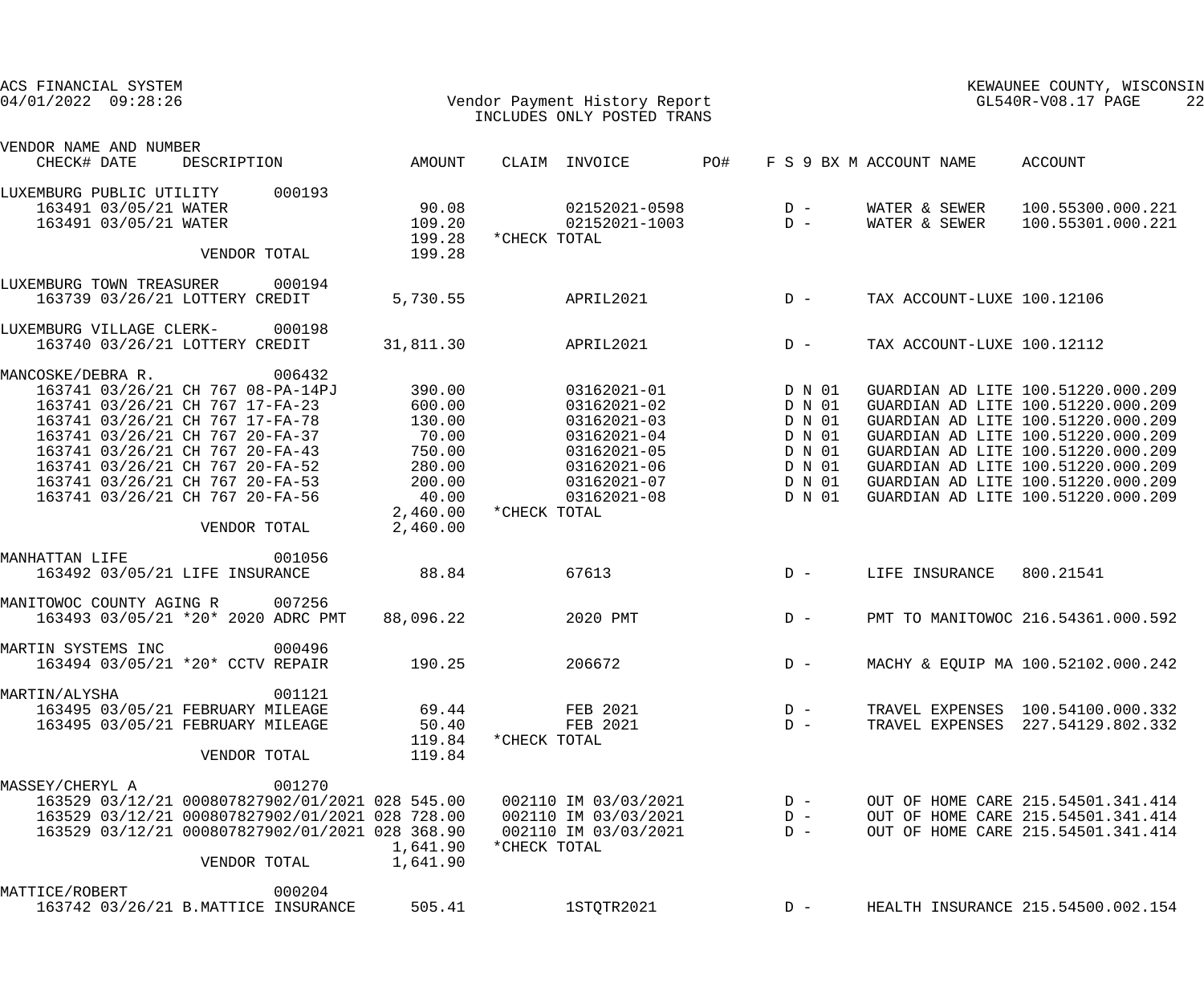ACS FINANCIAL SYSTEM
04/01/2022 09:28:26

Vendor Payment History Report
INCLUDES ONLY POSTED TRANS

KEWAUNEE COUNTY, WISCONSIN
GL540R-V08.17

| VENDOR NAME AND NUMBER / CHECK# DATE | DESCRIPTION | AMOUNT | CLAIM | INVOICE | PO# | F S 9 BX M | ACCOUNT NAME | ACCOUNT |
|---|---|---|---|---|---|---|---|---|
| LUXEMBURG PUBLIC UTILITY 000193 | | | | | | | | |
| 163491 03/05/21 | WATER | 90.08 | | 02152021-0598 | | D - | WATER & SEWER | 100.55300.000.221 |
| 163491 03/05/21 | WATER | 109.20 | | 02152021-1003 | | D - | WATER & SEWER | 100.55301.000.221 |
| | | 199.28 | *CHECK TOTAL | | | | | |
| | VENDOR TOTAL | 199.28 | | | | | | |
| LUXEMBURG TOWN TREASURER 000194 | | | | | | | | |
| 163739 03/26/21 | LOTTERY CREDIT | 5,730.55 | | APRIL2021 | | D - | TAX ACCOUNT-LUXE | 100.12106 |
| LUXEMBURG VILLAGE CLERK- 000198 | | | | | | | | |
| 163740 03/26/21 | LOTTERY CREDIT | 31,811.30 | | APRIL2021 | | D - | TAX ACCOUNT-LUXE | 100.12112 |
| MANCOSKE/DEBRA R. 006432 | | | | | | | | |
| 163741 03/26/21 | CH 767 08-PA-14PJ | 390.00 | | 03162021-01 | | D N 01 | GUARDIAN AD LITE | 100.51220.000.209 |
| 163741 03/26/21 | CH 767 17-FA-23 | 600.00 | | 03162021-02 | | D N 01 | GUARDIAN AD LITE | 100.51220.000.209 |
| 163741 03/26/21 | CH 767 17-FA-78 | 130.00 | | 03162021-03 | | D N 01 | GUARDIAN AD LITE | 100.51220.000.209 |
| 163741 03/26/21 | CH 767 20-FA-37 | 70.00 | | 03162021-04 | | D N 01 | GUARDIAN AD LITE | 100.51220.000.209 |
| 163741 03/26/21 | CH 767 20-FA-43 | 750.00 | | 03162021-05 | | D N 01 | GUARDIAN AD LITE | 100.51220.000.209 |
| 163741 03/26/21 | CH 767 20-FA-52 | 280.00 | | 03162021-06 | | D N 01 | GUARDIAN AD LITE | 100.51220.000.209 |
| 163741 03/26/21 | CH 767 20-FA-53 | 200.00 | | 03162021-07 | | D N 01 | GUARDIAN AD LITE | 100.51220.000.209 |
| 163741 03/26/21 | CH 767 20-FA-56 | 40.00 | | 03162021-08 | | D N 01 | GUARDIAN AD LITE | 100.51220.000.209 |
| | | 2,460.00 | *CHECK TOTAL | | | | | |
| | VENDOR TOTAL | 2,460.00 | | | | | | |
| MANHATTAN LIFE 001056 | | | | | | | | |
| 163492 03/05/21 | LIFE INSURANCE | 88.84 | | 67613 | | D - | LIFE INSURANCE | 800.21541 |
| MANITOWOC COUNTY AGING R 007256 | | | | | | | | |
| 163493 03/05/21 | *20* 2020 ADRC PMT | 88,096.22 | | 2020 PMT | | D - | PMT TO MANITOWOC | 216.54361.000.592 |
| MARTIN SYSTEMS INC 000496 | | | | | | | | |
| 163494 03/05/21 | *20* CCTV REPAIR | 190.25 | | 206672 | | D - | MACHY & EQUIP MA | 100.52102.000.242 |
| MARTIN/ALYSHA 001121 | | | | | | | | |
| 163495 03/05/21 | FEBRUARY MILEAGE | 69.44 | | FEB 2021 | | D - | TRAVEL EXPENSES | 100.54100.000.332 |
| 163495 03/05/21 | FEBRUARY MILEAGE | 50.40 | | FEB 2021 | | D - | TRAVEL EXPENSES | 227.54129.802.332 |
| | | 119.84 | *CHECK TOTAL | | | | | |
| | VENDOR TOTAL | 119.84 | | | | | | |
| MASSEY/CHERYL A 001270 | | | | | | | | |
| 163529 03/12/21 | 000807827902/01/2021 028 | 545.00 | 002110 | IM 03/03/2021 | | D - | OUT OF HOME CARE | 215.54501.341.414 |
| 163529 03/12/21 | 000807827902/01/2021 028 | 728.00 | 002110 | IM 03/03/2021 | | D - | OUT OF HOME CARE | 215.54501.341.414 |
| 163529 03/12/21 | 000807827902/01/2021 028 | 368.90 | 002110 | IM 03/03/2021 | | D - | OUT OF HOME CARE | 215.54501.341.414 |
| | | 1,641.90 | *CHECK TOTAL | | | | | |
| | VENDOR TOTAL | 1,641.90 | | | | | | |
| MATTICE/ROBERT 000204 | | | | | | | | |
| 163742 03/26/21 | B.MATTICE INSURANCE | 505.41 | | 1STQTR2021 | | D - | HEALTH INSURANCE | 215.54500.002.154 |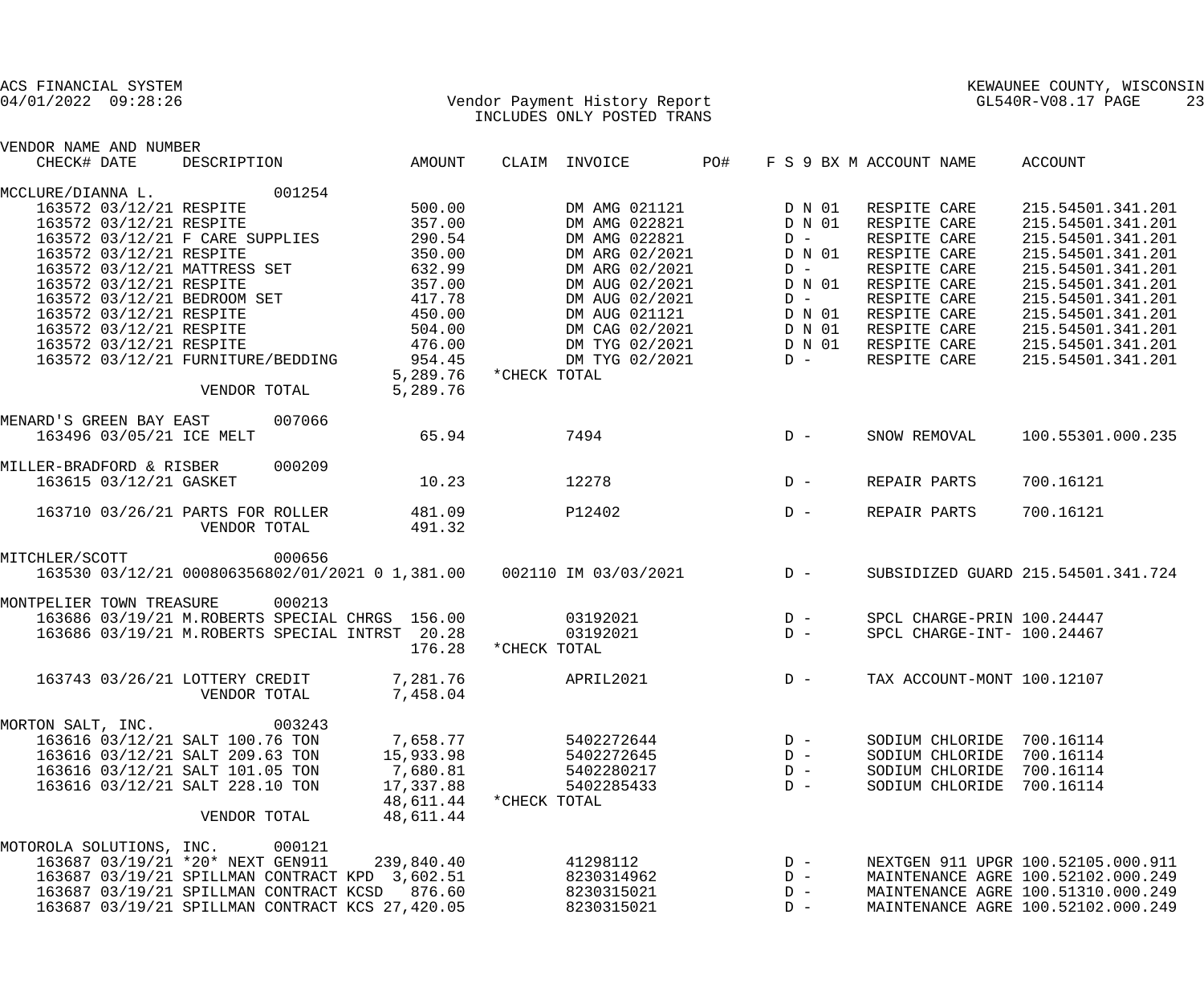ACS FINANCIAL SYSTEM
04/01/2022 09:28:26

Vendor Payment History Report
INCLUDES ONLY POSTED TRANS

KEWAUNEE COUNTY, WISCONSIN
GL540R-V08.17 PAGE 23

| VENDOR NAME AND NUMBER CHECK# DATE | DESCRIPTION | AMOUNT | CLAIM | INVOICE | PO# | F S 9 BX M | ACCOUNT NAME | ACCOUNT |
|---|---|---|---|---|---|---|---|---|
| MCCLURE/DIANNA L. 001254 | | | | | | | | |
| 163572 03/12/21 | RESPITE | 500.00 | | DM AMG 021121 | | D N 01 | RESPITE CARE | 215.54501.341.201 |
| 163572 03/12/21 | RESPITE | 357.00 | | DM AMG 022821 | | D N 01 | RESPITE CARE | 215.54501.341.201 |
| 163572 03/12/21 | F CARE SUPPLIES | 290.54 | | DM AMG 022821 | | D - | RESPITE CARE | 215.54501.341.201 |
| 163572 03/12/21 | RESPITE | 350.00 | | DM ARG 02/2021 | | D N 01 | RESPITE CARE | 215.54501.341.201 |
| 163572 03/12/21 | MATTRESS SET | 632.99 | | DM ARG 02/2021 | | D - | RESPITE CARE | 215.54501.341.201 |
| 163572 03/12/21 | RESPITE | 357.00 | | DM AUG 02/2021 | | D N 01 | RESPITE CARE | 215.54501.341.201 |
| 163572 03/12/21 | BEDROOM SET | 417.78 | | DM AUG 02/2021 | | D - | RESPITE CARE | 215.54501.341.201 |
| 163572 03/12/21 | RESPITE | 450.00 | | DM AUG 021121 | | D N 01 | RESPITE CARE | 215.54501.341.201 |
| 163572 03/12/21 | RESPITE | 504.00 | | DM CAG 02/2021 | | D N 01 | RESPITE CARE | 215.54501.341.201 |
| 163572 03/12/21 | RESPITE | 476.00 | | DM TYG 02/2021 | | D N 01 | RESPITE CARE | 215.54501.341.201 |
| 163572 03/12/21 | FURNITURE/BEDDING | 954.45 | | DM TYG 02/2021 | | D - | RESPITE CARE | 215.54501.341.201 |
| | | 5,289.76 | *CHECK TOTAL | | | | | |
| | VENDOR TOTAL | 5,289.76 | | | | | | |
| MENARD'S GREEN BAY EAST 007066 | | | | | | | | |
| 163496 03/05/21 | ICE MELT | 65.94 | | 7494 | | D - | SNOW REMOVAL | 100.55301.000.235 |
| MILLER-BRADFORD & RISBER 000209 | | | | | | | | |
| 163615 03/12/21 | GASKET | 10.23 | | 12278 | | D - | REPAIR PARTS | 700.16121 |
| 163710 03/26/21 | PARTS FOR ROLLER | 481.09 | | P12402 | | D - | REPAIR PARTS | 700.16121 |
| | VENDOR TOTAL | 491.32 | | | | | | |
| MITCHLER/SCOTT 000656 | | | | | | | | |
| 163530 03/12/21 | 000806356802/01/2021 0 | 1,381.00 | 002110 | IM 03/03/2021 | | D - | SUBSIDIZED GUARD | 215.54501.341.724 |
| MONTPELIER TOWN TREASURE 000213 | | | | | | | | |
| 163686 03/19/21 | M.ROBERTS SPECIAL CHRGS | 156.00 | | 03192021 | | D - | SPCL CHARGE-PRIN | 100.24447 |
| 163686 03/19/21 | M.ROBERTS SPECIAL INTRST | 20.28 | | 03192021 | | D - | SPCL CHARGE-INT- | 100.24467 |
| | | 176.28 | *CHECK TOTAL | | | | | |
| 163743 03/26/21 | LOTTERY CREDIT | 7,281.76 | | APRIL2021 | | D - | TAX ACCOUNT-MONT | 100.12107 |
| | VENDOR TOTAL | 7,458.04 | | | | | | |
| MORTON SALT, INC. 003243 | | | | | | | | |
| 163616 03/12/21 | SALT 100.76 TON | 7,658.77 | | 5402272644 | | D - | SODIUM CHLORIDE | 700.16114 |
| 163616 03/12/21 | SALT 209.63 TON | 15,933.98 | | 5402272645 | | D - | SODIUM CHLORIDE | 700.16114 |
| 163616 03/12/21 | SALT 101.05 TON | 7,680.81 | | 5402280217 | | D - | SODIUM CHLORIDE | 700.16114 |
| 163616 03/12/21 | SALT 228.10 TON | 17,337.88 | | 5402285433 | | D - | SODIUM CHLORIDE | 700.16114 |
| | | 48,611.44 | *CHECK TOTAL | | | | | |
| | VENDOR TOTAL | 48,611.44 | | | | | | |
| MOTOROLA SOLUTIONS, INC. 000121 | | | | | | | | |
| 163687 03/19/21 | *20* NEXT GEN911 | 239,840.40 | | 41298112 | | D - | NEXTGEN 911 UPGR | 100.52105.000.911 |
| 163687 03/19/21 | SPILLMAN CONTRACT KPD | 3,602.51 | | 8230314962 | | D - | MAINTENANCE AGRE | 100.52102.000.249 |
| 163687 03/19/21 | SPILLMAN CONTRACT KCSD | 876.60 | | 8230315021 | | D - | MAINTENANCE AGRE | 100.51310.000.249 |
| 163687 03/19/21 | SPILLMAN CONTRACT KCS | 27,420.05 | | 8230315021 | | D - | MAINTENANCE AGRE | 100.52102.000.249 |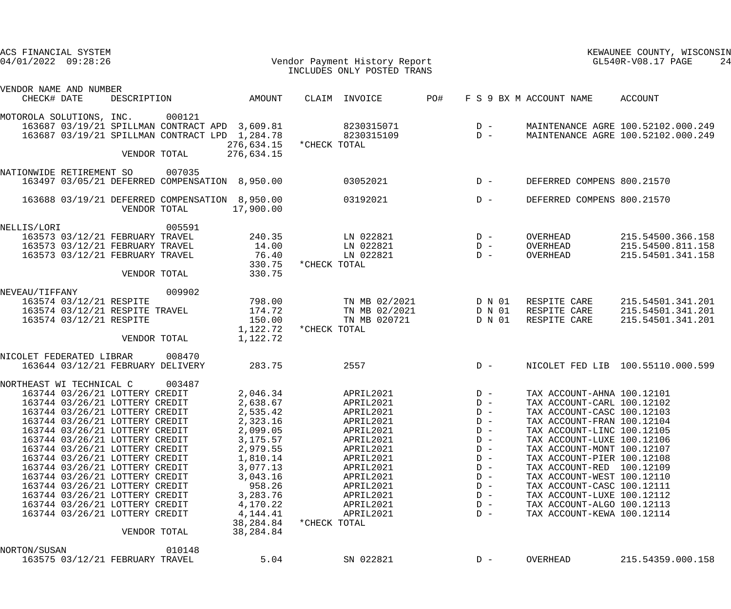ACS FINANCIAL SYSTEM
04/01/2022 09:28:26

KEWAUNEE COUNTY, WISCONSIN
GL540R-V08.17

**Vendor Payment History Report**
INCLUDES ONLY POSTED TRANS

| VENDOR NAME AND NUMBER / CHECK# | DATE | DESCRIPTION | AMOUNT | CLAIM | INVOICE | PO# | F S 9 BX M | ACCOUNT NAME | ACCOUNT |
|---|---|---|---|---|---|---|---|---|---|
| MOTOROLA SOLUTIONS, INC. 000121 | | | | | | | | | |
| 163687 | 03/19/21 | SPILLMAN CONTRACT APD | 3,609.81 | | 8230315071 | | D - | MAINTENANCE AGRE | 100.52102.000.249 |
| 163687 | 03/19/21 | SPILLMAN CONTRACT LPD | 1,284.78 | | 8230315109 | | D - | MAINTENANCE AGRE | 100.52102.000.249 |
| | | | 276,634.15 | *CHECK TOTAL | | | | | |
| | | VENDOR TOTAL | 276,634.15 | | | | | | |
| NATIONWIDE RETIREMENT SO 007035 | | | | | | | | | |
| 163497 | 03/05/21 | DEFERRED COMPENSATION | 8,950.00 | | 03052021 | | D - | DEFERRED COMPENS | 800.21570 |
| 163688 | 03/19/21 | DEFERRED COMPENSATION | 8,950.00 | | 03192021 | | D - | DEFERRED COMPENS | 800.21570 |
| | | VENDOR TOTAL | 17,900.00 | | | | | | |
| NELLIS/LORI 005591 | | | | | | | | | |
| 163573 | 03/12/21 | FEBRUARY TRAVEL | 240.35 | | LN 022821 | | D - | OVERHEAD | 215.54500.366.158 |
| 163573 | 03/12/21 | FEBRUARY TRAVEL | 14.00 | | LN 022821 | | D - | OVERHEAD | 215.54500.811.158 |
| 163573 | 03/12/21 | FEBRUARY TRAVEL | 76.40 | | LN 022821 | | D - | OVERHEAD | 215.54501.341.158 |
| | | | 330.75 | *CHECK TOTAL | | | | | |
| | | VENDOR TOTAL | 330.75 | | | | | | |
| NEVEAU/TIFFANY 009902 | | | | | | | | | |
| 163574 | 03/12/21 | RESPITE | 798.00 | | TN MB 02/2021 | | D N 01 | RESPITE CARE | 215.54501.341.201 |
| 163574 | 03/12/21 | RESPITE TRAVEL | 174.72 | | TN MB 02/2021 | | D N 01 | RESPITE CARE | 215.54501.341.201 |
| 163574 | 03/12/21 | RESPITE | 150.00 | | TN MB 020721 | | D N 01 | RESPITE CARE | 215.54501.341.201 |
| | | | 1,122.72 | *CHECK TOTAL | | | | | |
| | | VENDOR TOTAL | 1,122.72 | | | | | | |
| NICOLET FEDERATED LIBRAR 008470 | | | | | | | | | |
| 163644 | 03/12/21 | FEBRUARY DELIVERY | 283.75 | | 2557 | | D - | NICOLET FED LIB | 100.55110.000.599 |
| NORTHEAST WI TECHNICAL C 003487 | | | | | | | | | |
| 163744 | 03/26/21 | LOTTERY CREDIT | 2,046.34 | | APRIL2021 | | D - | TAX ACCOUNT-AHNA | 100.12101 |
| 163744 | 03/26/21 | LOTTERY CREDIT | 2,638.67 | | APRIL2021 | | D - | TAX ACCOUNT-CARL | 100.12102 |
| 163744 | 03/26/21 | LOTTERY CREDIT | 2,535.42 | | APRIL2021 | | D - | TAX ACCOUNT-CASC | 100.12103 |
| 163744 | 03/26/21 | LOTTERY CREDIT | 2,323.16 | | APRIL2021 | | D - | TAX ACCOUNT-FRAN | 100.12104 |
| 163744 | 03/26/21 | LOTTERY CREDIT | 2,099.05 | | APRIL2021 | | D - | TAX ACCOUNT-LINC | 100.12105 |
| 163744 | 03/26/21 | LOTTERY CREDIT | 3,175.57 | | APRIL2021 | | D - | TAX ACCOUNT-LUXE | 100.12106 |
| 163744 | 03/26/21 | LOTTERY CREDIT | 2,979.55 | | APRIL2021 | | D - | TAX ACCOUNT-MONT | 100.12107 |
| 163744 | 03/26/21 | LOTTERY CREDIT | 1,810.14 | | APRIL2021 | | D - | TAX ACCOUNT-PIER | 100.12108 |
| 163744 | 03/26/21 | LOTTERY CREDIT | 3,077.13 | | APRIL2021 | | D - | TAX ACCOUNT-RED | 100.12109 |
| 163744 | 03/26/21 | LOTTERY CREDIT | 3,043.16 | | APRIL2021 | | D - | TAX ACCOUNT-WEST | 100.12110 |
| 163744 | 03/26/21 | LOTTERY CREDIT | 958.26 | | APRIL2021 | | D - | TAX ACCOUNT-CASC | 100.12111 |
| 163744 | 03/26/21 | LOTTERY CREDIT | 3,283.76 | | APRIL2021 | | D - | TAX ACCOUNT-LUXE | 100.12112 |
| 163744 | 03/26/21 | LOTTERY CREDIT | 4,170.22 | | APRIL2021 | | D - | TAX ACCOUNT-ALGO | 100.12113 |
| 163744 | 03/26/21 | LOTTERY CREDIT | 4,144.41 | | APRIL2021 | | D - | TAX ACCOUNT-KEWA | 100.12114 |
| | | | 38,284.84 | *CHECK TOTAL | | | | | |
| | | VENDOR TOTAL | 38,284.84 | | | | | | |
| NORTON/SUSAN 010148 | | | | | | | | | |
| 163575 | 03/12/21 | FEBRUARY TRAVEL | 5.04 | | SN 022821 | | D - | OVERHEAD | 215.54359.000.158 |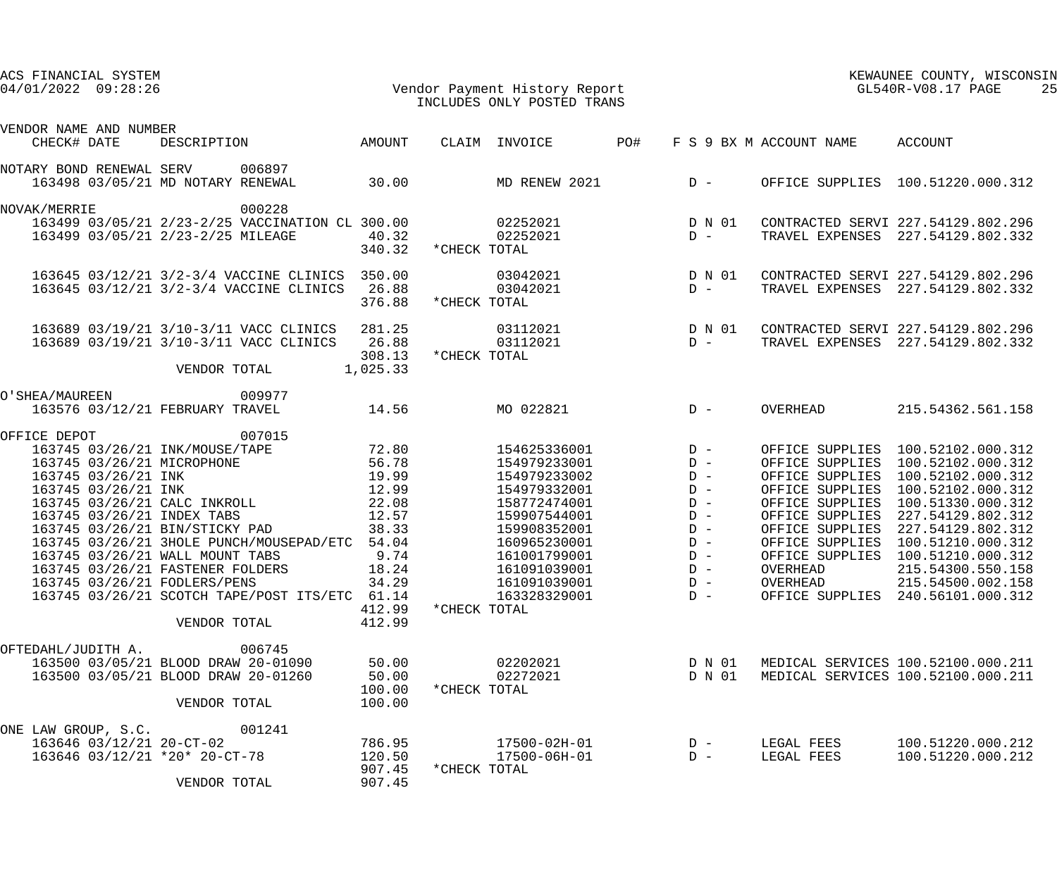ACS FINANCIAL SYSTEM
04/01/2022 09:28:26

# Vendor Payment History Report
INCLUDES ONLY POSTED TRANS

KEWAUNEE COUNTY, WISCONSIN
GL540R-V08.17

| VENDOR NAME AND NUMBER / CHECK# | DATE | DESCRIPTION | AMOUNT | CLAIM | INVOICE | PO# | F S 9 BX M | ACCOUNT NAME | ACCOUNT |
|---|---|---|---|---|---|---|---|---|---|
| NOTARY BOND RENEWAL SERV 006897 | | | | | | | | | |
| 163498 | 03/05/21 | MD NOTARY RENEWAL | 30.00 | | MD RENEW 2021 | | D - | OFFICE SUPPLIES | 100.51220.000.312 |
| NOVAK/MERRIE 000228 | | | | | | | | | |
| 163499 | 03/05/21 | 2/23-2/25 VACCINATION CL | 300.00 | | 02252021 | | D N 01 | CONTRACTED SERVI | 227.54129.802.296 |
| 163499 | 03/05/21 | 2/23-2/25 MILEAGE | 40.32 | | 02252021 | | D - | TRAVEL EXPENSES | 227.54129.802.332 |
| | | | 340.32 | *CHECK TOTAL | | | | | |
| 163645 | 03/12/21 | 3/2-3/4 VACCINE CLINICS | 350.00 | | 03042021 | | D N 01 | CONTRACTED SERVI | 227.54129.802.296 |
| 163645 | 03/12/21 | 3/2-3/4 VACCINE CLINICS | 26.88 | | 03042021 | | D - | TRAVEL EXPENSES | 227.54129.802.332 |
| | | | 376.88 | *CHECK TOTAL | | | | | |
| 163689 | 03/19/21 | 3/10-3/11 VACC CLINICS | 281.25 | | 03112021 | | D N 01 | CONTRACTED SERVI | 227.54129.802.296 |
| 163689 | 03/19/21 | 3/10-3/11 VACC CLINICS | 26.88 | | 03112021 | | D - | TRAVEL EXPENSES | 227.54129.802.332 |
| | | | 308.13 | *CHECK TOTAL | | | | | |
| | | VENDOR TOTAL | 1,025.33 | | | | | | |
| O'SHEA/MAUREEN 009977 | | | | | | | | | |
| 163576 | 03/12/21 | FEBRUARY TRAVEL | 14.56 | | MO 022821 | | D - | OVERHEAD | 215.54362.561.158 |
| OFFICE DEPOT 007015 | | | | | | | | | |
| 163745 | 03/26/21 | INK/MOUSE/TAPE | 72.80 | | 154625336001 | | D - | OFFICE SUPPLIES | 100.52102.000.312 |
| 163745 | 03/26/21 | MICROPHONE | 56.78 | | 154979233001 | | D - | OFFICE SUPPLIES | 100.52102.000.312 |
| 163745 | 03/26/21 | INK | 19.99 | | 154979233002 | | D - | OFFICE SUPPLIES | 100.52102.000.312 |
| 163745 | 03/26/21 | INK | 12.99 | | 154979332001 | | D - | OFFICE SUPPLIES | 100.52102.000.312 |
| 163745 | 03/26/21 | CALC INKROLL | 22.08 | | 158772474001 | | D - | OFFICE SUPPLIES | 100.51330.000.312 |
| 163745 | 03/26/21 | INDEX TABS | 12.57 | | 159907544001 | | D - | OFFICE SUPPLIES | 227.54129.802.312 |
| 163745 | 03/26/21 | BIN/STICKY PAD | 38.33 | | 159908352001 | | D - | OFFICE SUPPLIES | 227.54129.802.312 |
| 163745 | 03/26/21 | 3HOLE PUNCH/MOUSEPAD/ETC | 54.04 | | 160965230001 | | D - | OFFICE SUPPLIES | 100.51210.000.312 |
| 163745 | 03/26/21 | WALL MOUNT TABS | 9.74 | | 161001799001 | | D - | OFFICE SUPPLIES | 100.51210.000.312 |
| 163745 | 03/26/21 | FASTENER FOLDERS | 18.24 | | 161091039001 | | D - | OVERHEAD | 215.54300.550.158 |
| 163745 | 03/26/21 | FODLERS/PENS | 34.29 | | 161091039001 | | D - | OVERHEAD | 215.54500.002.158 |
| 163745 | 03/26/21 | SCOTCH TAPE/POST ITS/ETC | 61.14 | | 163328329001 | | D - | OFFICE SUPPLIES | 240.56101.000.312 |
| | | | 412.99 | *CHECK TOTAL | | | | | |
| | | VENDOR TOTAL | 412.99 | | | | | | |
| OFTEDAHL/JUDITH A. 006745 | | | | | | | | | |
| 163500 | 03/05/21 | BLOOD DRAW 20-01090 | 50.00 | | 02202021 | | D N 01 | MEDICAL SERVICES | 100.52100.000.211 |
| 163500 | 03/05/21 | BLOOD DRAW 20-01260 | 50.00 | | 02272021 | | D N 01 | MEDICAL SERVICES | 100.52100.000.211 |
| | | | 100.00 | *CHECK TOTAL | | | | | |
| | | VENDOR TOTAL | 100.00 | | | | | | |
| ONE LAW GROUP, S.C. 001241 | | | | | | | | | |
| 163646 | 03/12/21 | 20-CT-02 | 786.95 | | 17500-02H-01 | | D - | LEGAL FEES | 100.51220.000.212 |
| 163646 | 03/12/21 | *20* 20-CT-78 | 120.50 | | 17500-06H-01 | | D - | LEGAL FEES | 100.51220.000.212 |
| | | | 907.45 | *CHECK TOTAL | | | | | |
| | | VENDOR TOTAL | 907.45 | | | | | | |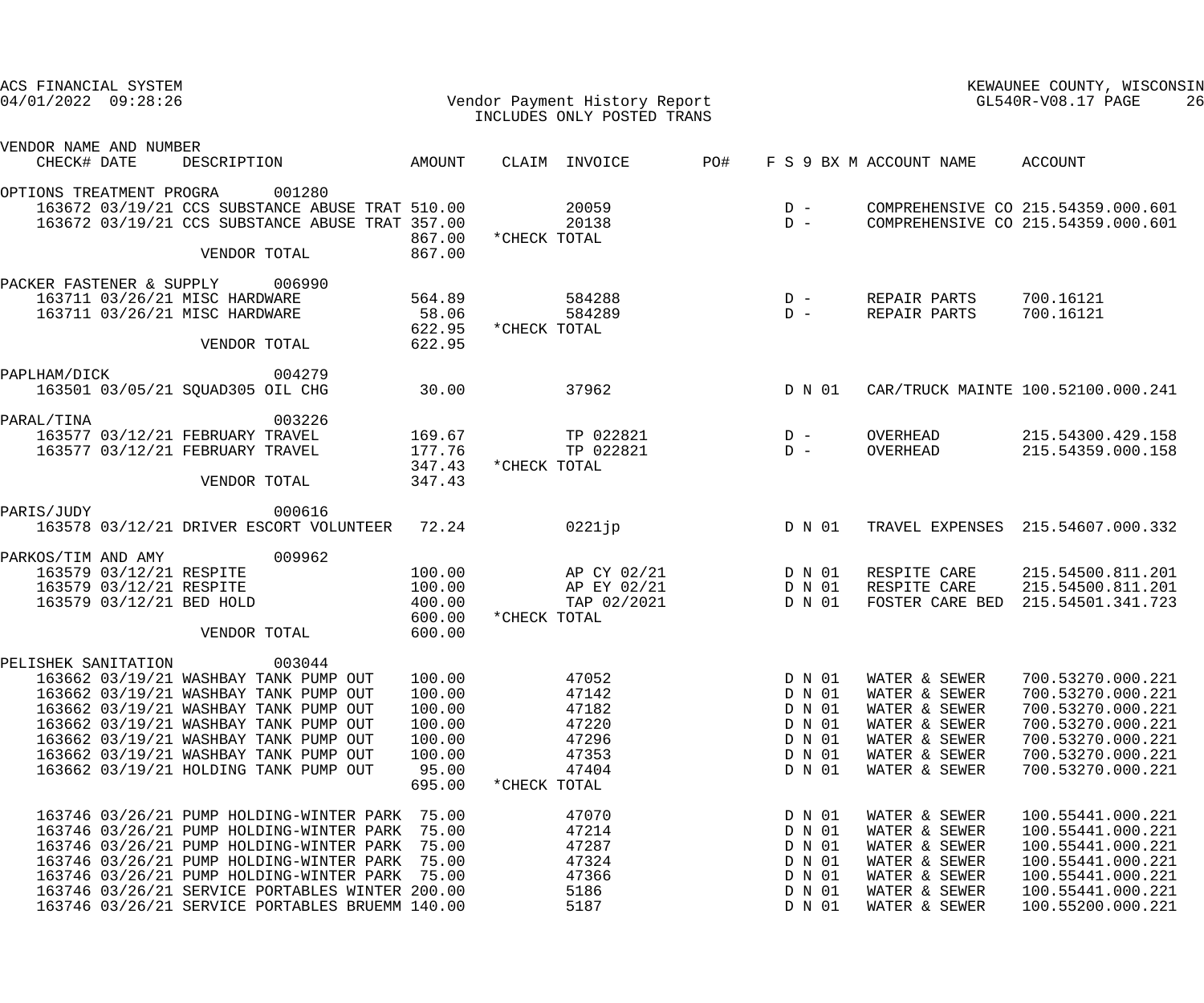ACS FINANCIAL SYSTEM
04/01/2022 09:28:26

KEWAUNEE COUNTY, WISCONSIN
GL540R-V08.17

# Vendor Payment History Report
INCLUDES ONLY POSTED TRANS

| VENDOR NAME AND NUMBER / CHECK# DATE | DESCRIPTION | AMOUNT | CLAIM | INVOICE | PO# | F S 9 BX M | ACCOUNT NAME | ACCOUNT |
|---|---|---|---|---|---|---|---|---|
| OPTIONS TREATMENT PROGRA 001280 | | | | | | | | |
| 163672 03/19/21 | CCS SUBSTANCE ABUSE TRAT | 510.00 | | 20059 | | D - | COMPREHENSIVE CO | 215.54359.000.601 |
| 163672 03/19/21 | CCS SUBSTANCE ABUSE TRAT | 357.00 | | 20138 | | D - | COMPREHENSIVE CO | 215.54359.000.601 |
| | | 867.00 | *CHECK TOTAL | | | | | |
| | VENDOR TOTAL | 867.00 | | | | | | |
| PACKER FASTENER & SUPPLY 006990 | | | | | | | | |
| 163711 03/26/21 | MISC HARDWARE | 564.89 | | 584288 | | D - | REPAIR PARTS | 700.16121 |
| 163711 03/26/21 | MISC HARDWARE | 58.06 | | 584289 | | D - | REPAIR PARTS | 700.16121 |
| | | 622.95 | *CHECK TOTAL | | | | | |
| | VENDOR TOTAL | 622.95 | | | | | | |
| PAPLHAM/DICK 004279 | | | | | | | | |
| 163501 03/05/21 | SQUAD305 OIL CHG | 30.00 | | 37962 | | D N 01 | CAR/TRUCK MAINTE | 100.52100.000.241 |
| PARAL/TINA 003226 | | | | | | | | |
| 163577 03/12/21 | FEBRUARY TRAVEL | 169.67 | | TP 022821 | | D - | OVERHEAD | 215.54300.429.158 |
| 163577 03/12/21 | FEBRUARY TRAVEL | 177.76 | | TP 022821 | | D - | OVERHEAD | 215.54359.000.158 |
| | | 347.43 | *CHECK TOTAL | | | | | |
| | VENDOR TOTAL | 347.43 | | | | | | |
| PARIS/JUDY 000616 | | | | | | | | |
| 163578 03/12/21 | DRIVER ESCORT VOLUNTEER | 72.24 | | 0221jp | | D N 01 | TRAVEL EXPENSES | 215.54607.000.332 |
| PARKOS/TIM AND AMY 009962 | | | | | | | | |
| 163579 03/12/21 | RESPITE | 100.00 | | AP CY 02/21 | | D N 01 | RESPITE CARE | 215.54500.811.201 |
| 163579 03/12/21 | RESPITE | 100.00 | | AP EY 02/21 | | D N 01 | RESPITE CARE | 215.54500.811.201 |
| 163579 03/12/21 | BED HOLD | 400.00 | | TAP 02/2021 | | D N 01 | FOSTER CARE BED | 215.54501.341.723 |
| | | 600.00 | *CHECK TOTAL | | | | | |
| | VENDOR TOTAL | 600.00 | | | | | | |
| PELISHEK SANITATION 003044 | | | | | | | | |
| 163662 03/19/21 | WASHBAY TANK PUMP OUT | 100.00 | | 47052 | | D N 01 | WATER & SEWER | 700.53270.000.221 |
| 163662 03/19/21 | WASHBAY TANK PUMP OUT | 100.00 | | 47142 | | D N 01 | WATER & SEWER | 700.53270.000.221 |
| 163662 03/19/21 | WASHBAY TANK PUMP OUT | 100.00 | | 47182 | | D N 01 | WATER & SEWER | 700.53270.000.221 |
| 163662 03/19/21 | WASHBAY TANK PUMP OUT | 100.00 | | 47220 | | D N 01 | WATER & SEWER | 700.53270.000.221 |
| 163662 03/19/21 | WASHBAY TANK PUMP OUT | 100.00 | | 47296 | | D N 01 | WATER & SEWER | 700.53270.000.221 |
| 163662 03/19/21 | WASHBAY TANK PUMP OUT | 100.00 | | 47353 | | D N 01 | WATER & SEWER | 700.53270.000.221 |
| 163662 03/19/21 | HOLDING TANK PUMP OUT | 95.00 | | 47404 | | D N 01 | WATER & SEWER | 700.53270.000.221 |
| | | 695.00 | *CHECK TOTAL | | | | | |
| 163746 03/26/21 | PUMP HOLDING-WINTER PARK | 75.00 | | 47070 | | D N 01 | WATER & SEWER | 100.55441.000.221 |
| 163746 03/26/21 | PUMP HOLDING-WINTER PARK | 75.00 | | 47214 | | D N 01 | WATER & SEWER | 100.55441.000.221 |
| 163746 03/26/21 | PUMP HOLDING-WINTER PARK | 75.00 | | 47287 | | D N 01 | WATER & SEWER | 100.55441.000.221 |
| 163746 03/26/21 | PUMP HOLDING-WINTER PARK | 75.00 | | 47324 | | D N 01 | WATER & SEWER | 100.55441.000.221 |
| 163746 03/26/21 | PUMP HOLDING-WINTER PARK | 75.00 | | 47366 | | D N 01 | WATER & SEWER | 100.55441.000.221 |
| 163746 03/26/21 | SERVICE PORTABLES WINTER | 200.00 | | 5186 | | D N 01 | WATER & SEWER | 100.55441.000.221 |
| 163746 03/26/21 | SERVICE PORTABLES BRUEMM | 140.00 | | 5187 | | D N 01 | WATER & SEWER | 100.55200.000.221 |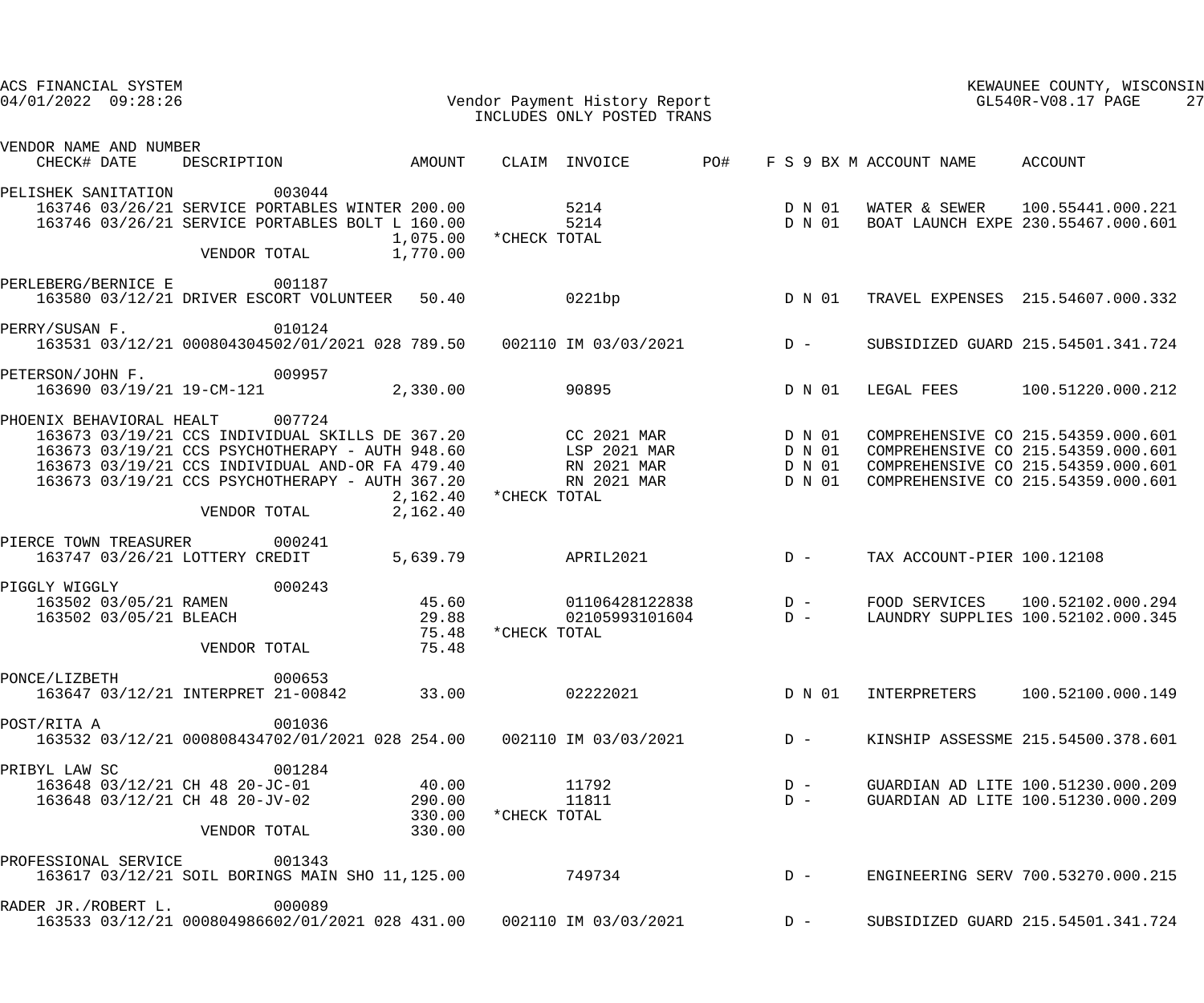ACS FINANCIAL SYSTEM
04/01/2022 09:28:26

Vendor Payment History Report
INCLUDES ONLY POSTED TRANS

KEWAUNEE COUNTY, WISCONSIN
GL540R-V08.17 PAGE 27

| VENDOR NAME AND NUMBER / CHECK# | DATE | DESCRIPTION | AMOUNT | CLAIM | INVOICE | PO# | F S 9 BX M | ACCOUNT NAME | ACCOUNT |
|---|---|---|---|---|---|---|---|---|---|
| PELISHEK SANITATION 003044 | | | | | | | | | |
| 163746 | 03/26/21 | SERVICE PORTABLES WINTER | 200.00 | | 5214 | | D N 01 | WATER & SEWER | 100.55441.000.221 |
| 163746 | 03/26/21 | SERVICE PORTABLES BOLT L | 160.00 | | 5214 | | D N 01 | BOAT LAUNCH EXPE | 230.55467.000.601 |
| | | | 1,075.00 | *CHECK TOTAL | | | | | |
| | | VENDOR TOTAL | 1,770.00 | | | | | | |
| PERLEBERG/BERNICE E 001187 | | | | | | | | | |
| 163580 | 03/12/21 | DRIVER ESCORT VOLUNTEER | 50.40 | | 0221bp | | D N 01 | TRAVEL EXPENSES | 215.54607.000.332 |
| PERRY/SUSAN F. 010124 | | | | | | | | | |
| 163531 | 03/12/21 | 000804304502/01/2021 028 | 789.50 | 002110 | IM 03/03/2021 | | D - | SUBSIDIZED GUARD | 215.54501.341.724 |
| PETERSON/JOHN F. 009957 | | | | | | | | | |
| 163690 | 03/19/21 | 19-CM-121 | 2,330.00 | | 90895 | | D N 01 | LEGAL FEES | 100.51220.000.212 |
| PHOENIX BEHAVIORAL HEALT 007724 | | | | | | | | | |
| 163673 | 03/19/21 | CCS INDIVIDUAL SKILLS DE | 367.20 | | CC 2021 MAR | | D N 01 | COMPREHENSIVE CO | 215.54359.000.601 |
| 163673 | 03/19/21 | CCS PSYCHOTHERAPY - AUTH | 948.60 | | LSP 2021 MAR | | D N 01 | COMPREHENSIVE CO | 215.54359.000.601 |
| 163673 | 03/19/21 | CCS INDIVIDUAL AND-OR FA | 479.40 | | RN 2021 MAR | | D N 01 | COMPREHENSIVE CO | 215.54359.000.601 |
| 163673 | 03/19/21 | CCS PSYCHOTHERAPY - AUTH | 367.20 | | RN 2021 MAR | | D N 01 | COMPREHENSIVE CO | 215.54359.000.601 |
| | | | 2,162.40 | *CHECK TOTAL | | | | | |
| | | VENDOR TOTAL | 2,162.40 | | | | | | |
| PIERCE TOWN TREASURER 000241 | | | | | | | | | |
| 163747 | 03/26/21 | LOTTERY CREDIT | 5,639.79 | | APRIL2021 | | D - | TAX ACCOUNT-PIER | 100.12108 |
| PIGGLY WIGGLY 000243 | | | | | | | | | |
| 163502 | 03/05/21 | RAMEN | 45.60 | | 01106428122838 | | D - | FOOD SERVICES | 100.52102.000.294 |
| 163502 | 03/05/21 | BLEACH | 29.88 | | 02105993101604 | | D - | LAUNDRY SUPPLIES | 100.52102.000.345 |
| | | | 75.48 | *CHECK TOTAL | | | | | |
| | | VENDOR TOTAL | 75.48 | | | | | | |
| PONCE/LIZBETH 000653 | | | | | | | | | |
| 163647 | 03/12/21 | INTERPRET 21-00842 | 33.00 | | 02222021 | | D N 01 | INTERPRETERS | 100.52100.000.149 |
| POST/RITA A 001036 | | | | | | | | | |
| 163532 | 03/12/21 | 000808434702/01/2021 028 | 254.00 | 002110 | IM 03/03/2021 | | D - | KINSHIP ASSESSME | 215.54500.378.601 |
| PRIBYL LAW SC 001284 | | | | | | | | | |
| 163648 | 03/12/21 | CH 48 20-JC-01 | 40.00 | | 11792 | | D - | GUARDIAN AD LITE | 100.51230.000.209 |
| 163648 | 03/12/21 | CH 48 20-JV-02 | 290.00 | | 11811 | | D - | GUARDIAN AD LITE | 100.51230.000.209 |
| | | | 330.00 | *CHECK TOTAL | | | | | |
| | | VENDOR TOTAL | 330.00 | | | | | | |
| PROFESSIONAL SERVICE 001343 | | | | | | | | | |
| 163617 | 03/12/21 | SOIL BORINGS MAIN SHO | 11,125.00 | | 749734 | | D - | ENGINEERING SERV | 700.53270.000.215 |
| RADER JR./ROBERT L. 000089 | | | | | | | | | |
| 163533 | 03/12/21 | 000804986602/01/2021 028 | 431.00 | 002110 | IM 03/03/2021 | | D - | SUBSIDIZED GUARD | 215.54501.341.724 |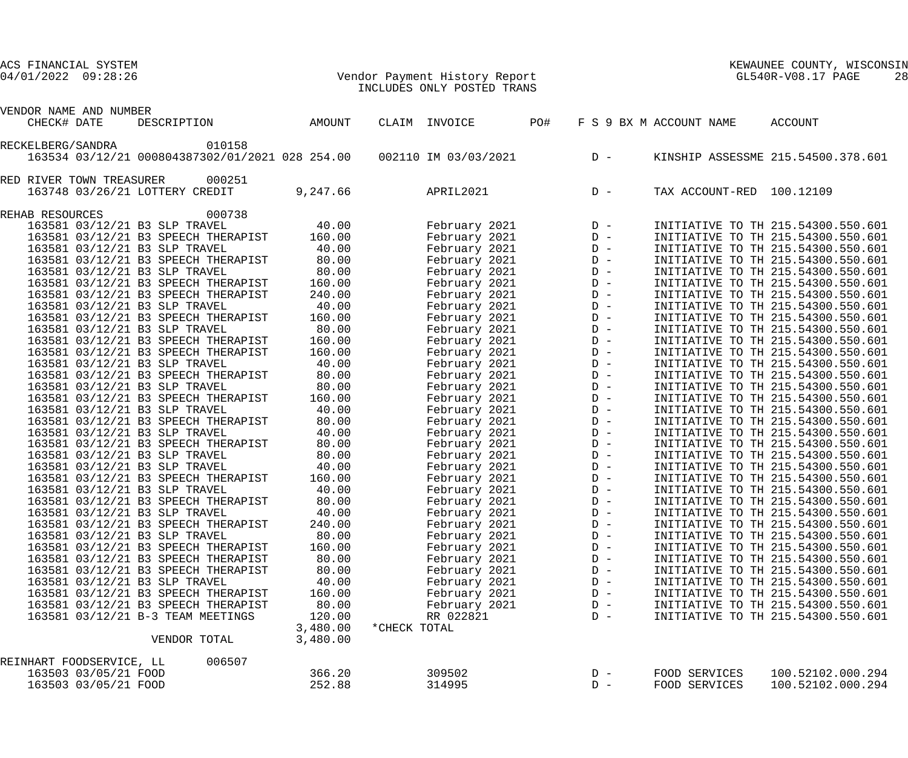ACS FINANCIAL SYSTEM
04/01/2022 09:28:26

Vendor Payment History Report
INCLUDES ONLY POSTED TRANS

KEWAUNEE COUNTY, WISCONSIN
GL540R-V08.17 PAGE 28

| VENDOR NAME AND NUMBER | | | | | | | | | |
|---|---|---|---|---|---|---|---|---|---|
| CHECK# DATE | DESCRIPTION | AMOUNT | CLAIM | INVOICE | PO# | F S 9 BX M | ACCOUNT NAME | ACCOUNT |
| RECKELBERG/SANDRA 010158 | | | | | | | | |
| 163534 03/12/21 | 000804387302/01/2021 028 | 254.00 | 002110 | IM 03/03/2021 | | D - | KINSHIP ASSESSME | 215.54500.378.601 |
| RED RIVER TOWN TREASURER 000251 | | | | | | | | |
| 163748 03/26/21 | LOTTERY CREDIT | 9,247.66 | | APRIL2021 | | D - | TAX ACCOUNT-RED | 100.12109 |
| REHAB RESOURCES 000738 | | | | | | | | |
| 163581 03/12/21 | B3 SLP TRAVEL | 40.00 | | February 2021 | | D - | INITIATIVE TO TH | 215.54300.550.601 |
| 163581 03/12/21 | B3 SPEECH THERAPIST | 160.00 | | February 2021 | | D - | INITIATIVE TO TH | 215.54300.550.601 |
| 163581 03/12/21 | B3 SLP TRAVEL | 40.00 | | February 2021 | | D - | INITIATIVE TO TH | 215.54300.550.601 |
| 163581 03/12/21 | B3 SPEECH THERAPIST | 80.00 | | February 2021 | | D - | INITIATIVE TO TH | 215.54300.550.601 |
| 163581 03/12/21 | B3 SLP TRAVEL | 80.00 | | February 2021 | | D - | INITIATIVE TO TH | 215.54300.550.601 |
| 163581 03/12/21 | B3 SPEECH THERAPIST | 160.00 | | February 2021 | | D - | INITIATIVE TO TH | 215.54300.550.601 |
| 163581 03/12/21 | B3 SPEECH THERAPIST | 240.00 | | February 2021 | | D - | INITIATIVE TO TH | 215.54300.550.601 |
| 163581 03/12/21 | B3 SLP TRAVEL | 40.00 | | February 2021 | | D - | INITIATIVE TO TH | 215.54300.550.601 |
| 163581 03/12/21 | B3 SPEECH THERAPIST | 160.00 | | February 2021 | | D - | INITIATIVE TO TH | 215.54300.550.601 |
| 163581 03/12/21 | B3 SLP TRAVEL | 80.00 | | February 2021 | | D - | INITIATIVE TO TH | 215.54300.550.601 |
| 163581 03/12/21 | B3 SPEECH THERAPIST | 160.00 | | February 2021 | | D - | INITIATIVE TO TH | 215.54300.550.601 |
| 163581 03/12/21 | B3 SPEECH THERAPIST | 160.00 | | February 2021 | | D - | INITIATIVE TO TH | 215.54300.550.601 |
| 163581 03/12/21 | B3 SLP TRAVEL | 40.00 | | February 2021 | | D - | INITIATIVE TO TH | 215.54300.550.601 |
| 163581 03/12/21 | B3 SPEECH THERAPIST | 80.00 | | February 2021 | | D - | INITIATIVE TO TH | 215.54300.550.601 |
| 163581 03/12/21 | B3 SLP TRAVEL | 80.00 | | February 2021 | | D - | INITIATIVE TO TH | 215.54300.550.601 |
| 163581 03/12/21 | B3 SPEECH THERAPIST | 160.00 | | February 2021 | | D - | INITIATIVE TO TH | 215.54300.550.601 |
| 163581 03/12/21 | B3 SLP TRAVEL | 40.00 | | February 2021 | | D - | INITIATIVE TO TH | 215.54300.550.601 |
| 163581 03/12/21 | B3 SPEECH THERAPIST | 80.00 | | February 2021 | | D - | INITIATIVE TO TH | 215.54300.550.601 |
| 163581 03/12/21 | B3 SLP TRAVEL | 40.00 | | February 2021 | | D - | INITIATIVE TO TH | 215.54300.550.601 |
| 163581 03/12/21 | B3 SPEECH THERAPIST | 80.00 | | February 2021 | | D - | INITIATIVE TO TH | 215.54300.550.601 |
| 163581 03/12/21 | B3 SLP TRAVEL | 80.00 | | February 2021 | | D - | INITIATIVE TO TH | 215.54300.550.601 |
| 163581 03/12/21 | B3 SLP TRAVEL | 40.00 | | February 2021 | | D - | INITIATIVE TO TH | 215.54300.550.601 |
| 163581 03/12/21 | B3 SPEECH THERAPIST | 160.00 | | February 2021 | | D - | INITIATIVE TO TH | 215.54300.550.601 |
| 163581 03/12/21 | B3 SLP TRAVEL | 40.00 | | February 2021 | | D - | INITIATIVE TO TH | 215.54300.550.601 |
| 163581 03/12/21 | B3 SPEECH THERAPIST | 80.00 | | February 2021 | | D - | INITIATIVE TO TH | 215.54300.550.601 |
| 163581 03/12/21 | B3 SLP TRAVEL | 40.00 | | February 2021 | | D - | INITIATIVE TO TH | 215.54300.550.601 |
| 163581 03/12/21 | B3 SPEECH THERAPIST | 240.00 | | February 2021 | | D - | INITIATIVE TO TH | 215.54300.550.601 |
| 163581 03/12/21 | B3 SLP TRAVEL | 80.00 | | February 2021 | | D - | INITIATIVE TO TH | 215.54300.550.601 |
| 163581 03/12/21 | B3 SPEECH THERAPIST | 160.00 | | February 2021 | | D - | INITIATIVE TO TH | 215.54300.550.601 |
| 163581 03/12/21 | B3 SPEECH THERAPIST | 80.00 | | February 2021 | | D - | INITIATIVE TO TH | 215.54300.550.601 |
| 163581 03/12/21 | B3 SPEECH THERAPIST | 80.00 | | February 2021 | | D - | INITIATIVE TO TH | 215.54300.550.601 |
| 163581 03/12/21 | B3 SLP TRAVEL | 40.00 | | February 2021 | | D - | INITIATIVE TO TH | 215.54300.550.601 |
| 163581 03/12/21 | B3 SPEECH THERAPIST | 160.00 | | February 2021 | | D - | INITIATIVE TO TH | 215.54300.550.601 |
| 163581 03/12/21 | B3 SPEECH THERAPIST | 80.00 | | February 2021 | | D - | INITIATIVE TO TH | 215.54300.550.601 |
| 163581 03/12/21 | B-3 TEAM MEETINGS | 120.00 | | RR 022821 | | D - | INITIATIVE TO TH | 215.54300.550.601 |
| | | 3,480.00 | *CHECK TOTAL | | | | | |
| | VENDOR TOTAL | 3,480.00 | | | | | | |
| REINHART FOODSERVICE, LL 006507 | | | | | | | | |
| 163503 03/05/21 | FOOD | 366.20 | | 309502 | | D - | FOOD SERVICES | 100.52102.000.294 |
| 163503 03/05/21 | FOOD | 252.88 | | 314995 | | D - | FOOD SERVICES | 100.52102.000.294 |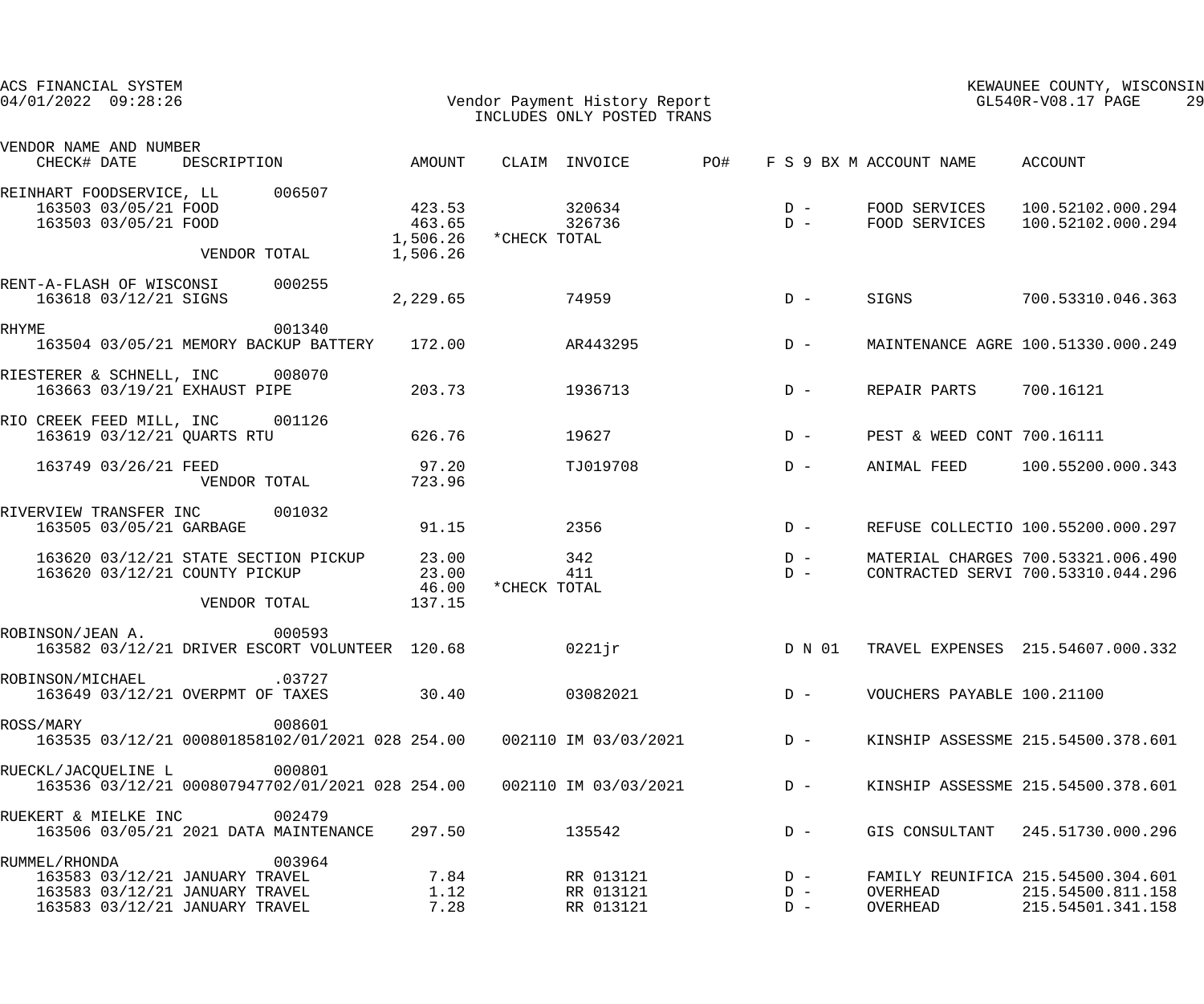ACS FINANCIAL SYSTEM
04/01/2022 09:28:26

Vendor Payment History Report
INCLUDES ONLY POSTED TRANS

KEWAUNEE COUNTY, WISCONSIN
GL540R-V08.17 PAGE 29

| VENDOR NAME AND NUMBER / CHECK# DATE | DESCRIPTION | AMOUNT | CLAIM | INVOICE | PO# | F S 9 BX M | ACCOUNT NAME | ACCOUNT |
|---|---|---|---|---|---|---|---|---|
| REINHART FOODSERVICE, LL 006507 | | | | | | | | |
| 163503 03/05/21 | FOOD | 423.53 | | 320634 | | D - | FOOD SERVICES | 100.52102.000.294 |
| 163503 03/05/21 | FOOD | 463.65 | | 326736 | | D - | FOOD SERVICES | 100.52102.000.294 |
| | | 1,506.26 | *CHECK TOTAL | | | | | |
| | VENDOR TOTAL | 1,506.26 | | | | | | |
| RENT-A-FLASH OF WISCONSI 000255 | | | | | | | | |
| 163618 03/12/21 | SIGNS | 2,229.65 | | 74959 | | D - | SIGNS | 700.53310.046.363 |
| RHYME 001340 | | | | | | | | |
| 163504 03/05/21 | MEMORY BACKUP BATTERY | 172.00 | | AR443295 | | D - | MAINTENANCE AGRE | 100.51330.000.249 |
| RIESTERER & SCHNELL, INC 008070 | | | | | | | | |
| 163663 03/19/21 | EXHAUST PIPE | 203.73 | | 1936713 | | D - | REPAIR PARTS | 700.16121 |
| RIO CREEK FEED MILL, INC 001126 | | | | | | | | |
| 163619 03/12/21 | QUARTS RTU | 626.76 | | 19627 | | D - | PEST & WEED CONT | 700.16111 |
| 163749 03/26/21 | FEED | 97.20 | | TJ019708 | | D - | ANIMAL FEED | 100.55200.000.343 |
| | VENDOR TOTAL | 723.96 | | | | | | |
| RIVERVIEW TRANSFER INC 001032 | | | | | | | | |
| 163505 03/05/21 | GARBAGE | 91.15 | | 2356 | | D - | REFUSE COLLECTIO | 100.55200.000.297 |
| 163620 03/12/21 | STATE SECTION PICKUP | 23.00 | | 342 | | D - | MATERIAL CHARGES | 700.53321.006.490 |
| 163620 03/12/21 | COUNTY PICKUP | 23.00 | | 411 | | D - | CONTRACTED SERVI | 700.53310.044.296 |
| | | 46.00 | *CHECK TOTAL | | | | | |
| | VENDOR TOTAL | 137.15 | | | | | | |
| ROBINSON/JEAN A. 000593 | | | | | | | | |
| 163582 03/12/21 | DRIVER ESCORT VOLUNTEER | 120.68 | | 0221jr | | D N 01 | TRAVEL EXPENSES | 215.54607.000.332 |
| ROBINSON/MICHAEL .03727 | | | | | | | | |
| 163649 03/12/21 | OVERPMT OF TAXES | 30.40 | | 03082021 | | D - | VOUCHERS PAYABLE | 100.21100 |
| ROSS/MARY 008601 | | | | | | | | |
| 163535 03/12/21 | 000801858102/01/2021 028 | 254.00 | 002110 | IM 03/03/2021 | | D - | KINSHIP ASSESSME | 215.54500.378.601 |
| RUECKL/JACQUELINE L 000801 | | | | | | | | |
| 163536 03/12/21 | 000807947702/01/2021 028 | 254.00 | 002110 | IM 03/03/2021 | | D - | KINSHIP ASSESSME | 215.54500.378.601 |
| RUEKERT & MIELKE INC 002479 | | | | | | | | |
| 163506 03/05/21 | 2021 DATA MAINTENANCE | 297.50 | | 135542 | | D - | GIS CONSULTANT | 245.51730.000.296 |
| RUMMEL/RHONDA 003964 | | | | | | | | |
| 163583 03/12/21 | JANUARY TRAVEL | 7.84 | | RR 013121 | | D - | FAMILY REUNIFICA | 215.54500.304.601 |
| 163583 03/12/21 | JANUARY TRAVEL | 1.12 | | RR 013121 | | D - | OVERHEAD | 215.54500.811.158 |
| 163583 03/12/21 | JANUARY TRAVEL | 7.28 | | RR 013121 | | D - | OVERHEAD | 215.54501.341.158 |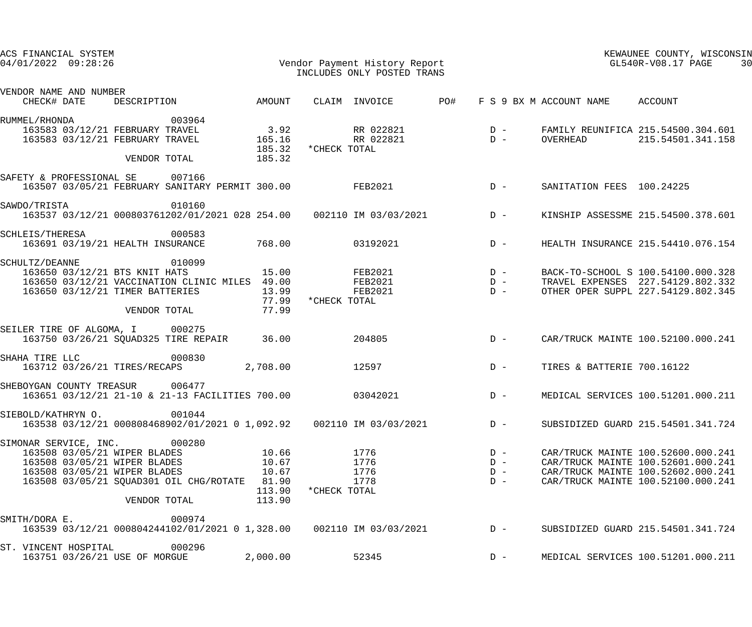ACS FINANCIAL SYSTEM
04/01/2022 09:28:26

Vendor Payment History Report
INCLUDES ONLY POSTED TRANS

KEWAUNEE COUNTY, WISCONSIN
GL540R-V08.17 PAGE 30

| VENDOR NAME AND NUMBER / CHECK# DATE DESCRIPTION | AMOUNT | CLAIM INVOICE | PO# | F S 9 BX M | ACCOUNT NAME | ACCOUNT |
|---|---|---|---|---|---|---|
| RUMMEL/RHONDA 003964 | | | | | | |
| 163583 03/12/21 FEBRUARY TRAVEL | 3.92 | RR 022821 | | D - | FAMILY REUNIFICA | 215.54500.304.601 |
| 163583 03/12/21 FEBRUARY TRAVEL | 165.16 | RR 022821 | | D - | OVERHEAD | 215.54501.341.158 |
| | 185.32 | *CHECK TOTAL | | | | |
| VENDOR TOTAL | 185.32 | | | | | |
| SAFETY & PROFESSIONAL SE 007166 | | | | | | |
| 163507 03/05/21 FEBRUARY SANITARY PERMIT | 300.00 | FEB2021 | | D - | SANITATION FEES | 100.24225 |
| SAWDO/TRISTA 010160 | | | | | | |
| 163537 03/12/21 000803761202/01/2021 028 | 254.00 | 002110 IM 03/03/2021 | | D - | KINSHIP ASSESSME | 215.54500.378.601 |
| SCHLEIS/THERESA 000583 | | | | | | |
| 163691 03/19/21 HEALTH INSURANCE | 768.00 | 03192021 | | D - | HEALTH INSURANCE | 215.54410.076.154 |
| SCHULTZ/DEANNE 010099 | | | | | | |
| 163650 03/12/21 BTS KNIT HATS | 15.00 | FEB2021 | | D - | BACK-TO-SCHOOL S | 100.54100.000.328 |
| 163650 03/12/21 VACCINATION CLINIC MILES | 49.00 | FEB2021 | | D - | TRAVEL EXPENSES | 227.54129.802.332 |
| 163650 03/12/21 TIMER BATTERIES | 13.99 | FEB2021 | | D - | OTHER OPER SUPPL | 227.54129.802.345 |
| | 77.99 | *CHECK TOTAL | | | | |
| VENDOR TOTAL | 77.99 | | | | | |
| SEILER TIRE OF ALGOMA, I 000275 | | | | | | |
| 163750 03/26/21 SQUAD325 TIRE REPAIR | 36.00 | 204805 | | D - | CAR/TRUCK MAINTE | 100.52100.000.241 |
| SHAHA TIRE LLC 000830 | | | | | | |
| 163712 03/26/21 TIRES/RECAPS | 2,708.00 | 12597 | | D - | TIRES & BATTERIE | 700.16122 |
| SHEBOYGAN COUNTY TREASUR 006477 | | | | | | |
| 163651 03/12/21 21-10 & 21-13 FACILITIES | 700.00 | 03042021 | | D - | MEDICAL SERVICES | 100.51201.000.211 |
| SIEBOLD/KATHRYN O. 001044 | | | | | | |
| 163538 03/12/21 000808468902/01/2021 0 | 1,092.92 | 002110 IM 03/03/2021 | | D - | SUBSIDIZED GUARD | 215.54501.341.724 |
| SIMONAR SERVICE, INC. 000280 | | | | | | |
| 163508 03/05/21 WIPER BLADES | 10.66 | 1776 | | D - | CAR/TRUCK MAINTE | 100.52600.000.241 |
| 163508 03/05/21 WIPER BLADES | 10.67 | 1776 | | D - | CAR/TRUCK MAINTE | 100.52601.000.241 |
| 163508 03/05/21 WIPER BLADES | 10.67 | 1776 | | D - | CAR/TRUCK MAINTE | 100.52602.000.241 |
| 163508 03/05/21 SQUAD301 OIL CHG/ROTATE | 81.90 | 1778 | | D - | CAR/TRUCK MAINTE | 100.52100.000.241 |
| | 113.90 | *CHECK TOTAL | | | | |
| VENDOR TOTAL | 113.90 | | | | | |
| SMITH/DORA E. 000974 | | | | | | |
| 163539 03/12/21 000804244102/01/2021 0 | 1,328.00 | 002110 IM 03/03/2021 | | D - | SUBSIDIZED GUARD | 215.54501.341.724 |
| ST. VINCENT HOSPITAL 000296 | | | | | | |
| 163751 03/26/21 USE OF MORGUE | 2,000.00 | 52345 | | D - | MEDICAL SERVICES | 100.51201.000.211 |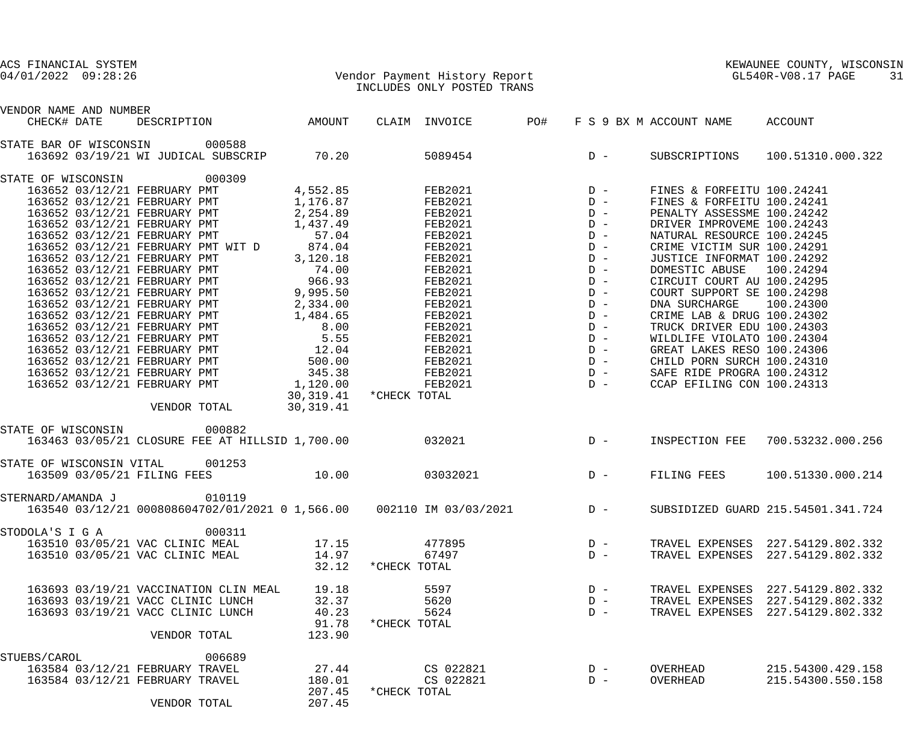ACS FINANCIAL SYSTEM
04/01/2022 09:28:26

Vendor Payment History Report
INCLUDES ONLY POSTED TRANS

KEWAUNEE COUNTY, WISCONSIN
GL540R-V08.17 PAGE 31

| VENDOR NAME AND NUMBER CHECK# DATE | DESCRIPTION | AMOUNT | CLAIM | INVOICE | PO# | F S 9 BX M | ACCOUNT NAME | ACCOUNT |
|---|---|---|---|---|---|---|---|---|
| STATE BAR OF WISCONSIN 000588 | | | | | | | | |
| 163692 03/19/21 | WI JUDICAL SUBSCRIP | 70.20 | | 5089454 | | D - | SUBSCRIPTIONS | 100.51310.000.322 |
| STATE OF WISCONSIN 000309 | | | | | | | | |
| 163652 03/12/21 | FEBRUARY PMT | 4,552.85 | | FEB2021 | | D - | FINES & FORFEITU | 100.24241 |
| 163652 03/12/21 | FEBRUARY PMT | 1,176.87 | | FEB2021 | | D - | FINES & FORFEITU | 100.24241 |
| 163652 03/12/21 | FEBRUARY PMT | 2,254.89 | | FEB2021 | | D - | PENALTY ASSESSME | 100.24242 |
| 163652 03/12/21 | FEBRUARY PMT | 1,437.49 | | FEB2021 | | D - | DRIVER IMPROVEME | 100.24243 |
| 163652 03/12/21 | FEBRUARY PMT | 57.04 | | FEB2021 | | D - | NATURAL RESOURCE | 100.24245 |
| 163652 03/12/21 | FEBRUARY PMT WIT D | 874.04 | | FEB2021 | | D - | CRIME VICTIM SUR | 100.24291 |
| 163652 03/12/21 | FEBRUARY PMT | 3,120.18 | | FEB2021 | | D - | JUSTICE INFORMAT | 100.24292 |
| 163652 03/12/21 | FEBRUARY PMT | 74.00 | | FEB2021 | | D - | DOMESTIC ABUSE | 100.24294 |
| 163652 03/12/21 | FEBRUARY PMT | 966.93 | | FEB2021 | | D - | CIRCUIT COURT AU | 100.24295 |
| 163652 03/12/21 | FEBRUARY PMT | 9,995.50 | | FEB2021 | | D - | COURT SUPPORT SE | 100.24298 |
| 163652 03/12/21 | FEBRUARY PMT | 2,334.00 | | FEB2021 | | D - | DNA SURCHARGE | 100.24300 |
| 163652 03/12/21 | FEBRUARY PMT | 1,484.65 | | FEB2021 | | D - | CRIME LAB & DRUG | 100.24302 |
| 163652 03/12/21 | FEBRUARY PMT | 8.00 | | FEB2021 | | D - | TRUCK DRIVER EDU | 100.24303 |
| 163652 03/12/21 | FEBRUARY PMT | 5.55 | | FEB2021 | | D - | WILDLIFE VIOLATO | 100.24304 |
| 163652 03/12/21 | FEBRUARY PMT | 12.04 | | FEB2021 | | D - | GREAT LAKES RESO | 100.24306 |
| 163652 03/12/21 | FEBRUARY PMT | 500.00 | | FEB2021 | | D - | CHILD PORN SURCH | 100.24310 |
| 163652 03/12/21 | FEBRUARY PMT | 345.38 | | FEB2021 | | D - | SAFE RIDE PROGRA | 100.24312 |
| 163652 03/12/21 | FEBRUARY PMT | 1,120.00 | | FEB2021 | | D - | CCAP EFILING CON | 100.24313 |
| | | 30,319.41 | *CHECK TOTAL | | | | | |
| | VENDOR TOTAL | 30,319.41 | | | | | | |
| STATE OF WISCONSIN 000882 | | | | | | | | |
| 163463 03/05/21 | CLOSURE FEE AT HILLSID | 1,700.00 | | 032021 | | D - | INSPECTION FEE | 700.53232.000.256 |
| STATE OF WISCONSIN VITAL 001253 | | | | | | | | |
| 163509 03/05/21 | FILING FEES | 10.00 | | 03032021 | | D - | FILING FEES | 100.51330.000.214 |
| STERNARD/AMANDA J 010119 | | | | | | | | |
| 163540 03/12/21 | 000808604702/01/2021 0 | 1,566.00 | 002110 | IM 03/03/2021 | | D - | SUBSIDIZED GUARD | 215.54501.341.724 |
| STODOLA'S I G A 000311 | | | | | | | | |
| 163510 03/05/21 | VAC CLINIC MEAL | 17.15 | | 477895 | | D - | TRAVEL EXPENSES | 227.54129.802.332 |
| 163510 03/05/21 | VAC CLINIC MEAL | 14.97 | | 67497 | | D - | TRAVEL EXPENSES | 227.54129.802.332 |
| | | 32.12 | *CHECK TOTAL | | | | | |
| 163693 03/19/21 | VACCINATION CLIN MEAL | 19.18 | | 5597 | | D - | TRAVEL EXPENSES | 227.54129.802.332 |
| 163693 03/19/21 | VACC CLINIC LUNCH | 32.37 | | 5620 | | D - | TRAVEL EXPENSES | 227.54129.802.332 |
| 163693 03/19/21 | VACC CLINIC LUNCH | 40.23 | | 5624 | | D - | TRAVEL EXPENSES | 227.54129.802.332 |
| | | 91.78 | *CHECK TOTAL | | | | | |
| | VENDOR TOTAL | 123.90 | | | | | | |
| STUEBS/CAROL 006689 | | | | | | | | |
| 163584 03/12/21 | FEBRUARY TRAVEL | 27.44 | | CS 022821 | | D - | OVERHEAD | 215.54300.429.158 |
| 163584 03/12/21 | FEBRUARY TRAVEL | 180.01 | | CS 022821 | | D - | OVERHEAD | 215.54300.550.158 |
| | | 207.45 | *CHECK TOTAL | | | | | |
| | VENDOR TOTAL | 207.45 | | | | | | |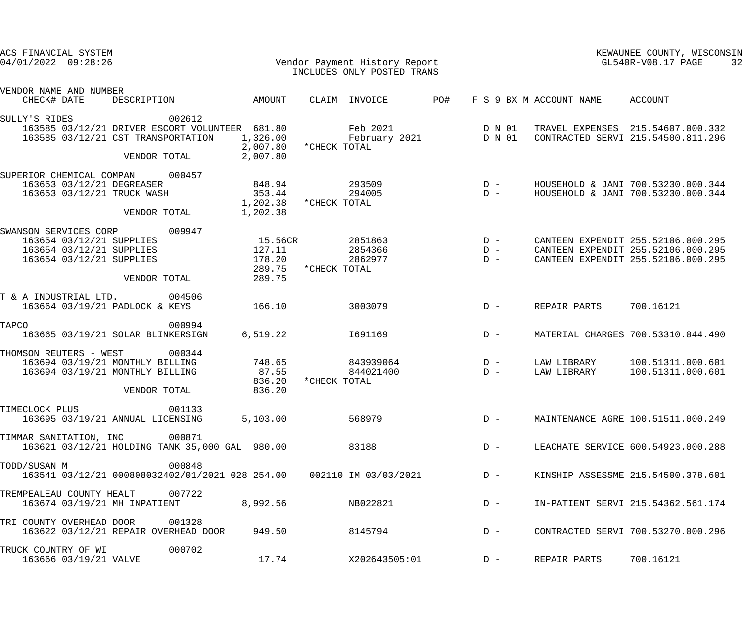ACS FINANCIAL SYSTEM
04/01/2022 09:28:26

Vendor Payment History Report
INCLUDES ONLY POSTED TRANS

KEWAUNEE COUNTY, WISCONSIN
GL540R-V08.17 PAGE 32

| VENDOR NAME AND NUMBER / CHECK# DATE | DESCRIPTION | AMOUNT | CLAIM | INVOICE | PO# | F S 9 BX M | ACCOUNT NAME | ACCOUNT |
|---|---|---|---|---|---|---|---|---|
| SULLY'S RIDES 002612 | | | | | | | | |
| 163585 03/12/21 | DRIVER ESCORT VOLUNTEER | 681.80 | | Feb 2021 | | D N 01 | TRAVEL EXPENSES | 215.54607.000.332 |
| 163585 03/12/21 | CST TRANSPORTATION | 1,326.00 | | February 2021 | | D N 01 | CONTRACTED SERVI | 215.54500.811.296 |
| | | 2,007.80 | *CHECK TOTAL | | | | | |
| | VENDOR TOTAL | 2,007.80 | | | | | | |
| SUPERIOR CHEMICAL COMPAN 000457 | | | | | | | | |
| 163653 03/12/21 | DEGREASER | 848.94 | | 293509 | | D - | HOUSEHOLD & JANI | 700.53230.000.344 |
| 163653 03/12/21 | TRUCK WASH | 353.44 | | 294005 | | D - | HOUSEHOLD & JANI | 700.53230.000.344 |
| | | 1,202.38 | *CHECK TOTAL | | | | | |
| | VENDOR TOTAL | 1,202.38 | | | | | | |
| SWANSON SERVICES CORP 009947 | | | | | | | | |
| 163654 03/12/21 | SUPPLIES | 15.56CR | | 2851863 | | D - | CANTEEN EXPENDIT | 255.52106.000.295 |
| 163654 03/12/21 | SUPPLIES | 127.11 | | 2854366 | | D - | CANTEEN EXPENDIT | 255.52106.000.295 |
| 163654 03/12/21 | SUPPLIES | 178.20 | | 2862977 | | D - | CANTEEN EXPENDIT | 255.52106.000.295 |
| | | 289.75 | *CHECK TOTAL | | | | | |
| | VENDOR TOTAL | 289.75 | | | | | | |
| T & A INDUSTRIAL LTD. 004506 | | | | | | | | |
| 163664 03/19/21 | PADLOCK & KEYS | 166.10 | | 3003079 | | D - | REPAIR PARTS | 700.16121 |
| TAPCO 000994 | | | | | | | | |
| 163665 03/19/21 | SOLAR BLINKERSIGN | 6,519.22 | | I691169 | | D - | MATERIAL CHARGES | 700.53310.044.490 |
| THOMSON REUTERS - WEST 000344 | | | | | | | | |
| 163694 03/19/21 | MONTHLY BILLING | 748.65 | | 843939064 | | D - | LAW LIBRARY | 100.51311.000.601 |
| 163694 03/19/21 | MONTHLY BILLING | 87.55 | | 844021400 | | D - | LAW LIBRARY | 100.51311.000.601 |
| | | 836.20 | *CHECK TOTAL | | | | | |
| | VENDOR TOTAL | 836.20 | | | | | | |
| TIMECLOCK PLUS 001133 | | | | | | | | |
| 163695 03/19/21 | ANNUAL LICENSING | 5,103.00 | | 568979 | | D - | MAINTENANCE AGRE | 100.51511.000.249 |
| TIMMAR SANITATION, INC 000871 | | | | | | | | |
| 163621 03/12/21 | HOLDING TANK 35,000 GAL | 980.00 | | 83188 | | D - | LEACHATE SERVICE | 600.54923.000.288 |
| TODD/SUSAN M 000848 | | | | | | | | |
| 163541 03/12/21 | 000808032402/01/2021 028 | 254.00 | 002110 | IM 03/03/2021 | | D - | KINSHIP ASSESSME | 215.54500.378.601 |
| TREMPEALEAU COUNTY HEALT 007722 | | | | | | | | |
| 163674 03/19/21 | MH INPATIENT | 8,992.56 | | NB022821 | | D - | IN-PATIENT SERVI | 215.54362.561.174 |
| TRI COUNTY OVERHEAD DOOR 001328 | | | | | | | | |
| 163622 03/12/21 | REPAIR OVERHEAD DOOR | 949.50 | | 8145794 | | D - | CONTRACTED SERVI | 700.53270.000.296 |
| TRUCK COUNTRY OF WI 000702 | | | | | | | | |
| 163666 03/19/21 | VALVE | 17.74 | | X202643505:01 | | D - | REPAIR PARTS | 700.16121 |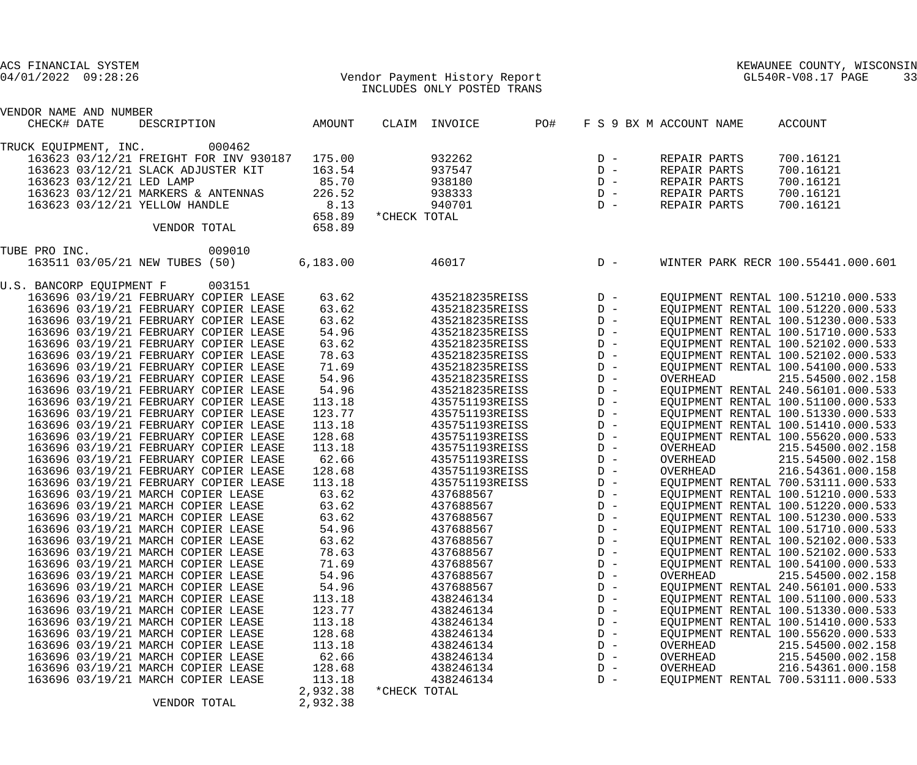ACS FINANCIAL SYSTEM
04/01/2022 09:28:26

Vendor Payment History Report
INCLUDES ONLY POSTED TRANS

KEWAUNEE COUNTY, WISCONSIN
GL540R-V08.17 PAGE 33

| VENDOR NAME AND NUMBER | | | | | | | | | |
|---|---|---|---|---|---|---|---|---|---|
| CHECK# | DATE | DESCRIPTION | AMOUNT | CLAIM | INVOICE | PO# | F S 9 BX M | ACCOUNT NAME | ACCOUNT |
| **TRUCK EQUIPMENT, INC. 000462** | | | | | | | | | |
| 163623 | 03/12/21 | FREIGHT FOR INV 930187 | 175.00 | | 932262 | | D - | REPAIR PARTS | 700.16121 |
| 163623 | 03/12/21 | SLACK ADJUSTER KIT | 163.54 | | 937547 | | D - | REPAIR PARTS | 700.16121 |
| 163623 | 03/12/21 | LED LAMP | 85.70 | | 938180 | | D - | REPAIR PARTS | 700.16121 |
| 163623 | 03/12/21 | MARKERS & ANTENNAS | 226.52 | | 938333 | | D - | REPAIR PARTS | 700.16121 |
| 163623 | 03/12/21 | YELLOW HANDLE | 8.13 | | 940701 | | D - | REPAIR PARTS | 700.16121 |
| | | | 658.89 | *CHECK TOTAL | | | | | |
| | | VENDOR TOTAL | 658.89 | | | | | | |
| **TUBE PRO INC. 009010** | | | | | | | | | |
| 163511 | 03/05/21 | NEW TUBES (50) | 6,183.00 | | 46017 | | D - | WINTER PARK RECR | 100.55441.000.601 |
| **U.S. BANCORP EQUIPMENT F 003151** | | | | | | | | | |
| 163696 | 03/19/21 | FEBRUARY COPIER LEASE | 63.62 | | 435218235REISS | | D - | EQUIPMENT RENTAL | 100.51210.000.533 |
| 163696 | 03/19/21 | FEBRUARY COPIER LEASE | 63.62 | | 435218235REISS | | D - | EQUIPMENT RENTAL | 100.51220.000.533 |
| 163696 | 03/19/21 | FEBRUARY COPIER LEASE | 63.62 | | 435218235REISS | | D - | EQUIPMENT RENTAL | 100.51230.000.533 |
| 163696 | 03/19/21 | FEBRUARY COPIER LEASE | 54.96 | | 435218235REISS | | D - | EQUIPMENT RENTAL | 100.51710.000.533 |
| 163696 | 03/19/21 | FEBRUARY COPIER LEASE | 63.62 | | 435218235REISS | | D - | EQUIPMENT RENTAL | 100.52102.000.533 |
| 163696 | 03/19/21 | FEBRUARY COPIER LEASE | 78.63 | | 435218235REISS | | D - | EQUIPMENT RENTAL | 100.52102.000.533 |
| 163696 | 03/19/21 | FEBRUARY COPIER LEASE | 71.69 | | 435218235REISS | | D - | EQUIPMENT RENTAL | 100.54100.000.533 |
| 163696 | 03/19/21 | FEBRUARY COPIER LEASE | 54.96 | | 435218235REISS | | D - | OVERHEAD | 215.54500.002.158 |
| 163696 | 03/19/21 | FEBRUARY COPIER LEASE | 54.96 | | 435218235REISS | | D - | EQUIPMENT RENTAL | 240.56101.000.533 |
| 163696 | 03/19/21 | FEBRUARY COPIER LEASE | 113.18 | | 435751193REISS | | D - | EQUIPMENT RENTAL | 100.51100.000.533 |
| 163696 | 03/19/21 | FEBRUARY COPIER LEASE | 123.77 | | 435751193REISS | | D - | EQUIPMENT RENTAL | 100.51330.000.533 |
| 163696 | 03/19/21 | FEBRUARY COPIER LEASE | 113.18 | | 435751193REISS | | D - | EQUIPMENT RENTAL | 100.51410.000.533 |
| 163696 | 03/19/21 | FEBRUARY COPIER LEASE | 128.68 | | 435751193REISS | | D - | EQUIPMENT RENTAL | 100.55620.000.533 |
| 163696 | 03/19/21 | FEBRUARY COPIER LEASE | 113.18 | | 435751193REISS | | D - | OVERHEAD | 215.54500.002.158 |
| 163696 | 03/19/21 | FEBRUARY COPIER LEASE | 62.66 | | 435751193REISS | | D - | OVERHEAD | 215.54500.002.158 |
| 163696 | 03/19/21 | FEBRUARY COPIER LEASE | 128.68 | | 435751193REISS | | D - | OVERHEAD | 216.54361.000.158 |
| 163696 | 03/19/21 | FEBRUARY COPIER LEASE | 113.18 | | 435751193REISS | | D - | EQUIPMENT RENTAL | 700.53111.000.533 |
| 163696 | 03/19/21 | MARCH COPIER LEASE | 63.62 | | 437688567 | | D - | EQUIPMENT RENTAL | 100.51210.000.533 |
| 163696 | 03/19/21 | MARCH COPIER LEASE | 63.62 | | 437688567 | | D - | EQUIPMENT RENTAL | 100.51220.000.533 |
| 163696 | 03/19/21 | MARCH COPIER LEASE | 63.62 | | 437688567 | | D - | EQUIPMENT RENTAL | 100.51230.000.533 |
| 163696 | 03/19/21 | MARCH COPIER LEASE | 54.96 | | 437688567 | | D - | EQUIPMENT RENTAL | 100.51710.000.533 |
| 163696 | 03/19/21 | MARCH COPIER LEASE | 63.62 | | 437688567 | | D - | EQUIPMENT RENTAL | 100.52102.000.533 |
| 163696 | 03/19/21 | MARCH COPIER LEASE | 78.63 | | 437688567 | | D - | EQUIPMENT RENTAL | 100.52102.000.533 |
| 163696 | 03/19/21 | MARCH COPIER LEASE | 71.69 | | 437688567 | | D - | EQUIPMENT RENTAL | 100.54100.000.533 |
| 163696 | 03/19/21 | MARCH COPIER LEASE | 54.96 | | 437688567 | | D - | OVERHEAD | 215.54500.002.158 |
| 163696 | 03/19/21 | MARCH COPIER LEASE | 54.96 | | 437688567 | | D - | EQUIPMENT RENTAL | 240.56101.000.533 |
| 163696 | 03/19/21 | MARCH COPIER LEASE | 113.18 | | 438246134 | | D - | EQUIPMENT RENTAL | 100.51100.000.533 |
| 163696 | 03/19/21 | MARCH COPIER LEASE | 123.77 | | 438246134 | | D - | EQUIPMENT RENTAL | 100.51330.000.533 |
| 163696 | 03/19/21 | MARCH COPIER LEASE | 113.18 | | 438246134 | | D - | EQUIPMENT RENTAL | 100.51410.000.533 |
| 163696 | 03/19/21 | MARCH COPIER LEASE | 128.68 | | 438246134 | | D - | EQUIPMENT RENTAL | 100.55620.000.533 |
| 163696 | 03/19/21 | MARCH COPIER LEASE | 113.18 | | 438246134 | | D - | OVERHEAD | 215.54500.002.158 |
| 163696 | 03/19/21 | MARCH COPIER LEASE | 62.66 | | 438246134 | | D - | OVERHEAD | 215.54500.002.158 |
| 163696 | 03/19/21 | MARCH COPIER LEASE | 128.68 | | 438246134 | | D - | OVERHEAD | 216.54361.000.158 |
| 163696 | 03/19/21 | MARCH COPIER LEASE | 113.18 | | 438246134 | | D - | EQUIPMENT RENTAL | 700.53111.000.533 |
| | | | 2,932.38 | *CHECK TOTAL | | | | | |
| | | VENDOR TOTAL | 2,932.38 | | | | | | |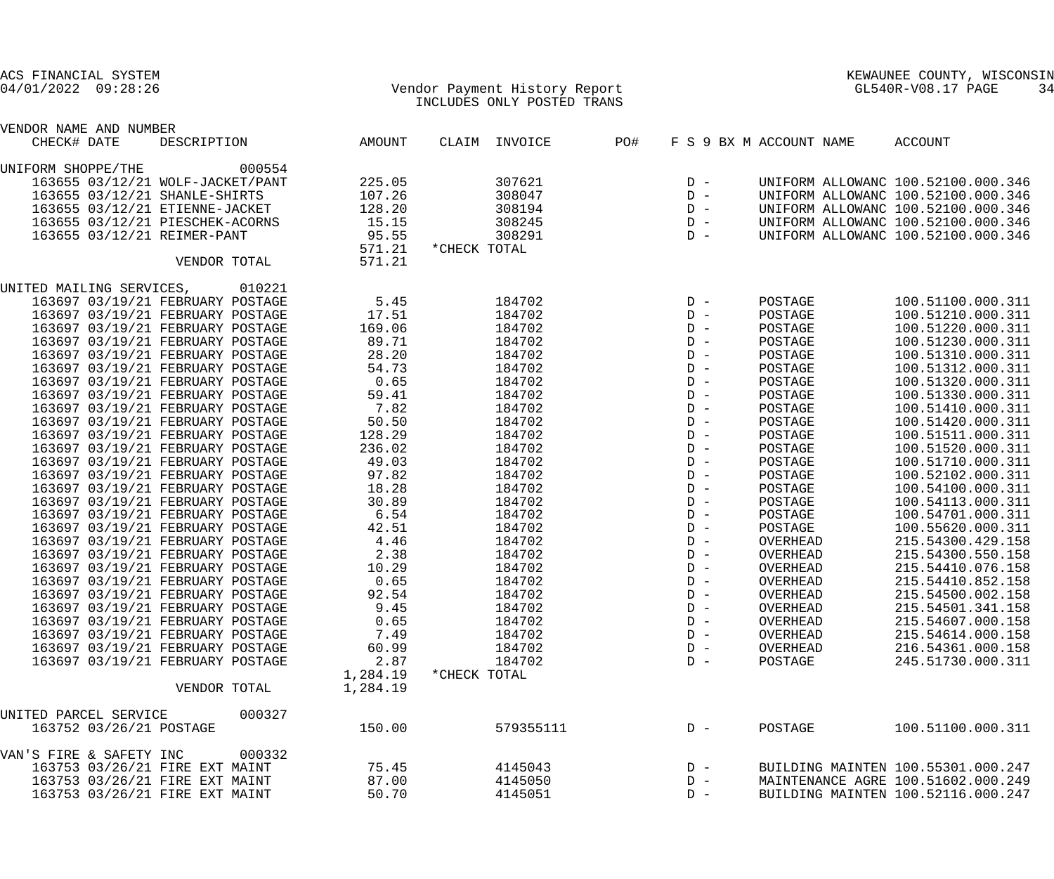ACS FINANCIAL SYSTEM
04/01/2022 09:28:26

Vendor Payment History Report
INCLUDES ONLY POSTED TRANS

KEWAUNEE COUNTY, WISCONSIN
GL540R-V08.17

| VENDOR NAME AND NUMBER / CHECK# | DATE | DESCRIPTION | AMOUNT | CLAIM | INVOICE | PO# | F S 9 BX M | ACCOUNT NAME | ACCOUNT |
|---|---|---|---|---|---|---|---|---|---|
| UNIFORM SHOPPE/THE 000554 | | | | | | | | | |
| 163655 | 03/12/21 | WOLF-JACKET/PANT | 225.05 | | 307621 | | D - | UNIFORM ALLOWANC | 100.52100.000.346 |
| 163655 | 03/12/21 | SHANLE-SHIRTS | 107.26 | | 308047 | | D - | UNIFORM ALLOWANC | 100.52100.000.346 |
| 163655 | 03/12/21 | ETIENNE-JACKET | 128.20 | | 308194 | | D - | UNIFORM ALLOWANC | 100.52100.000.346 |
| 163655 | 03/12/21 | PIESCHEK-ACORNS | 15.15 | | 308245 | | D - | UNIFORM ALLOWANC | 100.52100.000.346 |
| 163655 | 03/12/21 | REIMER-PANT | 95.55 | | 308291 | | D - | UNIFORM ALLOWANC | 100.52100.000.346 |
| | | | 571.21 | *CHECK TOTAL | | | | | |
| | | VENDOR TOTAL | 571.21 | | | | | | |
| UNITED MAILING SERVICES, 010221 | | | | | | | | | |
| 163697 | 03/19/21 | FEBRUARY POSTAGE | 5.45 | | 184702 | | D - | POSTAGE | 100.51100.000.311 |
| 163697 | 03/19/21 | FEBRUARY POSTAGE | 17.51 | | 184702 | | D - | POSTAGE | 100.51210.000.311 |
| 163697 | 03/19/21 | FEBRUARY POSTAGE | 169.06 | | 184702 | | D - | POSTAGE | 100.51220.000.311 |
| 163697 | 03/19/21 | FEBRUARY POSTAGE | 89.71 | | 184702 | | D - | POSTAGE | 100.51230.000.311 |
| 163697 | 03/19/21 | FEBRUARY POSTAGE | 28.20 | | 184702 | | D - | POSTAGE | 100.51310.000.311 |
| 163697 | 03/19/21 | FEBRUARY POSTAGE | 54.73 | | 184702 | | D - | POSTAGE | 100.51312.000.311 |
| 163697 | 03/19/21 | FEBRUARY POSTAGE | 0.65 | | 184702 | | D - | POSTAGE | 100.51320.000.311 |
| 163697 | 03/19/21 | FEBRUARY POSTAGE | 59.41 | | 184702 | | D - | POSTAGE | 100.51330.000.311 |
| 163697 | 03/19/21 | FEBRUARY POSTAGE | 7.82 | | 184702 | | D - | POSTAGE | 100.51410.000.311 |
| 163697 | 03/19/21 | FEBRUARY POSTAGE | 50.50 | | 184702 | | D - | POSTAGE | 100.51420.000.311 |
| 163697 | 03/19/21 | FEBRUARY POSTAGE | 128.29 | | 184702 | | D - | POSTAGE | 100.51511.000.311 |
| 163697 | 03/19/21 | FEBRUARY POSTAGE | 236.02 | | 184702 | | D - | POSTAGE | 100.51520.000.311 |
| 163697 | 03/19/21 | FEBRUARY POSTAGE | 49.03 | | 184702 | | D - | POSTAGE | 100.51710.000.311 |
| 163697 | 03/19/21 | FEBRUARY POSTAGE | 97.82 | | 184702 | | D - | POSTAGE | 100.52102.000.311 |
| 163697 | 03/19/21 | FEBRUARY POSTAGE | 18.28 | | 184702 | | D - | POSTAGE | 100.54100.000.311 |
| 163697 | 03/19/21 | FEBRUARY POSTAGE | 30.89 | | 184702 | | D - | POSTAGE | 100.54113.000.311 |
| 163697 | 03/19/21 | FEBRUARY POSTAGE | 6.54 | | 184702 | | D - | POSTAGE | 100.54701.000.311 |
| 163697 | 03/19/21 | FEBRUARY POSTAGE | 42.51 | | 184702 | | D - | POSTAGE | 100.55620.000.311 |
| 163697 | 03/19/21 | FEBRUARY POSTAGE | 4.46 | | 184702 | | D - | OVERHEAD | 215.54300.429.158 |
| 163697 | 03/19/21 | FEBRUARY POSTAGE | 2.38 | | 184702 | | D - | OVERHEAD | 215.54300.550.158 |
| 163697 | 03/19/21 | FEBRUARY POSTAGE | 10.29 | | 184702 | | D - | OVERHEAD | 215.54410.076.158 |
| 163697 | 03/19/21 | FEBRUARY POSTAGE | 0.65 | | 184702 | | D - | OVERHEAD | 215.54410.852.158 |
| 163697 | 03/19/21 | FEBRUARY POSTAGE | 92.54 | | 184702 | | D - | OVERHEAD | 215.54500.002.158 |
| 163697 | 03/19/21 | FEBRUARY POSTAGE | 9.45 | | 184702 | | D - | OVERHEAD | 215.54501.341.158 |
| 163697 | 03/19/21 | FEBRUARY POSTAGE | 0.65 | | 184702 | | D - | OVERHEAD | 215.54607.000.158 |
| 163697 | 03/19/21 | FEBRUARY POSTAGE | 7.49 | | 184702 | | D - | OVERHEAD | 215.54614.000.158 |
| 163697 | 03/19/21 | FEBRUARY POSTAGE | 60.99 | | 184702 | | D - | OVERHEAD | 216.54361.000.158 |
| 163697 | 03/19/21 | FEBRUARY POSTAGE | 2.87 | | 184702 | | D - | POSTAGE | 245.51730.000.311 |
| | | | 1,284.19 | *CHECK TOTAL | | | | | |
| | | VENDOR TOTAL | 1,284.19 | | | | | | |
| UNITED PARCEL SERVICE 000327 | | | | | | | | | |
| 163752 | 03/26/21 | POSTAGE | 150.00 | | 579355111 | | D - | POSTAGE | 100.51100.000.311 |
| VAN'S FIRE & SAFETY INC 000332 | | | | | | | | | |
| 163753 | 03/26/21 | FIRE EXT MAINT | 75.45 | | 4145043 | | D - | BUILDING MAINTEN | 100.55301.000.247 |
| 163753 | 03/26/21 | FIRE EXT MAINT | 87.00 | | 4145050 | | D - | MAINTENANCE AGRE | 100.51602.000.249 |
| 163753 | 03/26/21 | FIRE EXT MAINT | 50.70 | | 4145051 | | D - | BUILDING MAINTEN | 100.52116.000.247 |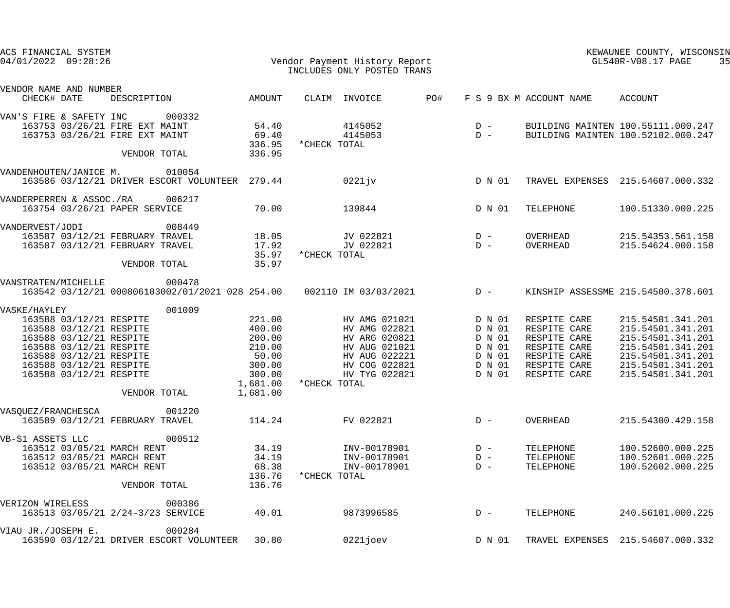ACS FINANCIAL SYSTEM
04/01/2022 09:28:26

Vendor Payment History Report
INCLUDES ONLY POSTED TRANS

KEWAUNEE COUNTY, WISCONSIN
GL540R-V08.17 PAGE 35

| VENDOR NAME AND NUMBER / CHECK# | DATE | DESCRIPTION | AMOUNT | CLAIM | INVOICE | PO# | F S 9 BX M | ACCOUNT NAME | ACCOUNT |
|---|---|---|---|---|---|---|---|---|---|
| VAN'S FIRE & SAFETY INC 000332 | | | | | | | | | |
| 163753 | 03/26/21 | FIRE EXT MAINT | 54.40 | | 4145052 | | D - | BUILDING MAINTEN | 100.55111.000.247 |
| 163753 | 03/26/21 | FIRE EXT MAINT | 69.40 | | 4145053 | | D - | BUILDING MAINTEN | 100.52102.000.247 |
| | | | 336.95 | *CHECK TOTAL | | | | | |
| | | VENDOR TOTAL | 336.95 | | | | | | |
| VANDENHOUTEN/JANICE M. 010054 | | | | | | | | | |
| 163586 | 03/12/21 | DRIVER ESCORT VOLUNTEER | 279.44 | | 0221jv | | D N 01 | TRAVEL EXPENSES | 215.54607.000.332 |
| VANDERPERREN & ASSOC./RA 006217 | | | | | | | | | |
| 163754 | 03/26/21 | PAPER SERVICE | 70.00 | | 139844 | | D N 01 | TELEPHONE | 100.51330.000.225 |
| VANDERVEST/JODI 008449 | | | | | | | | | |
| 163587 | 03/12/21 | FEBRUARY TRAVEL | 18.05 | | JV 022821 | | D - | OVERHEAD | 215.54353.561.158 |
| 163587 | 03/12/21 | FEBRUARY TRAVEL | 17.92 | | JV 022821 | | D - | OVERHEAD | 215.54624.000.158 |
| | | | 35.97 | *CHECK TOTAL | | | | | |
| | | VENDOR TOTAL | 35.97 | | | | | | |
| VANSTRATEN/MICHELLE 000478 | | | | | | | | | |
| 163542 | 03/12/21 | 000806103002/01/2021 028 | 254.00 | 002110 | IM 03/03/2021 | | D - | KINSHIP ASSESSME | 215.54500.378.601 |
| VASKE/HAYLEY 001009 | | | | | | | | | |
| 163588 | 03/12/21 | RESPITE | 221.00 | | HV AMG 021021 | | D N 01 | RESPITE CARE | 215.54501.341.201 |
| 163588 | 03/12/21 | RESPITE | 400.00 | | HV AMG 022821 | | D N 01 | RESPITE CARE | 215.54501.341.201 |
| 163588 | 03/12/21 | RESPITE | 200.00 | | HV ARG 020821 | | D N 01 | RESPITE CARE | 215.54501.341.201 |
| 163588 | 03/12/21 | RESPITE | 210.00 | | HV AUG 021021 | | D N 01 | RESPITE CARE | 215.54501.341.201 |
| 163588 | 03/12/21 | RESPITE | 50.00 | | HV AUG 022221 | | D N 01 | RESPITE CARE | 215.54501.341.201 |
| 163588 | 03/12/21 | RESPITE | 300.00 | | HV COG 022821 | | D N 01 | RESPITE CARE | 215.54501.341.201 |
| 163588 | 03/12/21 | RESPITE | 300.00 | | HV TYG 022821 | | D N 01 | RESPITE CARE | 215.54501.341.201 |
| | | | 1,681.00 | *CHECK TOTAL | | | | | |
| | | VENDOR TOTAL | 1,681.00 | | | | | | |
| VASQUEZ/FRANCHESCA 001220 | | | | | | | | | |
| 163589 | 03/12/21 | FEBRUARY TRAVEL | 114.24 | | FV 022821 | | D - | OVERHEAD | 215.54300.429.158 |
| VB-S1 ASSETS LLC 000512 | | | | | | | | | |
| 163512 | 03/05/21 | MARCH RENT | 34.19 | | INV-00178901 | | D - | TELEPHONE | 100.52600.000.225 |
| 163512 | 03/05/21 | MARCH RENT | 34.19 | | INV-00178901 | | D - | TELEPHONE | 100.52601.000.225 |
| 163512 | 03/05/21 | MARCH RENT | 68.38 | | INV-00178901 | | D - | TELEPHONE | 100.52602.000.225 |
| | | | 136.76 | *CHECK TOTAL | | | | | |
| | | VENDOR TOTAL | 136.76 | | | | | | |
| VERIZON WIRELESS 000386 | | | | | | | | | |
| 163513 | 03/05/21 | 2/24-3/23 SERVICE | 40.01 | | 9873996585 | | D - | TELEPHONE | 240.56101.000.225 |
| VIAU JR./JOSEPH E. 000284 | | | | | | | | | |
| 163590 | 03/12/21 | DRIVER ESCORT VOLUNTEER | 30.80 | | 0221joev | | D N 01 | TRAVEL EXPENSES | 215.54607.000.332 |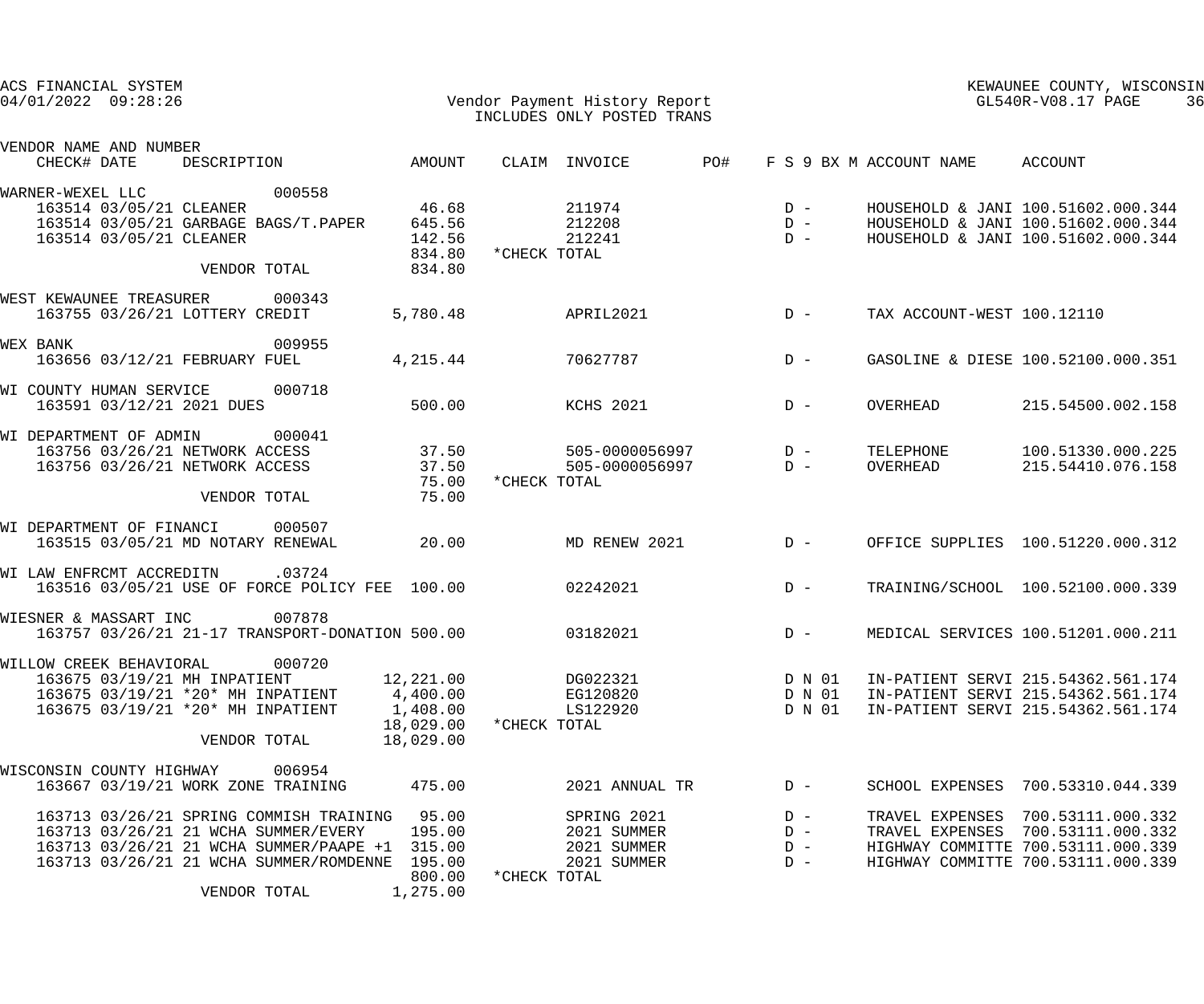ACS FINANCIAL SYSTEM
04/01/2022 09:28:26

Vendor Payment History Report
INCLUDES ONLY POSTED TRANS

KEWAUNEE COUNTY, WISCONSIN
GL540R-V08.17

| VENDOR NAME AND NUMBER / CHECK# DATE | DESCRIPTION | AMOUNT | CLAIM | INVOICE | PO# | F S 9 BX M | ACCOUNT NAME | ACCOUNT |
|---|---|---|---|---|---|---|---|---|
| WARNER-WEXEL LLC 000558 | | | | | | | | |
| 163514 03/05/21 | CLEANER | 46.68 | | 211974 | | D - | HOUSEHOLD & JANI | 100.51602.000.344 |
| 163514 03/05/21 | GARBAGE BAGS/T.PAPER | 645.56 | | 212208 | | D - | HOUSEHOLD & JANI | 100.51602.000.344 |
| 163514 03/05/21 | CLEANER | 142.56 | | 212241 | | D - | HOUSEHOLD & JANI | 100.51602.000.344 |
| | | 834.80 | *CHECK TOTAL | | | | | |
| | VENDOR TOTAL | 834.80 | | | | | | |
| WEST KEWAUNEE TREASURER 000343 | | | | | | | | |
| 163755 03/26/21 | LOTTERY CREDIT | 5,780.48 | | APRIL2021 | | D - | TAX ACCOUNT-WEST | 100.12110 |
| WEX BANK 009955 | | | | | | | | |
| 163656 03/12/21 | FEBRUARY FUEL | 4,215.44 | | 70627787 | | D - | GASOLINE & DIESE | 100.52100.000.351 |
| WI COUNTY HUMAN SERVICE 000718 | | | | | | | | |
| 163591 03/12/21 | 2021 DUES | 500.00 | | KCHS 2021 | | D - | OVERHEAD | 215.54500.002.158 |
| WI DEPARTMENT OF ADMIN 000041 | | | | | | | | |
| 163756 03/26/21 | NETWORK ACCESS | 37.50 | | 505-0000056997 | | D - | TELEPHONE | 100.51330.000.225 |
| 163756 03/26/21 | NETWORK ACCESS | 37.50 | | 505-0000056997 | | D - | OVERHEAD | 215.54410.076.158 |
| | | 75.00 | *CHECK TOTAL | | | | | |
| | VENDOR TOTAL | 75.00 | | | | | | |
| WI DEPARTMENT OF FINANCI 000507 | | | | | | | | |
| 163515 03/05/21 | MD NOTARY RENEWAL | 20.00 | | MD RENEW 2021 | | D - | OFFICE SUPPLIES | 100.51220.000.312 |
| WI LAW ENFRCMT ACCREDITN .03724 | | | | | | | | |
| 163516 03/05/21 | USE OF FORCE POLICY FEE | 100.00 | | 02242021 | | D - | TRAINING/SCHOOL | 100.52100.000.339 |
| WIESNER & MASSART INC 007878 | | | | | | | | |
| 163757 03/26/21 | 21-17 TRANSPORT-DONATION | 500.00 | | 03182021 | | D - | MEDICAL SERVICES | 100.51201.000.211 |
| WILLOW CREEK BEHAVIORAL 000720 | | | | | | | | |
| 163675 03/19/21 | MH INPATIENT | 12,221.00 | | DG022321 | | D N 01 | IN-PATIENT SERVI | 215.54362.561.174 |
| 163675 03/19/21 | *20* MH INPATIENT | 4,400.00 | | EG120820 | | D N 01 | IN-PATIENT SERVI | 215.54362.561.174 |
| 163675 03/19/21 | *20* MH INPATIENT | 1,408.00 | | LS122920 | | D N 01 | IN-PATIENT SERVI | 215.54362.561.174 |
| | | 18,029.00 | *CHECK TOTAL | | | | | |
| | VENDOR TOTAL | 18,029.00 | | | | | | |
| WISCONSIN COUNTY HIGHWAY 006954 | | | | | | | | |
| 163667 03/19/21 | WORK ZONE TRAINING | 475.00 | | 2021 ANNUAL TR | | D - | SCHOOL EXPENSES | 700.53310.044.339 |
| 163713 03/26/21 | SPRING COMMISH TRAINING | 95.00 | | SPRING 2021 | | D - | TRAVEL EXPENSES | 700.53111.000.332 |
| 163713 03/26/21 | 21 WCHA SUMMER/EVERY | 195.00 | | 2021 SUMMER | | D - | TRAVEL EXPENSES | 700.53111.000.332 |
| 163713 03/26/21 | 21 WCHA SUMMER/PAAPE +1 | 315.00 | | 2021 SUMMER | | D - | HIGHWAY COMMITTE | 700.53111.000.339 |
| 163713 03/26/21 | 21 WCHA SUMMER/ROMDENNE | 195.00 | | 2021 SUMMER | | D - | HIGHWAY COMMITTE | 700.53111.000.339 |
| | | 800.00 | *CHECK TOTAL | | | | | |
| | VENDOR TOTAL | 1,275.00 | | | | | | |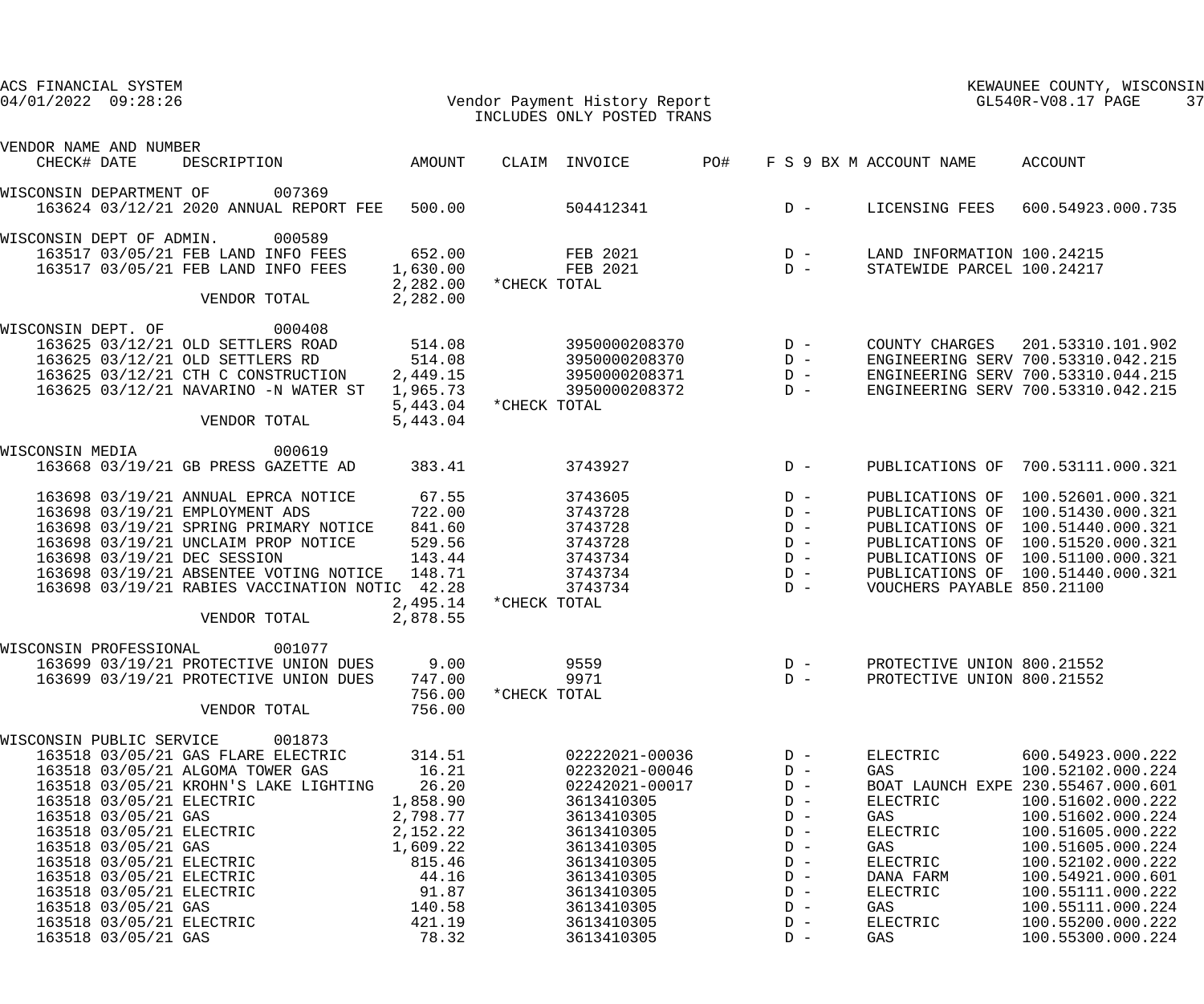ACS FINANCIAL SYSTEM
04/01/2022 09:28:26

## Vendor Payment History Report
INCLUDES ONLY POSTED TRANS

KEWAUNEE COUNTY, WISCONSIN
GL540R-V08.17

| VENDOR NAME AND NUMBER | | | | | | | | | | |
|---|---|---|---|---|---|---|---|---|---|---|
| CHECK# | DATE | DESCRIPTION | AMOUNT | CLAIM | INVOICE | PO# | F S 9 BX M | ACCOUNT NAME | ACCOUNT |
| **WISCONSIN DEPARTMENT OF 007369** | | | | | | | | | |
| 163624 | 03/12/21 | 2020 ANNUAL REPORT FEE | 500.00 | | 504412341 | | D - | LICENSING FEES | 600.54923.000.735 |
| **WISCONSIN DEPT OF ADMIN. 000589** | | | | | | | | | |
| 163517 | 03/05/21 | FEB LAND INFO FEES | 652.00 | | FEB 2021 | | D - | LAND INFORMATION | 100.24215 |
| 163517 | 03/05/21 | FEB LAND INFO FEES | 1,630.00 | | FEB 2021 | | D - | STATEWIDE PARCEL | 100.24217 |
| | | | 2,282.00 | *CHECK TOTAL | | | | | |
| | | VENDOR TOTAL | 2,282.00 | | | | | | |
| **WISCONSIN DEPT. OF 000408** | | | | | | | | | |
| 163625 | 03/12/21 | OLD SETTLERS ROAD | 514.08 | | 3950000208370 | | D - | COUNTY CHARGES | 201.53310.101.902 |
| 163625 | 03/12/21 | OLD SETTLERS RD | 514.08 | | 3950000208370 | | D - | ENGINEERING SERV | 700.53310.042.215 |
| 163625 | 03/12/21 | CTH C CONSTRUCTION | 2,449.15 | | 3950000208371 | | D - | ENGINEERING SERV | 700.53310.044.215 |
| 163625 | 03/12/21 | NAVARINO -N WATER ST | 1,965.73 | | 3950000208372 | | D - | ENGINEERING SERV | 700.53310.042.215 |
| | | | 5,443.04 | *CHECK TOTAL | | | | | |
| | | VENDOR TOTAL | 5,443.04 | | | | | | |
| **WISCONSIN MEDIA 000619** | | | | | | | | | |
| 163668 | 03/19/21 | GB PRESS GAZETTE AD | 383.41 | | 3743927 | | D - | PUBLICATIONS OF | 700.53111.000.321 |
| 163698 | 03/19/21 | ANNUAL EPRCA NOTICE | 67.55 | | 3743605 | | D - | PUBLICATIONS OF | 100.52601.000.321 |
| 163698 | 03/19/21 | EMPLOYMENT ADS | 722.00 | | 3743728 | | D - | PUBLICATIONS OF | 100.51430.000.321 |
| 163698 | 03/19/21 | SPRING PRIMARY NOTICE | 841.60 | | 3743728 | | D - | PUBLICATIONS OF | 100.51440.000.321 |
| 163698 | 03/19/21 | UNCLAIM PROP NOTICE | 529.56 | | 3743728 | | D - | PUBLICATIONS OF | 100.51520.000.321 |
| 163698 | 03/19/21 | DEC SESSION | 143.44 | | 3743734 | | D - | PUBLICATIONS OF | 100.51100.000.321 |
| 163698 | 03/19/21 | ABSENTEE VOTING NOTICE | 148.71 | | 3743734 | | D - | PUBLICATIONS OF | 100.51440.000.321 |
| 163698 | 03/19/21 | RABIES VACCINATION NOTIC | 42.28 | | 3743734 | | D - | VOUCHERS PAYABLE | 850.21100 |
| | | | 2,495.14 | *CHECK TOTAL | | | | | |
| | | VENDOR TOTAL | 2,878.55 | | | | | | |
| **WISCONSIN PROFESSIONAL 001077** | | | | | | | | | |
| 163699 | 03/19/21 | PROTECTIVE UNION DUES | 9.00 | | 9559 | | D - | PROTECTIVE UNION | 800.21552 |
| 163699 | 03/19/21 | PROTECTIVE UNION DUES | 747.00 | | 9971 | | D - | PROTECTIVE UNION | 800.21552 |
| | | | 756.00 | *CHECK TOTAL | | | | | |
| | | VENDOR TOTAL | 756.00 | | | | | | |
| **WISCONSIN PUBLIC SERVICE 001873** | | | | | | | | | |
| 163518 | 03/05/21 | GAS FLARE ELECTRIC | 314.51 | | 02222021-00036 | | D - | ELECTRIC | 600.54923.000.222 |
| 163518 | 03/05/21 | ALGOMA TOWER GAS | 16.21 | | 02232021-00046 | | D - | GAS | 100.52102.000.224 |
| 163518 | 03/05/21 | KROHN'S LAKE LIGHTING | 26.20 | | 02242021-00017 | | D - | BOAT LAUNCH EXPE | 230.55467.000.601 |
| 163518 | 03/05/21 | ELECTRIC | 1,858.90 | | 3613410305 | | D - | ELECTRIC | 100.51602.000.222 |
| 163518 | 03/05/21 | GAS | 2,798.77 | | 3613410305 | | D - | GAS | 100.51602.000.224 |
| 163518 | 03/05/21 | ELECTRIC | 2,152.22 | | 3613410305 | | D - | ELECTRIC | 100.51605.000.222 |
| 163518 | 03/05/21 | GAS | 1,609.22 | | 3613410305 | | D - | GAS | 100.51605.000.224 |
| 163518 | 03/05/21 | ELECTRIC | 815.46 | | 3613410305 | | D - | ELECTRIC | 100.52102.000.222 |
| 163518 | 03/05/21 | ELECTRIC | 44.16 | | 3613410305 | | D - | DANA FARM | 100.54921.000.601 |
| 163518 | 03/05/21 | ELECTRIC | 91.87 | | 3613410305 | | D - | ELECTRIC | 100.55111.000.222 |
| 163518 | 03/05/21 | GAS | 140.58 | | 3613410305 | | D - | GAS | 100.55111.000.224 |
| 163518 | 03/05/21 | ELECTRIC | 421.19 | | 3613410305 | | D - | ELECTRIC | 100.55200.000.222 |
| 163518 | 03/05/21 | GAS | 78.32 | | 3613410305 | | D - | GAS | 100.55300.000.224 |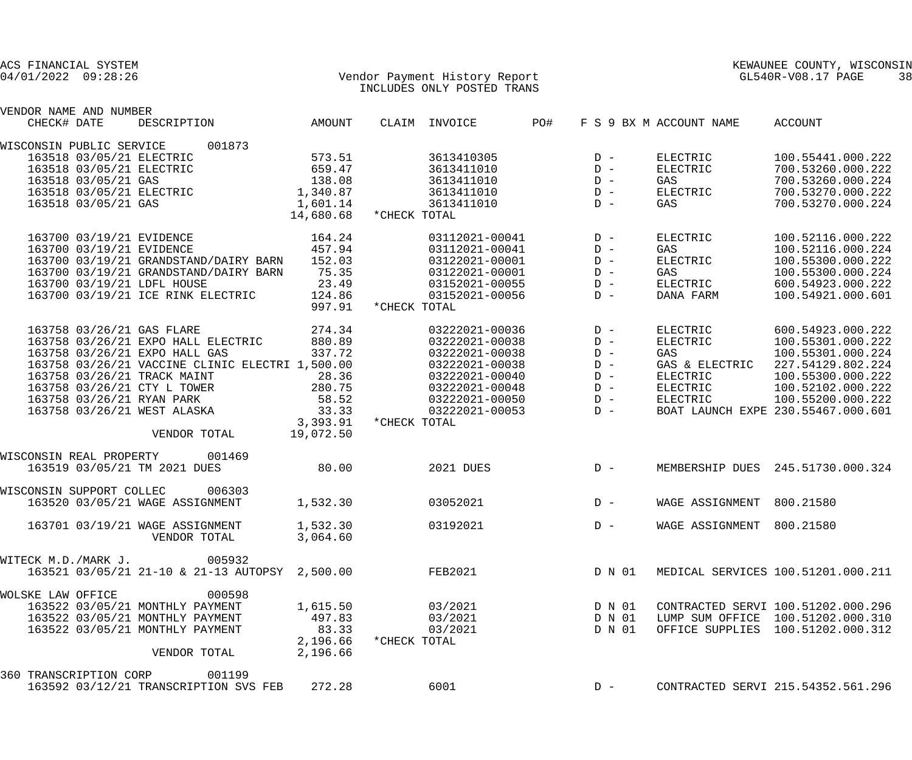ACS FINANCIAL SYSTEM
04/01/2022 09:28:26

Vendor Payment History Report
INCLUDES ONLY POSTED TRANS

KEWAUNEE COUNTY, WISCONSIN
GL540R-V08.17 PAGE 38

| VENDOR NAME AND NUMBER CHECK# | DATE | DESCRIPTION | AMOUNT | CLAIM | INVOICE | PO# | F S 9 BX M | ACCOUNT NAME | ACCOUNT |
|---|---|---|---|---|---|---|---|---|---|
| WISCONSIN PUBLIC SERVICE 001873 | | | | | | | | | |
| 163518 | 03/05/21 | ELECTRIC | 573.51 | | 3613410305 | | D - | ELECTRIC | 100.55441.000.222 |
| 163518 | 03/05/21 | ELECTRIC | 659.47 | | 3613411010 | | D - | ELECTRIC | 700.53260.000.222 |
| 163518 | 03/05/21 | GAS | 138.08 | | 3613411010 | | D - | GAS | 700.53260.000.224 |
| 163518 | 03/05/21 | ELECTRIC | 1,340.87 | | 3613411010 | | D - | ELECTRIC | 700.53270.000.222 |
| 163518 | 03/05/21 | GAS | 1,601.14 | | 3613411010 | | D - | GAS | 700.53270.000.224 |
| | | | 14,680.68 | *CHECK TOTAL | | | | | |
| 163700 | 03/19/21 | EVIDENCE | 164.24 | | 03112021-00041 | | D - | ELECTRIC | 100.52116.000.222 |
| 163700 | 03/19/21 | EVIDENCE | 457.94 | | 03112021-00041 | | D - | GAS | 100.52116.000.224 |
| 163700 | 03/19/21 | GRANDSTAND/DAIRY BARN | 152.03 | | 03122021-00001 | | D - | ELECTRIC | 100.55300.000.222 |
| 163700 | 03/19/21 | GRANDSTAND/DAIRY BARN | 75.35 | | 03122021-00001 | | D - | GAS | 100.55300.000.224 |
| 163700 | 03/19/21 | LDFL HOUSE | 23.49 | | 03152021-00055 | | D - | ELECTRIC | 600.54923.000.222 |
| 163700 | 03/19/21 | ICE RINK ELECTRIC | 124.86 | | 03152021-00056 | | D - | DANA FARM | 100.54921.000.601 |
| | | | 997.91 | *CHECK TOTAL | | | | | |
| 163758 | 03/26/21 | GAS FLARE | 274.34 | | 03222021-00036 | | D - | ELECTRIC | 600.54923.000.222 |
| 163758 | 03/26/21 | EXPO HALL ELECTRIC | 880.89 | | 03222021-00038 | | D - | ELECTRIC | 100.55301.000.222 |
| 163758 | 03/26/21 | EXPO HALL GAS | 337.72 | | 03222021-00038 | | D - | GAS | 100.55301.000.224 |
| 163758 | 03/26/21 | VACCINE CLINIC ELECTRI | 1,500.00 | | 03222021-00038 | | D - | GAS & ELECTRIC | 227.54129.802.224 |
| 163758 | 03/26/21 | TRACK MAINT | 28.36 | | 03222021-00040 | | D - | ELECTRIC | 100.55300.000.222 |
| 163758 | 03/26/21 | CTY L TOWER | 280.75 | | 03222021-00048 | | D - | ELECTRIC | 100.52102.000.222 |
| 163758 | 03/26/21 | RYAN PARK | 58.52 | | 03222021-00050 | | D - | ELECTRIC | 100.55200.000.222 |
| 163758 | 03/26/21 | WEST ALASKA | 33.33 | | 03222021-00053 | | D - | BOAT LAUNCH EXPE | 230.55467.000.601 |
| | | | 3,393.91 | *CHECK TOTAL | | | | | |
| | | VENDOR TOTAL | 19,072.50 | | | | | | |
| WISCONSIN REAL PROPERTY 001469 | | | | | | | | | |
| 163519 | 03/05/21 | TM 2021 DUES | 80.00 | | 2021 DUES | | D - | MEMBERSHIP DUES | 245.51730.000.324 |
| WISCONSIN SUPPORT COLLEC 006303 | | | | | | | | | |
| 163520 | 03/05/21 | WAGE ASSIGNMENT | 1,532.30 | | 03052021 | | D - | WAGE ASSIGNMENT | 800.21580 |
| 163701 | 03/19/21 | WAGE ASSIGNMENT | 1,532.30 | | 03192021 | | D - | WAGE ASSIGNMENT | 800.21580 |
| | | VENDOR TOTAL | 3,064.60 | | | | | | |
| WITECK M.D./MARK J. 005932 | | | | | | | | | |
| 163521 | 03/05/21 | 21-10 & 21-13 AUTOPSY | 2,500.00 | | FEB2021 | | D N 01 | MEDICAL SERVICES | 100.51201.000.211 |
| WOLSKE LAW OFFICE 000598 | | | | | | | | | |
| 163522 | 03/05/21 | MONTHLY PAYMENT | 1,615.50 | | 03/2021 | | D N 01 | CONTRACTED SERVI | 100.51202.000.296 |
| 163522 | 03/05/21 | MONTHLY PAYMENT | 497.83 | | 03/2021 | | D N 01 | LUMP SUM OFFICE | 100.51202.000.310 |
| 163522 | 03/05/21 | MONTHLY PAYMENT | 83.33 | | 03/2021 | | D N 01 | OFFICE SUPPLIES | 100.51202.000.312 |
| | | | 2,196.66 | *CHECK TOTAL | | | | | |
| | | VENDOR TOTAL | 2,196.66 | | | | | | |
| 360 TRANSCRIPTION CORP 001199 | | | | | | | | | |
| 163592 | 03/12/21 | TRANSCRIPTION SVS FEB | 272.28 | | 6001 | | D - | CONTRACTED SERVI | 215.54352.561.296 |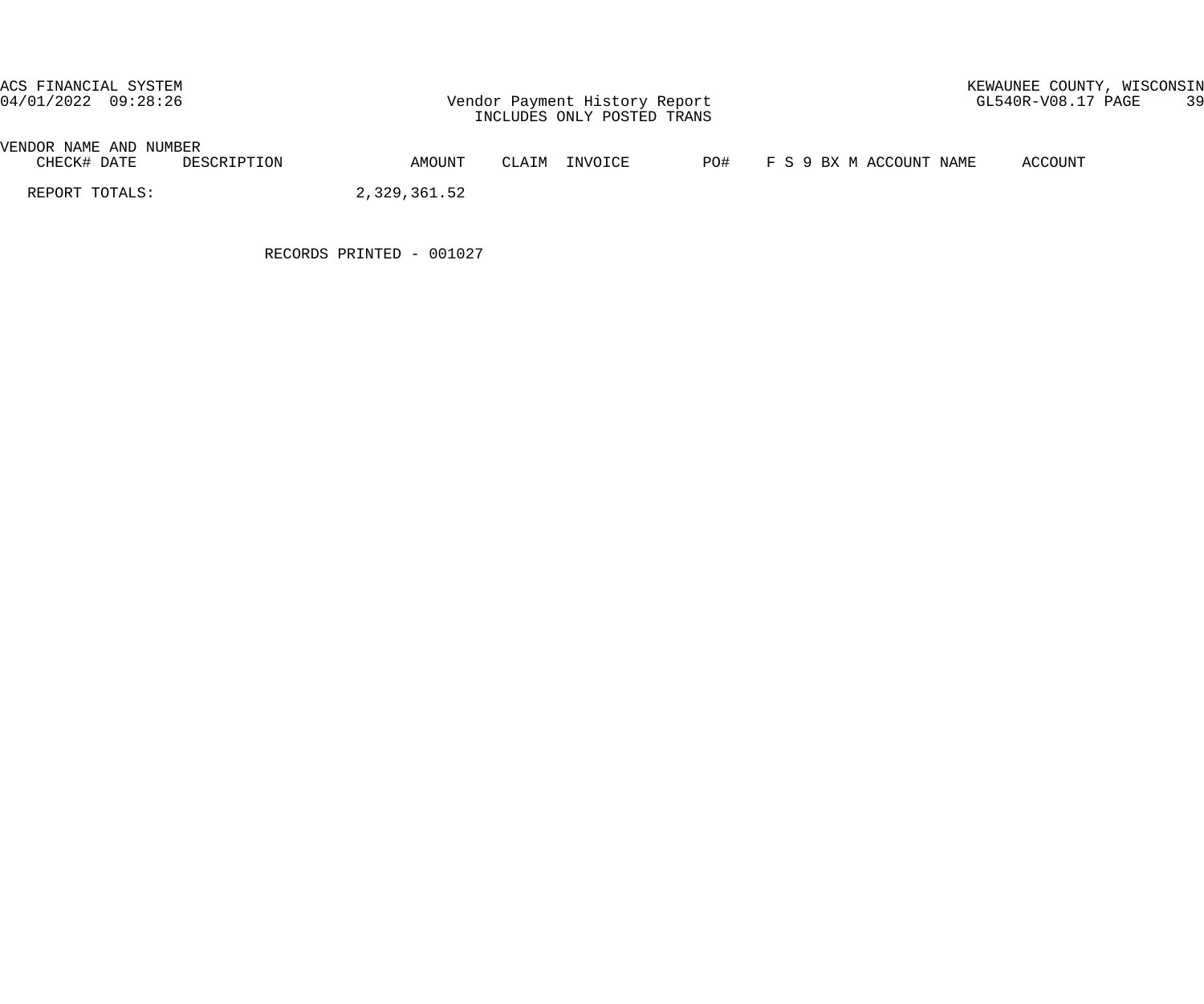| VENDOR NAME AND NUMBER | | | | | | | | |
|---|---|---|---|---|---|---|---|---|
| CHECK# DATE | DESCRIPTION | AMOUNT | CLAIM | INVOICE | PO# | F S 9 BX M | ACCOUNT NAME | ACCOUNT |
| REPORT TOTALS: | | 2,329,361.52 | | | | | | |

RECORDS PRINTED - 001027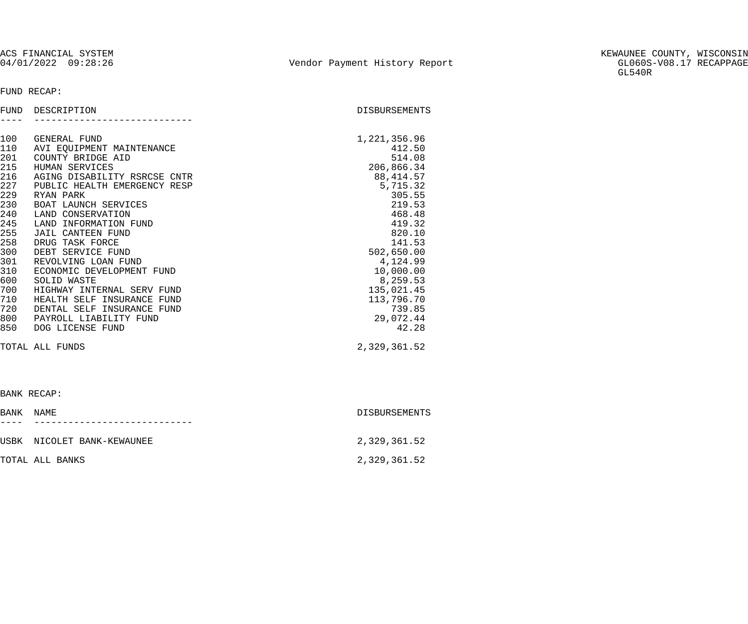ACS FINANCIAL SYSTEM
04/01/2022 09:28:26

Vendor Payment History Report

KEWAUNEE COUNTY, WISCONSIN
GL060S-V08.17 RECAPPAGE
GL540R

FUND RECAP:

| FUND | DESCRIPTION | DISBURSEMENTS |
|---|---|---|
| 100 | GENERAL FUND | 1,221,356.96 |
| 110 | AVI EQUIPMENT MAINTENANCE | 412.50 |
| 201 | COUNTY BRIDGE AID | 514.08 |
| 215 | HUMAN SERVICES | 206,866.34 |
| 216 | AGING DISABILITY RSRCSE CNTR | 88,414.57 |
| 227 | PUBLIC HEALTH EMERGENCY RESP | 5,715.32 |
| 229 | RYAN PARK | 305.55 |
| 230 | BOAT LAUNCH SERVICES | 219.53 |
| 240 | LAND CONSERVATION | 468.48 |
| 245 | LAND INFORMATION FUND | 419.32 |
| 255 | JAIL CANTEEN FUND | 820.10 |
| 258 | DRUG TASK FORCE | 141.53 |
| 300 | DEBT SERVICE FUND | 502,650.00 |
| 301 | REVOLVING LOAN FUND | 4,124.99 |
| 310 | ECONOMIC DEVELOPMENT FUND | 10,000.00 |
| 600 | SOLID WASTE | 8,259.53 |
| 700 | HIGHWAY INTERNAL SERV FUND | 135,021.45 |
| 710 | HEALTH SELF INSURANCE FUND | 113,796.70 |
| 720 | DENTAL SELF INSURANCE FUND | 739.85 |
| 800 | PAYROLL LIABILITY FUND | 29,072.44 |
| 850 | DOG LICENSE FUND | 42.28 |
| TOTAL ALL FUNDS | | 2,329,361.52 |

BANK RECAP:

| BANK | NAME | DISBURSEMENTS |
|---|---|---|
| USBK | NICOLET BANK-KEWAUNEE | 2,329,361.52 |
| TOTAL ALL BANKS | | 2,329,361.52 |